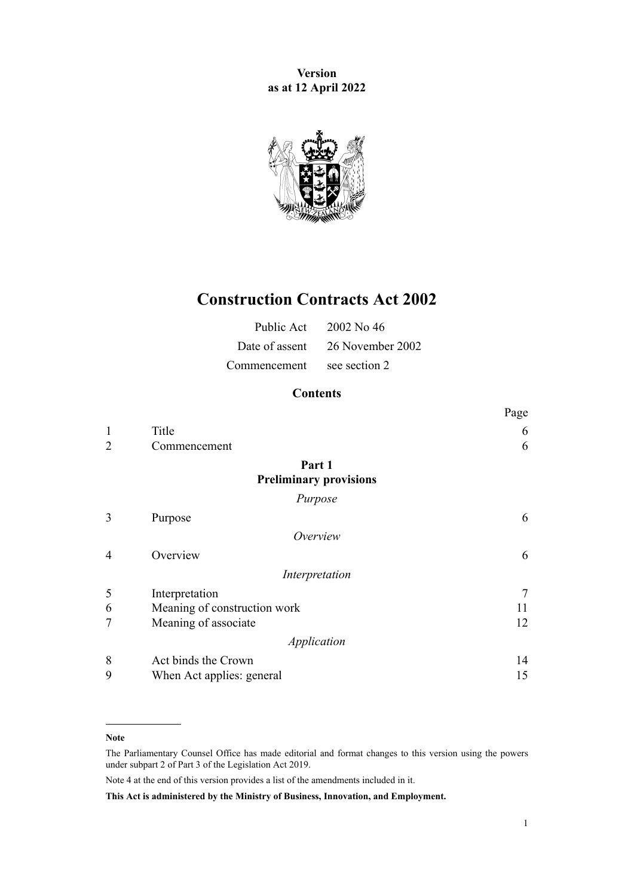**Version**
**as at 12 April 2022**

# Construction Contracts Act 2002

| | |
|---|---|
| Public Act | 2002 No 46 |
| Date of assent | 26 November 2002 |
| Commencement | see section 2 |

## Contents

| | | Page |
|---|---|---|
| 1 | Title | 6 |
| 2 | Commencement | 6 |
| | **Part 1** **Preliminary provisions** | |
| | *Purpose* | |
| 3 | Purpose | 6 |
| | *Overview* | |
| 4 | Overview | 6 |
| | *Interpretation* | |
| 5 | Interpretation | 7 |
| 6 | Meaning of construction work | 11 |
| 7 | Meaning of associate | 12 |
| | *Application* | |
| 8 | Act binds the Crown | 14 |
| 9 | When Act applies: general | 15 |

**Note**

The Parliamentary Counsel Office has made editorial and format changes to this version using the powers under subpart 2 of Part 3 of the Legislation Act 2019.

Note 4 at the end of this version provides a list of the amendments included in it.

**This Act is administered by the Ministry of Business, Innovation, and Employment.**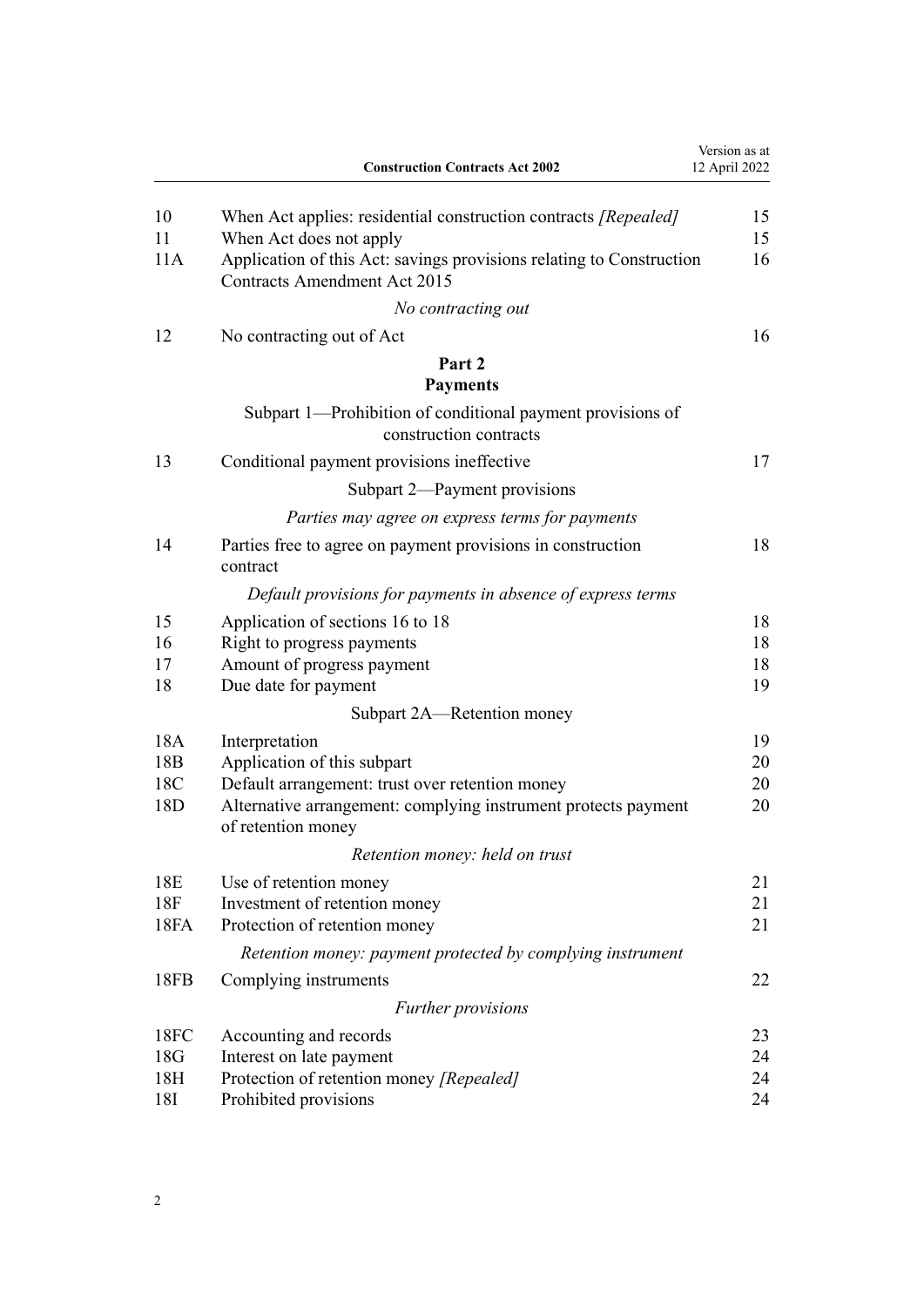| | | |
|---|---|---|
| 10 | When Act applies: residential construction contracts *[Repealed]* | 15 |
| 11 | When Act does not apply | 15 |
| 11A | Application of this Act: savings provisions relating to Construction Contracts Amendment Act 2015 | 16 |
| | *No contracting out* | |
| 12 | No contracting out of Act | 16 |
| | **Part 2** **Payments** | |
| | Subpart 1—Prohibition of conditional payment provisions of construction contracts | |
| 13 | Conditional payment provisions ineffective | 17 |
| | Subpart 2—Payment provisions | |
| | *Parties may agree on express terms for payments* | |
| 14 | Parties free to agree on payment provisions in construction contract | 18 |
| | *Default provisions for payments in absence of express terms* | |
| 15 | Application of sections 16 to 18 | 18 |
| 16 | Right to progress payments | 18 |
| 17 | Amount of progress payment | 18 |
| 18 | Due date for payment | 19 |
| | Subpart 2A—Retention money | |
| 18A | Interpretation | 19 |
| 18B | Application of this subpart | 20 |
| 18C | Default arrangement: trust over retention money | 20 |
| 18D | Alternative arrangement: complying instrument protects payment of retention money | 20 |
| | *Retention money: held on trust* | |
| 18E | Use of retention money | 21 |
| 18F | Investment of retention money | 21 |
| 18FA | Protection of retention money | 21 |
| | *Retention money: payment protected by complying instrument* | |
| 18FB | Complying instruments | 22 |
| | *Further provisions* | |
| 18FC | Accounting and records | 23 |
| 18G | Interest on late payment | 24 |
| 18H | Protection of retention money *[Repealed]* | 24 |
| 18I | Prohibited provisions | 24 |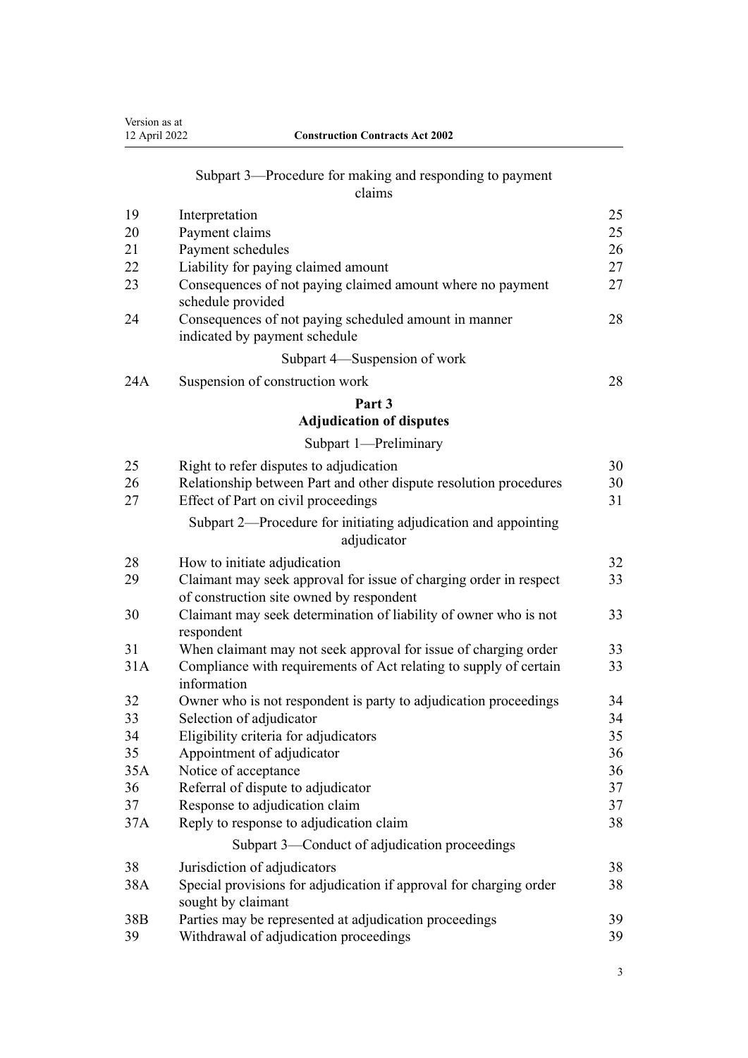Subpart 3—Procedure for making and responding to payment claims

| | | |
|---|---|---|
| 19 | Interpretation | 25 |
| 20 | Payment claims | 25 |
| 21 | Payment schedules | 26 |
| 22 | Liability for paying claimed amount | 27 |
| 23 | Consequences of not paying claimed amount where no payment schedule provided | 27 |
| 24 | Consequences of not paying scheduled amount in manner indicated by payment schedule | 28 |

Subpart 4—Suspension of work

| | | |
|---|---|---|
| 24A | Suspension of construction work | 28 |

**Part 3**
**Adjudication of disputes**

Subpart 1—Preliminary

| | | |
|---|---|---|
| 25 | Right to refer disputes to adjudication | 30 |
| 26 | Relationship between Part and other dispute resolution procedures | 30 |
| 27 | Effect of Part on civil proceedings | 31 |

Subpart 2—Procedure for initiating adjudication and appointing adjudicator

| | | |
|---|---|---|
| 28 | How to initiate adjudication | 32 |
| 29 | Claimant may seek approval for issue of charging order in respect of construction site owned by respondent | 33 |
| 30 | Claimant may seek determination of liability of owner who is not respondent | 33 |
| 31 | When claimant may not seek approval for issue of charging order | 33 |
| 31A | Compliance with requirements of Act relating to supply of certain information | 33 |
| 32 | Owner who is not respondent is party to adjudication proceedings | 34 |
| 33 | Selection of adjudicator | 34 |
| 34 | Eligibility criteria for adjudicators | 35 |
| 35 | Appointment of adjudicator | 36 |
| 35A | Notice of acceptance | 36 |
| 36 | Referral of dispute to adjudicator | 37 |
| 37 | Response to adjudication claim | 37 |
| 37A | Reply to response to adjudication claim | 38 |

Subpart 3—Conduct of adjudication proceedings

| | | |
|---|---|---|
| 38 | Jurisdiction of adjudicators | 38 |
| 38A | Special provisions for adjudication if approval for charging order sought by claimant | 38 |
| 38B | Parties may be represented at adjudication proceedings | 39 |
| 39 | Withdrawal of adjudication proceedings | 39 |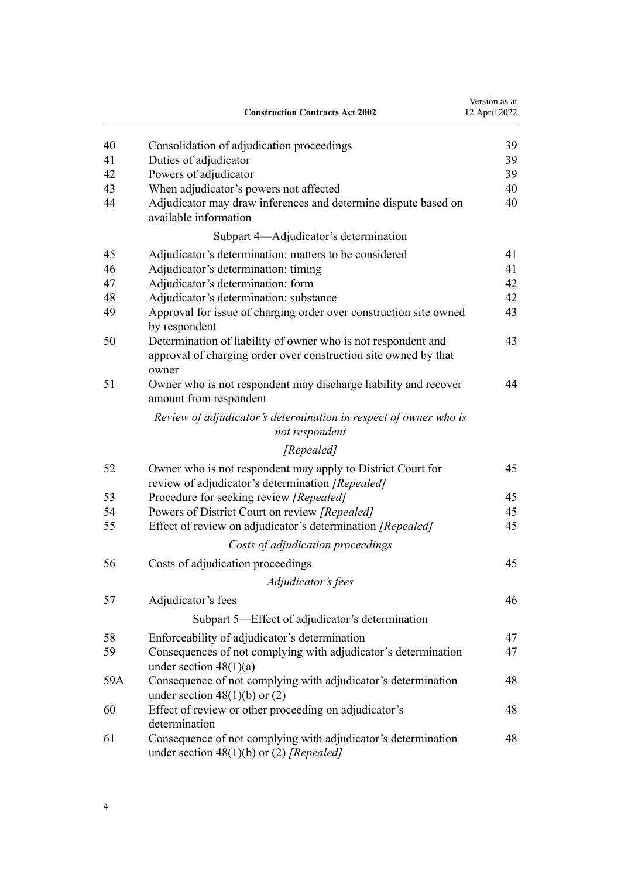| | | |
|---|---|---|
| 40 | Consolidation of adjudication proceedings | 39 |
| 41 | Duties of adjudicator | 39 |
| 42 | Powers of adjudicator | 39 |
| 43 | When adjudicator's powers not affected | 40 |
| 44 | Adjudicator may draw inferences and determine dispute based on available information | 40 |
| | Subpart 4—Adjudicator's determination | |
| 45 | Adjudicator's determination: matters to be considered | 41 |
| 46 | Adjudicator's determination: timing | 41 |
| 47 | Adjudicator's determination: form | 42 |
| 48 | Adjudicator's determination: substance | 42 |
| 49 | Approval for issue of charging order over construction site owned by respondent | 43 |
| 50 | Determination of liability of owner who is not respondent and approval of charging order over construction site owned by that owner | 43 |
| 51 | Owner who is not respondent may discharge liability and recover amount from respondent | 44 |
| | *Review of adjudicator's determination in respect of owner who is not respondent* | |
| | *[Repealed]* | |
| 52 | Owner who is not respondent may apply to District Court for review of adjudicator's determination *[Repealed]* | 45 |
| 53 | Procedure for seeking review *[Repealed]* | 45 |
| 54 | Powers of District Court on review *[Repealed]* | 45 |
| 55 | Effect of review on adjudicator's determination *[Repealed]* | 45 |
| | *Costs of adjudication proceedings* | |
| 56 | Costs of adjudication proceedings | 45 |
| | *Adjudicator's fees* | |
| 57 | Adjudicator's fees | 46 |
| | Subpart 5—Effect of adjudicator's determination | |
| 58 | Enforceability of adjudicator's determination | 47 |
| 59 | Consequences of not complying with adjudicator's determination under section 48(1)(a) | 47 |
| 59A | Consequence of not complying with adjudicator's determination under section 48(1)(b) or (2) | 48 |
| 60 | Effect of review or other proceeding on adjudicator's determination | 48 |
| 61 | Consequence of not complying with adjudicator's determination under section 48(1)(b) or (2) *[Repealed]* | 48 |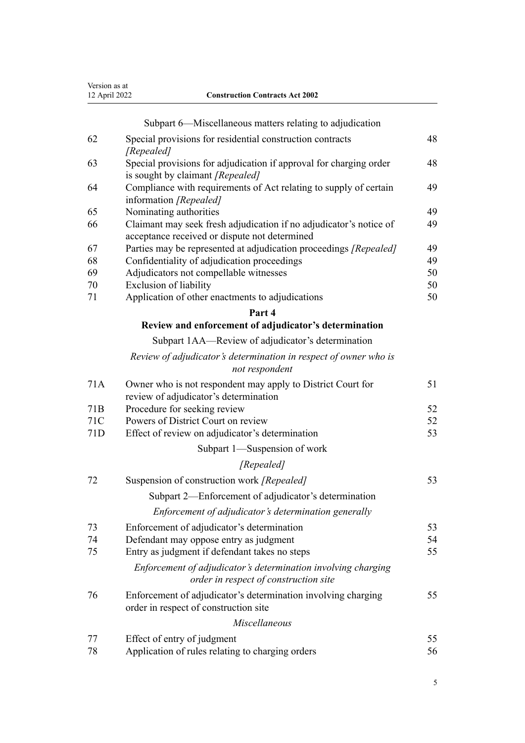Subpart 6—Miscellaneous matters relating to adjudication

| | | |
|---|---|---|
| 62 | Special provisions for residential construction contracts *[Repealed]* | 48 |
| 63 | Special provisions for adjudication if approval for charging order is sought by claimant *[Repealed]* | 48 |
| 64 | Compliance with requirements of Act relating to supply of certain information *[Repealed]* | 49 |
| 65 | Nominating authorities | 49 |
| 66 | Claimant may seek fresh adjudication if no adjudicator's notice of acceptance received or dispute not determined | 49 |
| 67 | Parties may be represented at adjudication proceedings *[Repealed]* | 49 |
| 68 | Confidentiality of adjudication proceedings | 49 |
| 69 | Adjudicators not compellable witnesses | 50 |
| 70 | Exclusion of liability | 50 |
| 71 | Application of other enactments to adjudications | 50 |

**Part 4**

**Review and enforcement of adjudicator's determination**

Subpart 1AA—Review of adjudicator's determination

*Review of adjudicator's determination in respect of owner who is not respondent*

| | | |
|---|---|---|
| 71A | Owner who is not respondent may apply to District Court for review of adjudicator's determination | 51 |
| 71B | Procedure for seeking review | 52 |
| 71C | Powers of District Court on review | 52 |
| 71D | Effect of review on adjudicator's determination | 53 |

Subpart 1—Suspension of work

*[Repealed]*

| | | |
|---|---|---|
| 72 | Suspension of construction work *[Repealed]* | 53 |

Subpart 2—Enforcement of adjudicator's determination

*Enforcement of adjudicator's determination generally*

| | | |
|---|---|---|
| 73 | Enforcement of adjudicator's determination | 53 |
| 74 | Defendant may oppose entry as judgment | 54 |
| 75 | Entry as judgment if defendant takes no steps | 55 |

*Enforcement of adjudicator's determination involving charging order in respect of construction site*

| | | |
|---|---|---|
| 76 | Enforcement of adjudicator's determination involving charging order in respect of construction site | 55 |

*Miscellaneous*

| | | |
|---|---|---|
| 77 | Effect of entry of judgment | 55 |
| 78 | Application of rules relating to charging orders | 56 |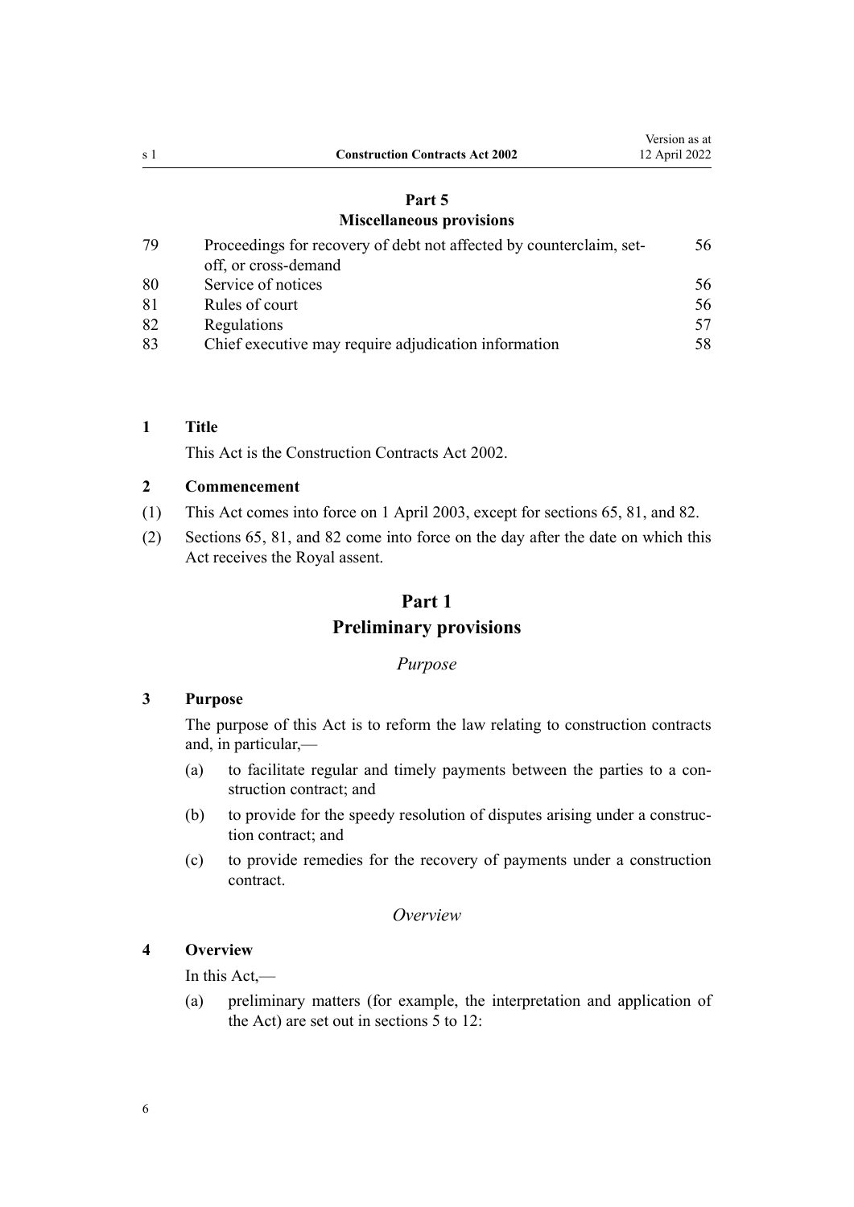### Part 5
### Miscellaneous provisions

| | | |
|---|---|---|
| 79 | Proceedings for recovery of debt not affected by counterclaim, set-off, or cross-demand | 56 |
| 80 | Service of notices | 56 |
| 81 | Rules of court | 56 |
| 82 | Regulations | 57 |
| 83 | Chief executive may require adjudication information | 58 |

**1 Title**

This Act is the Construction Contracts Act 2002.

**2 Commencement**

(1) This Act comes into force on 1 April 2003, except for sections 65, 81, and 82.

(2) Sections 65, 81, and 82 come into force on the day after the date on which this Act receives the Royal assent.

## Part 1
## Preliminary provisions

*Purpose*

**3 Purpose**

The purpose of this Act is to reform the law relating to construction contracts and, in particular,—

(a) to facilitate regular and timely payments between the parties to a construction contract; and

(b) to provide for the speedy resolution of disputes arising under a construction contract; and

(c) to provide remedies for the recovery of payments under a construction contract.

*Overview*

**4 Overview**

In this Act,—

(a) preliminary matters (for example, the interpretation and application of the Act) are set out in sections 5 to 12: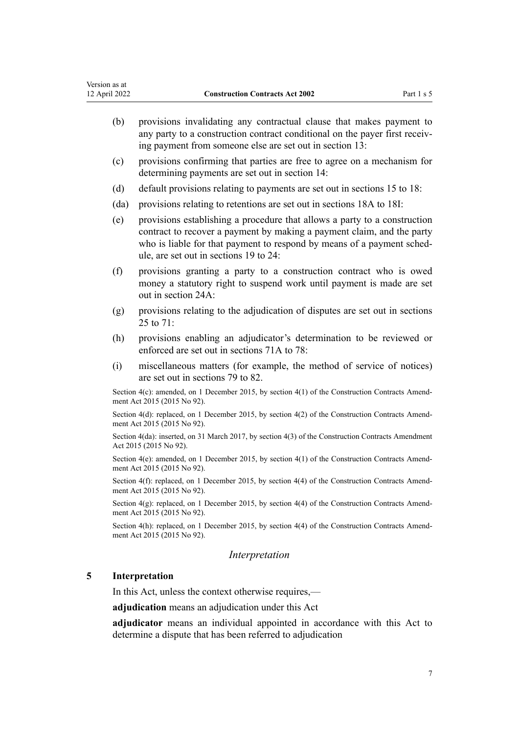(b) provisions invalidating any contractual clause that makes payment to any party to a construction contract conditional on the payer first receiving payment from someone else are set out in section 13:

(c) provisions confirming that parties are free to agree on a mechanism for determining payments are set out in section 14:

(d) default provisions relating to payments are set out in sections 15 to 18:

(da) provisions relating to retentions are set out in sections 18A to 18I:

(e) provisions establishing a procedure that allows a party to a construction contract to recover a payment by making a payment claim, and the party who is liable for that payment to respond by means of a payment schedule, are set out in sections 19 to 24:

(f) provisions granting a party to a construction contract who is owed money a statutory right to suspend work until payment is made are set out in section 24A:

(g) provisions relating to the adjudication of disputes are set out in sections 25 to 71:

(h) provisions enabling an adjudicator's determination to be reviewed or enforced are set out in sections 71A to 78:

(i) miscellaneous matters (for example, the method of service of notices) are set out in sections 79 to 82.

Section 4(c): amended, on 1 December 2015, by section 4(1) of the Construction Contracts Amendment Act 2015 (2015 No 92).

Section 4(d): replaced, on 1 December 2015, by section 4(2) of the Construction Contracts Amendment Act 2015 (2015 No 92).

Section 4(da): inserted, on 31 March 2017, by section 4(3) of the Construction Contracts Amendment Act 2015 (2015 No 92).

Section 4(e): amended, on 1 December 2015, by section 4(1) of the Construction Contracts Amendment Act 2015 (2015 No 92).

Section 4(f): replaced, on 1 December 2015, by section 4(4) of the Construction Contracts Amendment Act 2015 (2015 No 92).

Section 4(g): replaced, on 1 December 2015, by section 4(4) of the Construction Contracts Amendment Act 2015 (2015 No 92).

Section 4(h): replaced, on 1 December 2015, by section 4(4) of the Construction Contracts Amendment Act 2015 (2015 No 92).

### *Interpretation*

### 5 Interpretation

In this Act, unless the context otherwise requires,—

**adjudication** means an adjudication under this Act

**adjudicator** means an individual appointed in accordance with this Act to determine a dispute that has been referred to adjudication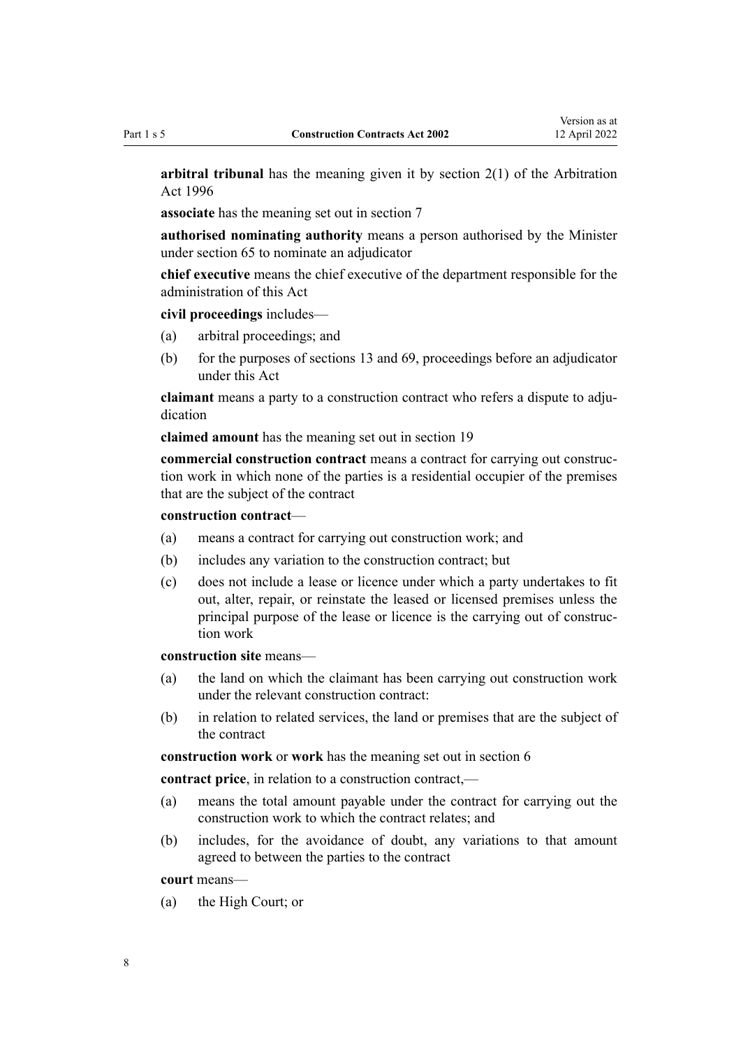**arbitral tribunal** has the meaning given it by section 2(1) of the Arbitration Act 1996

**associate** has the meaning set out in section 7

**authorised nominating authority** means a person authorised by the Minister under section 65 to nominate an adjudicator

**chief executive** means the chief executive of the department responsible for the administration of this Act

**civil proceedings** includes—

(a) arbitral proceedings; and

(b) for the purposes of sections 13 and 69, proceedings before an adjudicator under this Act

**claimant** means a party to a construction contract who refers a dispute to adjudication

**claimed amount** has the meaning set out in section 19

**commercial construction contract** means a contract for carrying out construction work in which none of the parties is a residential occupier of the premises that are the subject of the contract

**construction contract**—

(a) means a contract for carrying out construction work; and

(b) includes any variation to the construction contract; but

(c) does not include a lease or licence under which a party undertakes to fit out, alter, repair, or reinstate the leased or licensed premises unless the principal purpose of the lease or licence is the carrying out of construction work

**construction site** means—

(a) the land on which the claimant has been carrying out construction work under the relevant construction contract:

(b) in relation to related services, the land or premises that are the subject of the contract

**construction work** or **work** has the meaning set out in section 6

**contract price**, in relation to a construction contract,—

(a) means the total amount payable under the contract for carrying out the construction work to which the contract relates; and

(b) includes, for the avoidance of doubt, any variations to that amount agreed to between the parties to the contract

**court** means—

(a) the High Court; or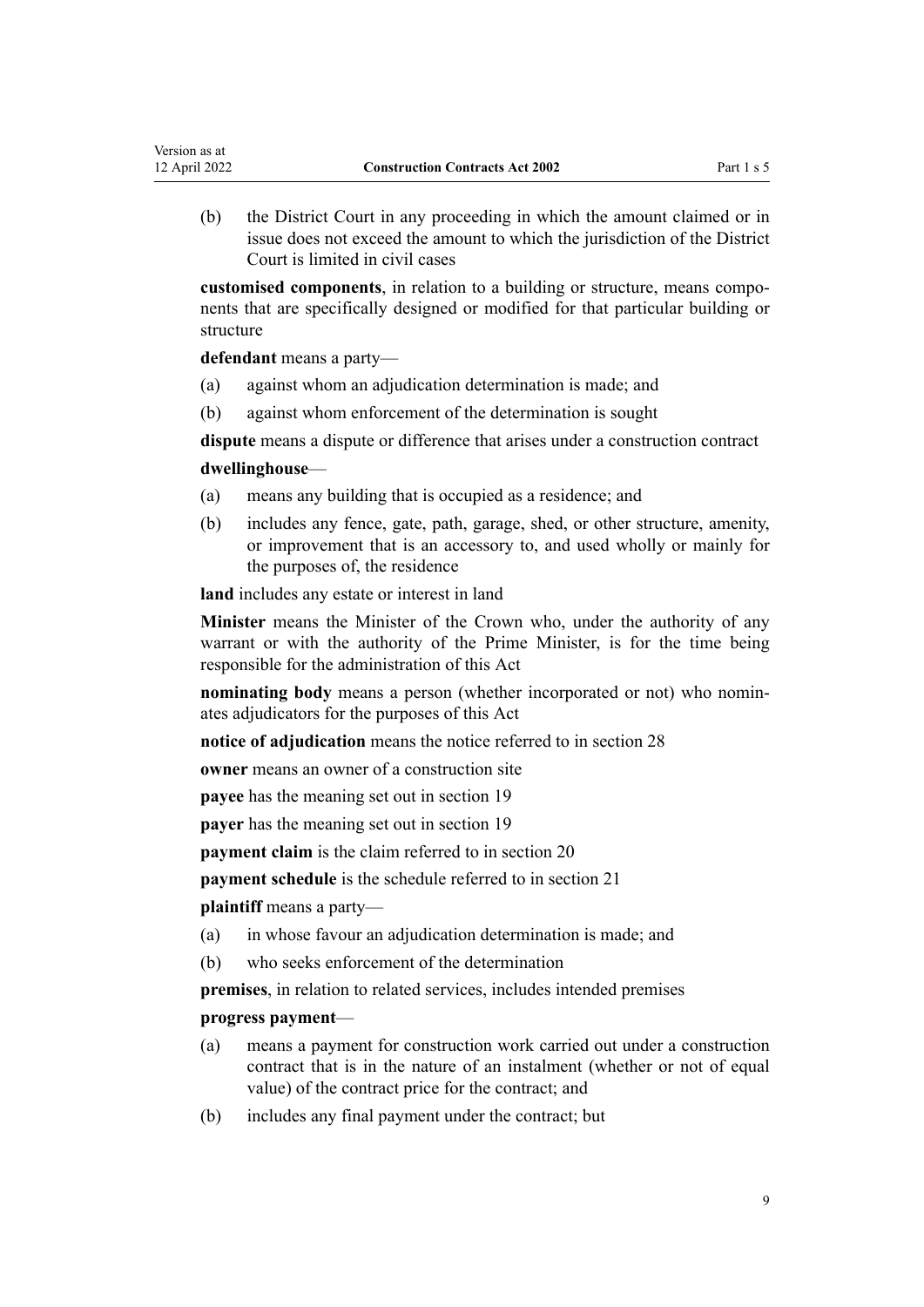(b) the District Court in any proceeding in which the amount claimed or in issue does not exceed the amount to which the jurisdiction of the District Court is limited in civil cases

**customised components**, in relation to a building or structure, means components that are specifically designed or modified for that particular building or structure

**defendant** means a party—

(a) against whom an adjudication determination is made; and

(b) against whom enforcement of the determination is sought

**dispute** means a dispute or difference that arises under a construction contract

**dwellinghouse**—

(a) means any building that is occupied as a residence; and

(b) includes any fence, gate, path, garage, shed, or other structure, amenity, or improvement that is an accessory to, and used wholly or mainly for the purposes of, the residence

**land** includes any estate or interest in land

**Minister** means the Minister of the Crown who, under the authority of any warrant or with the authority of the Prime Minister, is for the time being responsible for the administration of this Act

**nominating body** means a person (whether incorporated or not) who nominates adjudicators for the purposes of this Act

**notice of adjudication** means the notice referred to in section 28

**owner** means an owner of a construction site

**payee** has the meaning set out in section 19

**payer** has the meaning set out in section 19

**payment claim** is the claim referred to in section 20

**payment schedule** is the schedule referred to in section 21

**plaintiff** means a party—

(a) in whose favour an adjudication determination is made; and

(b) who seeks enforcement of the determination

**premises**, in relation to related services, includes intended premises

**progress payment**—

(a) means a payment for construction work carried out under a construction contract that is in the nature of an instalment (whether or not of equal value) of the contract price for the contract; and

(b) includes any final payment under the contract; but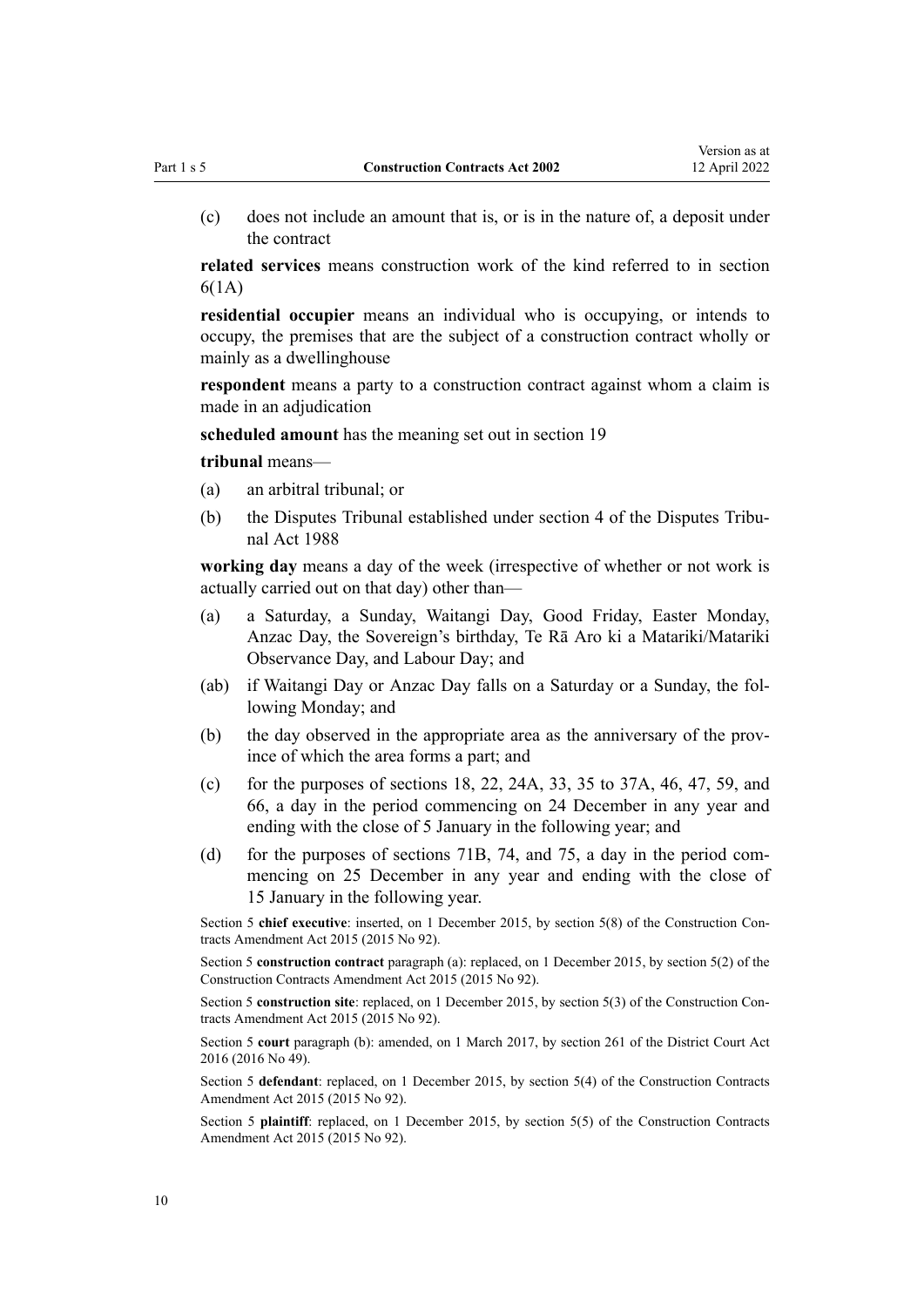(c) does not include an amount that is, or is in the nature of, a deposit under the contract

**related services** means construction work of the kind referred to in section 6(1A)

**residential occupier** means an individual who is occupying, or intends to occupy, the premises that are the subject of a construction contract wholly or mainly as a dwellinghouse

**respondent** means a party to a construction contract against whom a claim is made in an adjudication

**scheduled amount** has the meaning set out in section 19

**tribunal** means—

(a) an arbitral tribunal; or

(b) the Disputes Tribunal established under section 4 of the Disputes Tribunal Act 1988

**working day** means a day of the week (irrespective of whether or not work is actually carried out on that day) other than—

(a) a Saturday, a Sunday, Waitangi Day, Good Friday, Easter Monday, Anzac Day, the Sovereign's birthday, Te Rā Aro ki a Matariki/Matariki Observance Day, and Labour Day; and

(ab) if Waitangi Day or Anzac Day falls on a Saturday or a Sunday, the following Monday; and

(b) the day observed in the appropriate area as the anniversary of the province of which the area forms a part; and

(c) for the purposes of sections 18, 22, 24A, 33, 35 to 37A, 46, 47, 59, and 66, a day in the period commencing on 24 December in any year and ending with the close of 5 January in the following year; and

(d) for the purposes of sections 71B, 74, and 75, a day in the period commencing on 25 December in any year and ending with the close of 15 January in the following year.

Section 5 **chief executive**: inserted, on 1 December 2015, by section 5(8) of the Construction Contracts Amendment Act 2015 (2015 No 92).

Section 5 **construction contract** paragraph (a): replaced, on 1 December 2015, by section 5(2) of the Construction Contracts Amendment Act 2015 (2015 No 92).

Section 5 **construction site**: replaced, on 1 December 2015, by section 5(3) of the Construction Contracts Amendment Act 2015 (2015 No 92).

Section 5 **court** paragraph (b): amended, on 1 March 2017, by section 261 of the District Court Act 2016 (2016 No 49).

Section 5 **defendant**: replaced, on 1 December 2015, by section 5(4) of the Construction Contracts Amendment Act 2015 (2015 No 92).

Section 5 **plaintiff**: replaced, on 1 December 2015, by section 5(5) of the Construction Contracts Amendment Act 2015 (2015 No 92).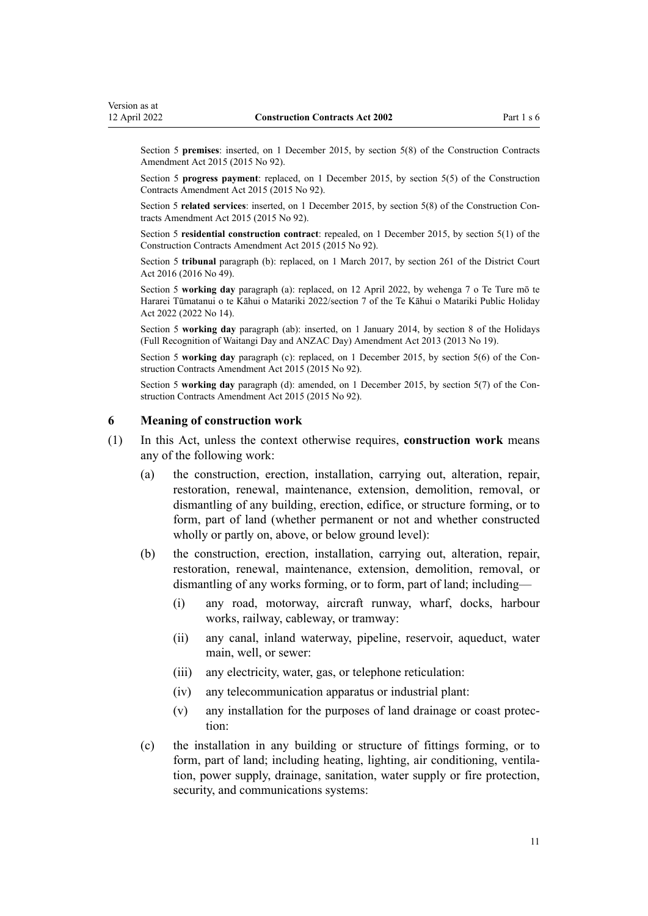Section 5 **premises**: inserted, on 1 December 2015, by section 5(8) of the Construction Contracts Amendment Act 2015 (2015 No 92).

Section 5 **progress payment**: replaced, on 1 December 2015, by section 5(5) of the Construction Contracts Amendment Act 2015 (2015 No 92).

Section 5 **related services**: inserted, on 1 December 2015, by section 5(8) of the Construction Contracts Amendment Act 2015 (2015 No 92).

Section 5 **residential construction contract**: repealed, on 1 December 2015, by section 5(1) of the Construction Contracts Amendment Act 2015 (2015 No 92).

Section 5 **tribunal** paragraph (b): replaced, on 1 March 2017, by section 261 of the District Court Act 2016 (2016 No 49).

Section 5 **working day** paragraph (a): replaced, on 12 April 2022, by wehenga 7 o Te Ture mō te Hararei Tūmatanui o te Kāhui o Matariki 2022/section 7 of the Te Kāhui o Matariki Public Holiday Act 2022 (2022 No 14).

Section 5 **working day** paragraph (ab): inserted, on 1 January 2014, by section 8 of the Holidays (Full Recognition of Waitangi Day and ANZAC Day) Amendment Act 2013 (2013 No 19).

Section 5 **working day** paragraph (c): replaced, on 1 December 2015, by section 5(6) of the Construction Contracts Amendment Act 2015 (2015 No 92).

Section 5 **working day** paragraph (d): amended, on 1 December 2015, by section 5(7) of the Construction Contracts Amendment Act 2015 (2015 No 92).

### 6 Meaning of construction work

(1) In this Act, unless the context otherwise requires, **construction work** means any of the following work:

  (a) the construction, erection, installation, carrying out, alteration, repair, restoration, renewal, maintenance, extension, demolition, removal, or dismantling of any building, erection, edifice, or structure forming, or to form, part of land (whether permanent or not and whether constructed wholly or partly on, above, or below ground level):

  (b) the construction, erection, installation, carrying out, alteration, repair, restoration, renewal, maintenance, extension, demolition, removal, or dismantling of any works forming, or to form, part of land; including—

    (i) any road, motorway, aircraft runway, wharf, docks, harbour works, railway, cableway, or tramway:

    (ii) any canal, inland waterway, pipeline, reservoir, aqueduct, water main, well, or sewer:

    (iii) any electricity, water, gas, or telephone reticulation:

    (iv) any telecommunication apparatus or industrial plant:

    (v) any installation for the purposes of land drainage or coast protection:

  (c) the installation in any building or structure of fittings forming, or to form, part of land; including heating, lighting, air conditioning, ventilation, power supply, drainage, sanitation, water supply or fire protection, security, and communications systems: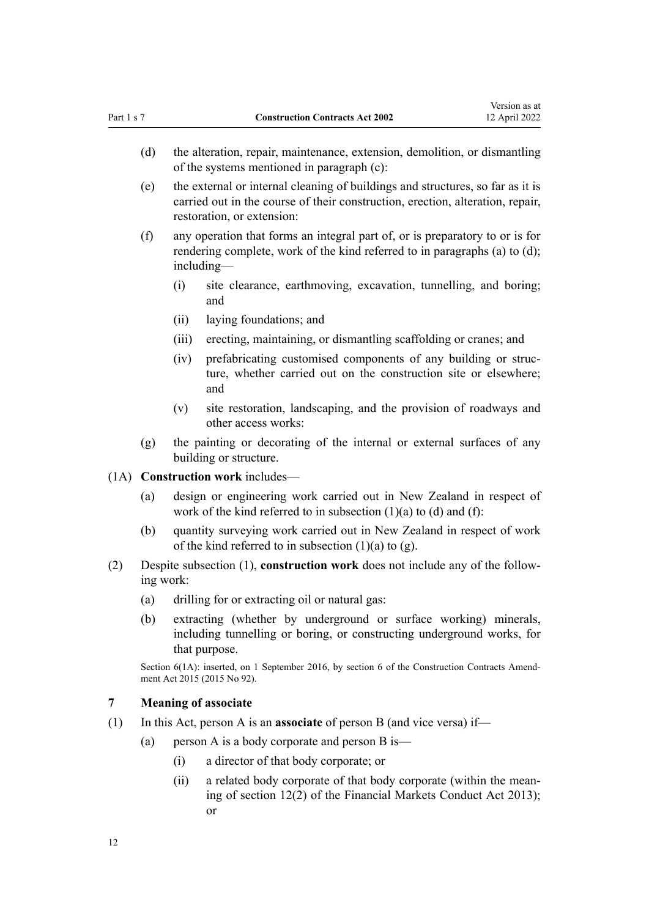(d) the alteration, repair, maintenance, extension, demolition, or dismantling of the systems mentioned in paragraph (c):

(e) the external or internal cleaning of buildings and structures, so far as it is carried out in the course of their construction, erection, alteration, repair, restoration, or extension:

(f) any operation that forms an integral part of, or is preparatory to or is for rendering complete, work of the kind referred to in paragraphs (a) to (d); including—

 (i) site clearance, earthmoving, excavation, tunnelling, and boring; and

 (ii) laying foundations; and

 (iii) erecting, maintaining, or dismantling scaffolding or cranes; and

 (iv) prefabricating customised components of any building or structure, whether carried out on the construction site or elsewhere; and

 (v) site restoration, landscaping, and the provision of roadways and other access works:

(g) the painting or decorating of the internal or external surfaces of any building or structure.

(1A) **Construction work** includes—

(a) design or engineering work carried out in New Zealand in respect of work of the kind referred to in subsection (1)(a) to (d) and (f):

(b) quantity surveying work carried out in New Zealand in respect of work of the kind referred to in subsection (1)(a) to (g).

(2) Despite subsection (1), **construction work** does not include any of the following work:

(a) drilling for or extracting oil or natural gas:

(b) extracting (whether by underground or surface working) minerals, including tunnelling or boring, or constructing underground works, for that purpose.

Section 6(1A): inserted, on 1 September 2016, by section 6 of the Construction Contracts Amendment Act 2015 (2015 No 92).

### 7 Meaning of associate

(1) In this Act, person A is an **associate** of person B (and vice versa) if—

(a) person A is a body corporate and person B is—

 (i) a director of that body corporate; or

 (ii) a related body corporate of that body corporate (within the meaning of section 12(2) of the Financial Markets Conduct Act 2013); or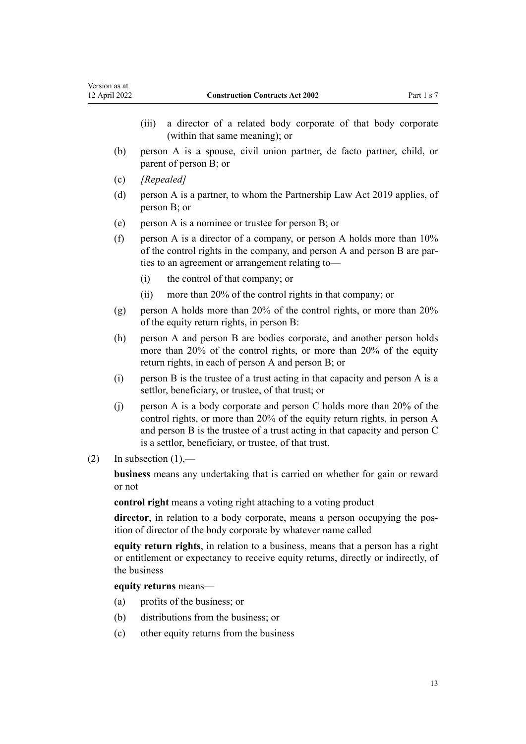(iii) a director of a related body corporate of that body corporate (within that same meaning); or

(b) person A is a spouse, civil union partner, de facto partner, child, or parent of person B; or

(c) *[Repealed]*

(d) person A is a partner, to whom the Partnership Law Act 2019 applies, of person B; or

(e) person A is a nominee or trustee for person B; or

(f) person A is a director of a company, or person A holds more than 10% of the control rights in the company, and person A and person B are parties to an agreement or arrangement relating to—

(i) the control of that company; or

(ii) more than 20% of the control rights in that company; or

(g) person A holds more than 20% of the control rights, or more than 20% of the equity return rights, in person B:

(h) person A and person B are bodies corporate, and another person holds more than 20% of the control rights, or more than 20% of the equity return rights, in each of person A and person B; or

(i) person B is the trustee of a trust acting in that capacity and person A is a settlor, beneficiary, or trustee, of that trust; or

(j) person A is a body corporate and person C holds more than 20% of the control rights, or more than 20% of the equity return rights, in person A and person B is the trustee of a trust acting in that capacity and person C is a settlor, beneficiary, or trustee, of that trust.

(2) In subsection (1),—

**business** means any undertaking that is carried on whether for gain or reward or not

**control right** means a voting right attaching to a voting product

**director**, in relation to a body corporate, means a person occupying the position of director of the body corporate by whatever name called

**equity return rights**, in relation to a business, means that a person has a right or entitlement or expectancy to receive equity returns, directly or indirectly, of the business

**equity returns** means—

(a) profits of the business; or

(b) distributions from the business; or

(c) other equity returns from the business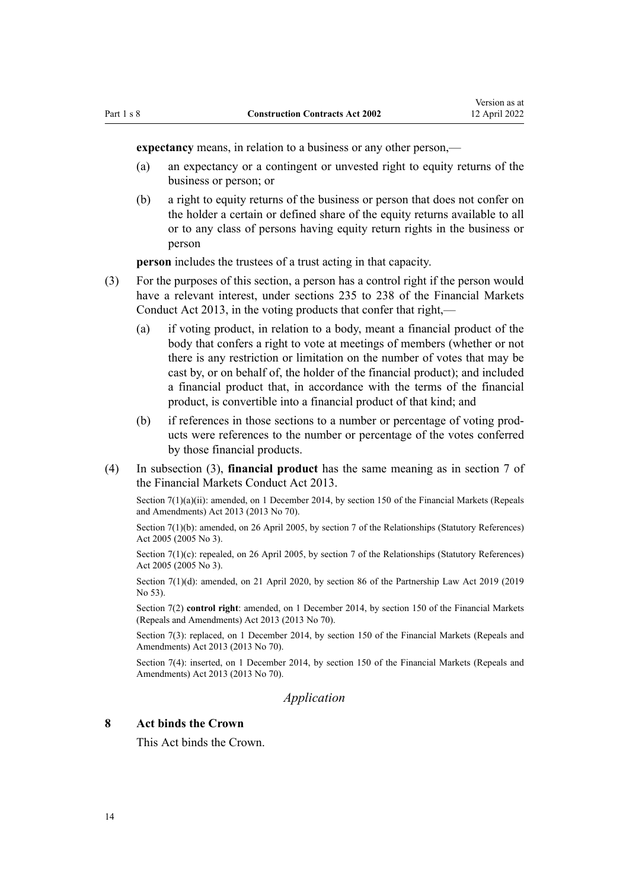**expectancy** means, in relation to a business or any other person,—

(a) an expectancy or a contingent or unvested right to equity returns of the business or person; or

(b) a right to equity returns of the business or person that does not confer on the holder a certain or defined share of the equity returns available to all or to any class of persons having equity return rights in the business or person

**person** includes the trustees of a trust acting in that capacity.

(3) For the purposes of this section, a person has a control right if the person would have a relevant interest, under sections 235 to 238 of the Financial Markets Conduct Act 2013, in the voting products that confer that right,—

(a) if voting product, in relation to a body, meant a financial product of the body that confers a right to vote at meetings of members (whether or not there is any restriction or limitation on the number of votes that may be cast by, or on behalf of, the holder of the financial product); and included a financial product that, in accordance with the terms of the financial product, is convertible into a financial product of that kind; and

(b) if references in those sections to a number or percentage of voting products were references to the number or percentage of the votes conferred by those financial products.

(4) In subsection (3), **financial product** has the same meaning as in section 7 of the Financial Markets Conduct Act 2013.

Section 7(1)(a)(ii): amended, on 1 December 2014, by section 150 of the Financial Markets (Repeals and Amendments) Act 2013 (2013 No 70).

Section 7(1)(b): amended, on 26 April 2005, by section 7 of the Relationships (Statutory References) Act 2005 (2005 No 3).

Section 7(1)(c): repealed, on 26 April 2005, by section 7 of the Relationships (Statutory References) Act 2005 (2005 No 3).

Section 7(1)(d): amended, on 21 April 2020, by section 86 of the Partnership Law Act 2019 (2019 No 53).

Section 7(2) **control right**: amended, on 1 December 2014, by section 150 of the Financial Markets (Repeals and Amendments) Act 2013 (2013 No 70).

Section 7(3): replaced, on 1 December 2014, by section 150 of the Financial Markets (Repeals and Amendments) Act 2013 (2013 No 70).

Section 7(4): inserted, on 1 December 2014, by section 150 of the Financial Markets (Repeals and Amendments) Act 2013 (2013 No 70).

## *Application*

### 8 Act binds the Crown

This Act binds the Crown.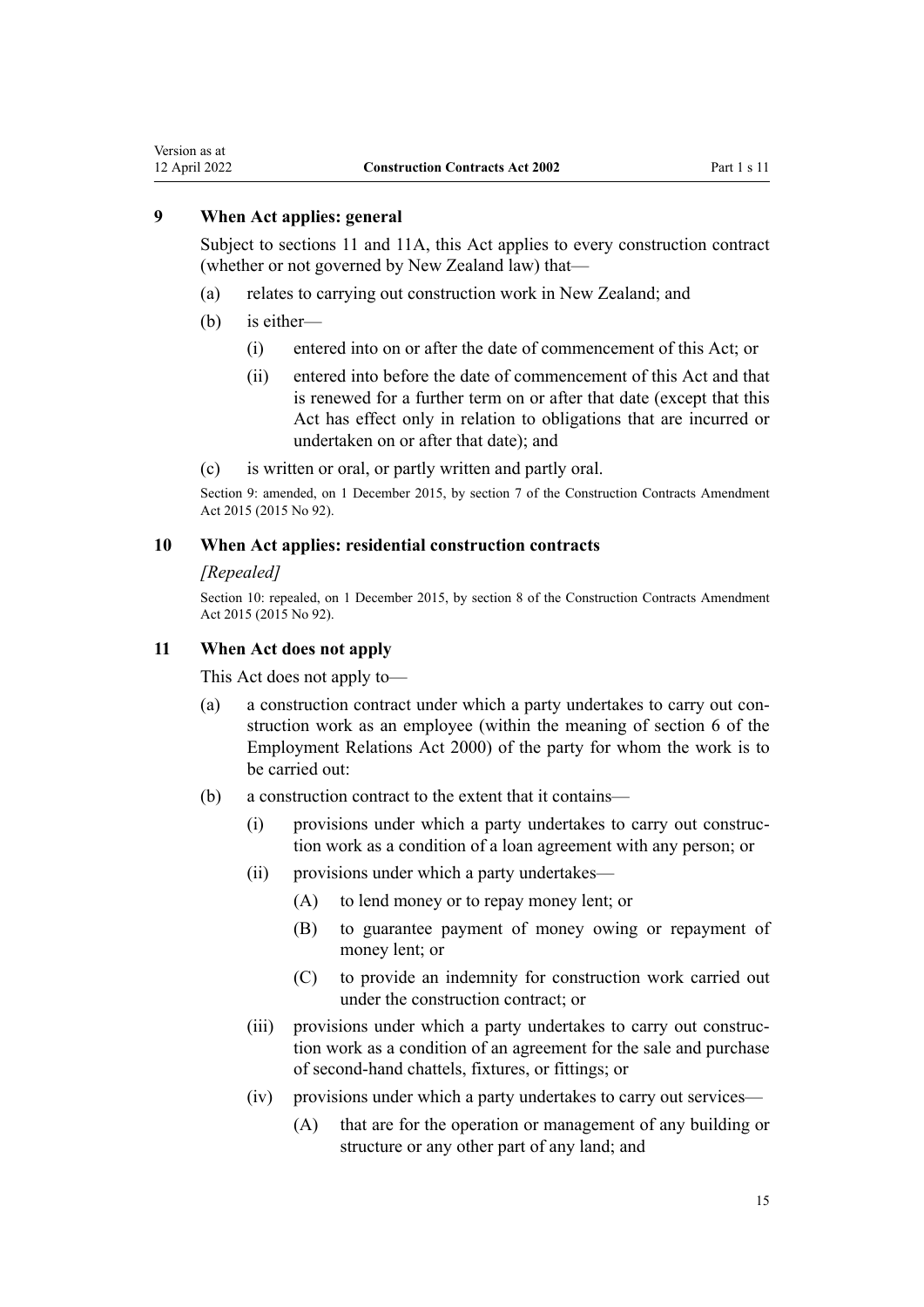## 9 When Act applies: general

Subject to sections 11 and 11A, this Act applies to every construction contract (whether or not governed by New Zealand law) that—

(a) relates to carrying out construction work in New Zealand; and

(b) is either—

(i) entered into on or after the date of commencement of this Act; or

(ii) entered into before the date of commencement of this Act and that is renewed for a further term on or after that date (except that this Act has effect only in relation to obligations that are incurred or undertaken on or after that date); and

(c) is written or oral, or partly written and partly oral.

Section 9: amended, on 1 December 2015, by section 7 of the Construction Contracts Amendment Act 2015 (2015 No 92).

## 10 When Act applies: residential construction contracts

*[Repealed]*

Section 10: repealed, on 1 December 2015, by section 8 of the Construction Contracts Amendment Act 2015 (2015 No 92).

## 11 When Act does not apply

This Act does not apply to—

(a) a construction contract under which a party undertakes to carry out construction work as an employee (within the meaning of section 6 of the Employment Relations Act 2000) of the party for whom the work is to be carried out:

(b) a construction contract to the extent that it contains—

(i) provisions under which a party undertakes to carry out construction work as a condition of a loan agreement with any person; or

(ii) provisions under which a party undertakes—

(A) to lend money or to repay money lent; or

(B) to guarantee payment of money owing or repayment of money lent; or

(C) to provide an indemnity for construction work carried out under the construction contract; or

(iii) provisions under which a party undertakes to carry out construction work as a condition of an agreement for the sale and purchase of second-hand chattels, fixtures, or fittings; or

(iv) provisions under which a party undertakes to carry out services—

(A) that are for the operation or management of any building or structure or any other part of any land; and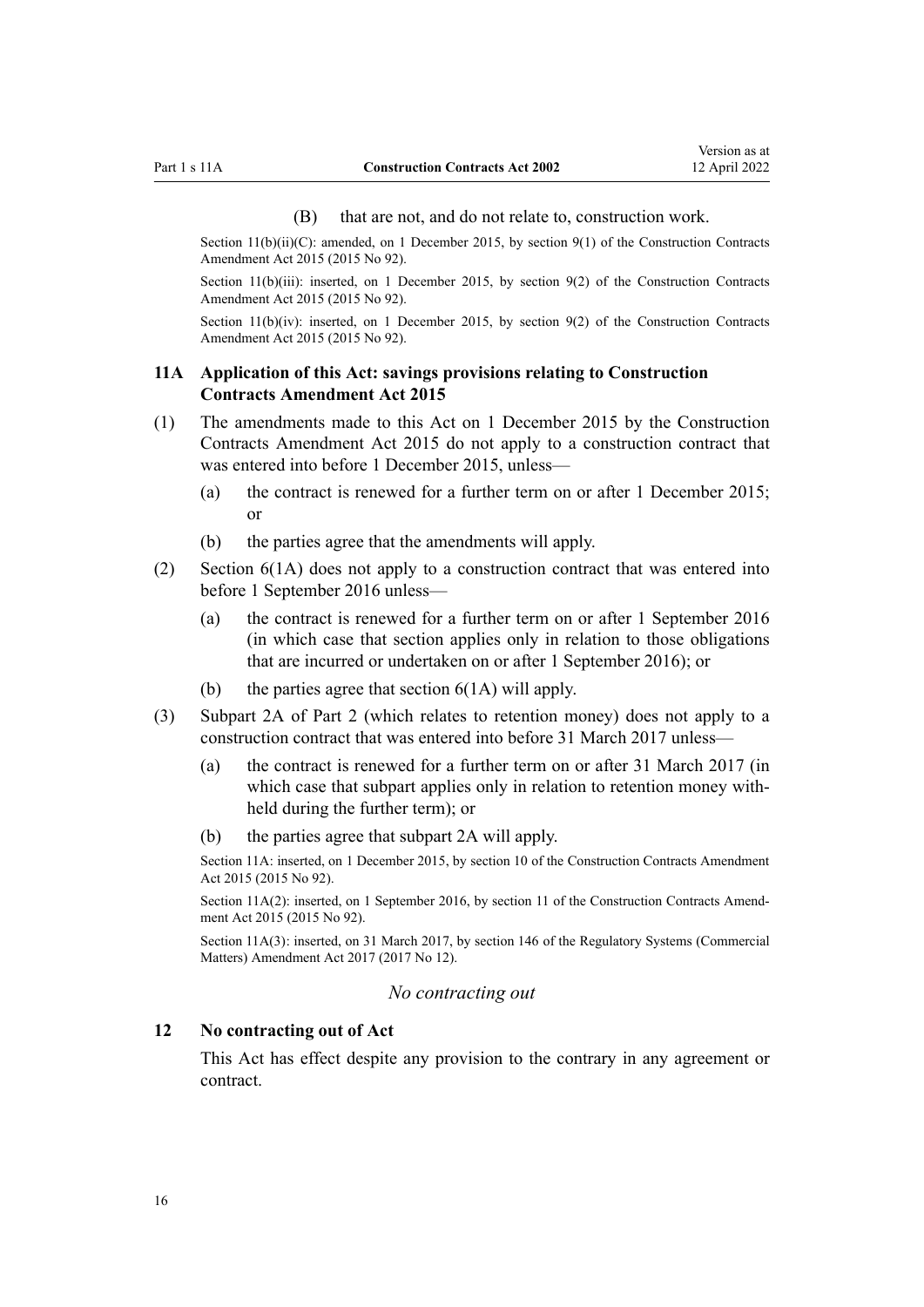(B) that are not, and do not relate to, construction work.

Section 11(b)(ii)(C): amended, on 1 December 2015, by section 9(1) of the Construction Contracts Amendment Act 2015 (2015 No 92).

Section 11(b)(iii): inserted, on 1 December 2015, by section 9(2) of the Construction Contracts Amendment Act 2015 (2015 No 92).

Section 11(b)(iv): inserted, on 1 December 2015, by section 9(2) of the Construction Contracts Amendment Act 2015 (2015 No 92).

### 11A Application of this Act: savings provisions relating to Construction Contracts Amendment Act 2015

(1) The amendments made to this Act on 1 December 2015 by the Construction Contracts Amendment Act 2015 do not apply to a construction contract that was entered into before 1 December 2015, unless—

(a) the contract is renewed for a further term on or after 1 December 2015; or

(b) the parties agree that the amendments will apply.

(2) Section 6(1A) does not apply to a construction contract that was entered into before 1 September 2016 unless—

(a) the contract is renewed for a further term on or after 1 September 2016 (in which case that section applies only in relation to those obligations that are incurred or undertaken on or after 1 September 2016); or

(b) the parties agree that section 6(1A) will apply.

(3) Subpart 2A of Part 2 (which relates to retention money) does not apply to a construction contract that was entered into before 31 March 2017 unless—

(a) the contract is renewed for a further term on or after 31 March 2017 (in which case that subpart applies only in relation to retention money withheld during the further term); or

(b) the parties agree that subpart 2A will apply.

Section 11A: inserted, on 1 December 2015, by section 10 of the Construction Contracts Amendment Act 2015 (2015 No 92).

Section 11A(2): inserted, on 1 September 2016, by section 11 of the Construction Contracts Amendment Act 2015 (2015 No 92).

Section 11A(3): inserted, on 31 March 2017, by section 146 of the Regulatory Systems (Commercial Matters) Amendment Act 2017 (2017 No 12).

*No contracting out*

### 12 No contracting out of Act

This Act has effect despite any provision to the contrary in any agreement or contract.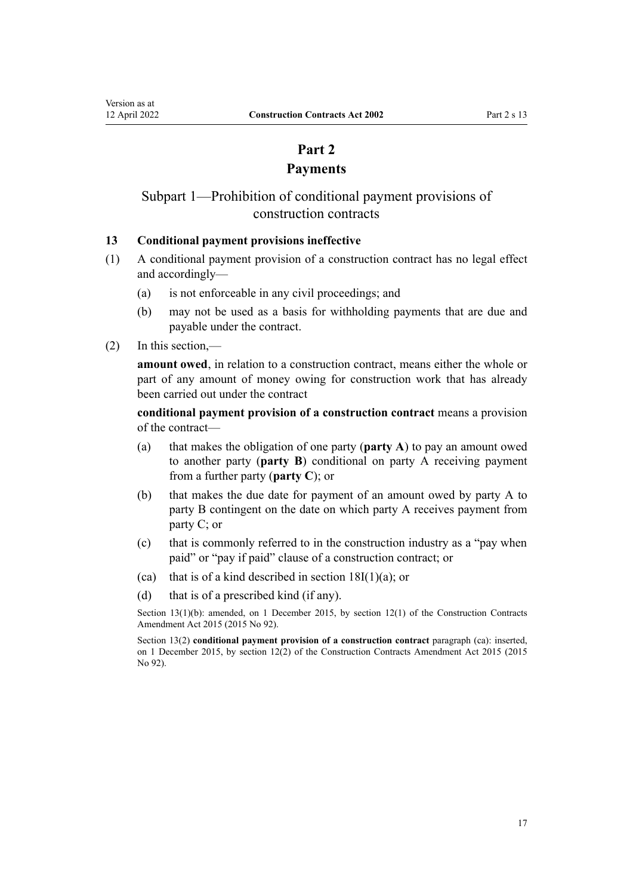# Part 2
# Payments

## Subpart 1—Prohibition of conditional payment provisions of construction contracts

### 13 Conditional payment provisions ineffective

(1) A conditional payment provision of a construction contract has no legal effect and accordingly—

  (a) is not enforceable in any civil proceedings; and

  (b) may not be used as a basis for withholding payments that are due and payable under the contract.

(2) In this section,—

**amount owed**, in relation to a construction contract, means either the whole or part of any amount of money owing for construction work that has already been carried out under the contract

**conditional payment provision of a construction contract** means a provision of the contract—

  (a) that makes the obligation of one party (**party A**) to pay an amount owed to another party (**party B**) conditional on party A receiving payment from a further party (**party C**); or

  (b) that makes the due date for payment of an amount owed by party A to party B contingent on the date on which party A receives payment from party C; or

  (c) that is commonly referred to in the construction industry as a "pay when paid" or "pay if paid" clause of a construction contract; or

  (ca) that is of a kind described in section 18I(1)(a); or

  (d) that is of a prescribed kind (if any).

Section 13(1)(b): amended, on 1 December 2015, by section 12(1) of the Construction Contracts Amendment Act 2015 (2015 No 92).

Section 13(2) **conditional payment provision of a construction contract** paragraph (ca): inserted, on 1 December 2015, by section 12(2) of the Construction Contracts Amendment Act 2015 (2015 No 92).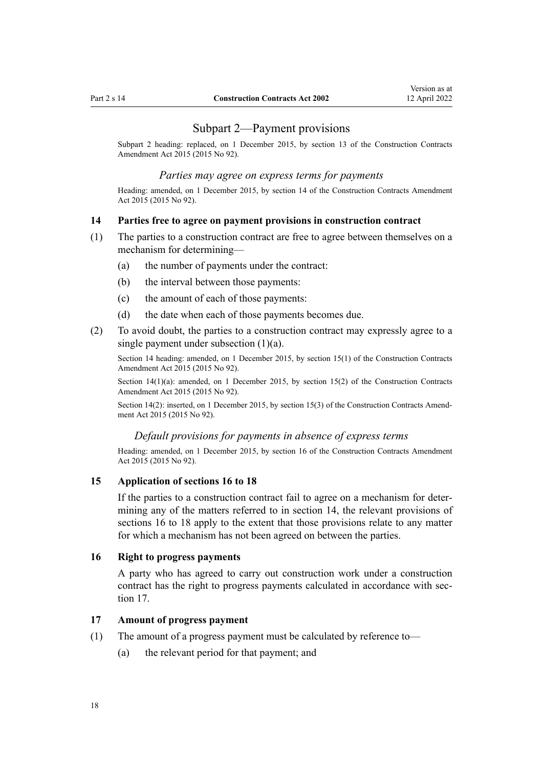## Subpart 2—Payment provisions

Subpart 2 heading: replaced, on 1 December 2015, by section 13 of the Construction Contracts Amendment Act 2015 (2015 No 92).

*Parties may agree on express terms for payments*

Heading: amended, on 1 December 2015, by section 14 of the Construction Contracts Amendment Act 2015 (2015 No 92).

### 14 Parties free to agree on payment provisions in construction contract

(1) The parties to a construction contract are free to agree between themselves on a mechanism for determining—

(a) the number of payments under the contract:

(b) the interval between those payments:

(c) the amount of each of those payments:

(d) the date when each of those payments becomes due.

(2) To avoid doubt, the parties to a construction contract may expressly agree to a single payment under subsection (1)(a).

Section 14 heading: amended, on 1 December 2015, by section 15(1) of the Construction Contracts Amendment Act 2015 (2015 No 92).

Section 14(1)(a): amended, on 1 December 2015, by section 15(2) of the Construction Contracts Amendment Act 2015 (2015 No 92).

Section 14(2): inserted, on 1 December 2015, by section 15(3) of the Construction Contracts Amendment Act 2015 (2015 No 92).

*Default provisions for payments in absence of express terms*

Heading: amended, on 1 December 2015, by section 16 of the Construction Contracts Amendment Act 2015 (2015 No 92).

### 15 Application of sections 16 to 18

If the parties to a construction contract fail to agree on a mechanism for determining any of the matters referred to in section 14, the relevant provisions of sections 16 to 18 apply to the extent that those provisions relate to any matter for which a mechanism has not been agreed on between the parties.

### 16 Right to progress payments

A party who has agreed to carry out construction work under a construction contract has the right to progress payments calculated in accordance with section 17.

### 17 Amount of progress payment

(1) The amount of a progress payment must be calculated by reference to—

(a) the relevant period for that payment; and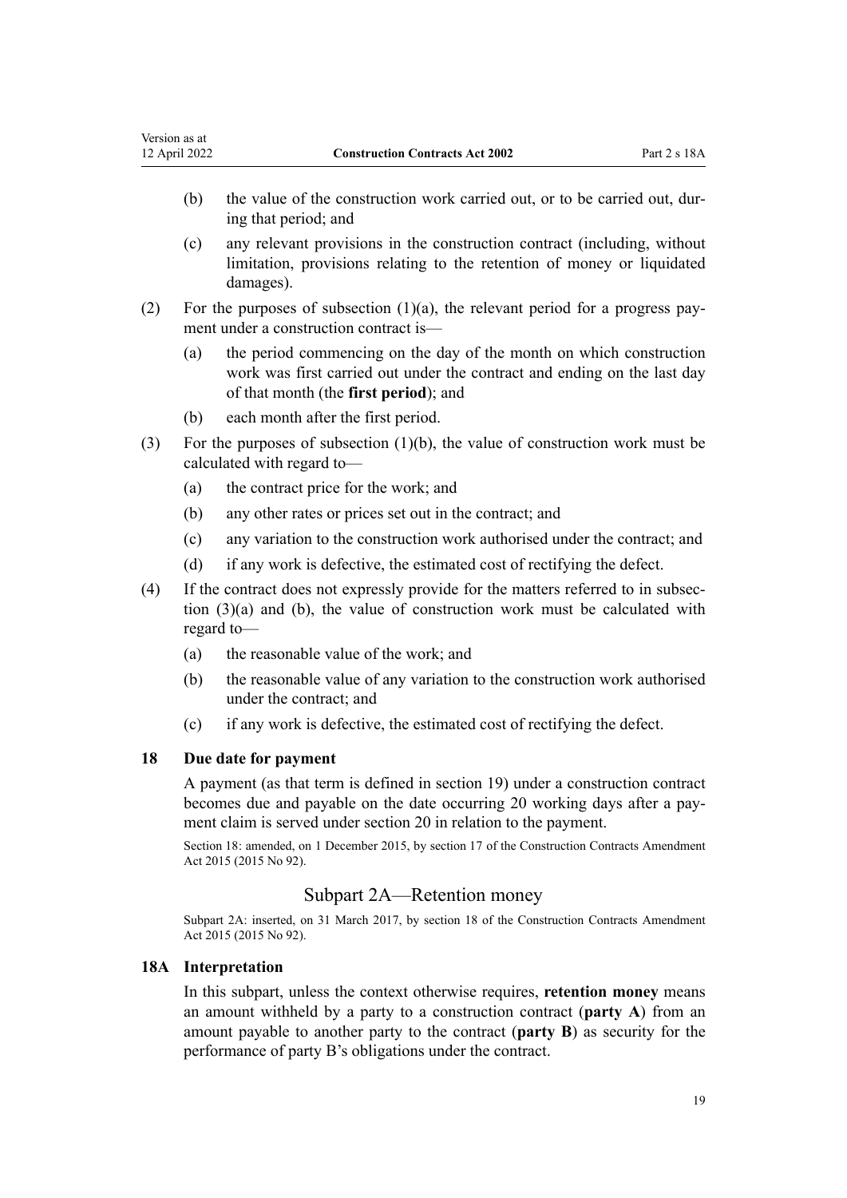(b) the value of the construction work carried out, or to be carried out, during that period; and

(c) any relevant provisions in the construction contract (including, without limitation, provisions relating to the retention of money or liquidated damages).

(2) For the purposes of subsection (1)(a), the relevant period for a progress payment under a construction contract is—

(a) the period commencing on the day of the month on which construction work was first carried out under the contract and ending on the last day of that month (the **first period**); and

(b) each month after the first period.

(3) For the purposes of subsection (1)(b), the value of construction work must be calculated with regard to—

(a) the contract price for the work; and

(b) any other rates or prices set out in the contract; and

(c) any variation to the construction work authorised under the contract; and

(d) if any work is defective, the estimated cost of rectifying the defect.

(4) If the contract does not expressly provide for the matters referred to in subsection (3)(a) and (b), the value of construction work must be calculated with regard to—

(a) the reasonable value of the work; and

(b) the reasonable value of any variation to the construction work authorised under the contract; and

(c) if any work is defective, the estimated cost of rectifying the defect.

### 18 Due date for payment

A payment (as that term is defined in section 19) under a construction contract becomes due and payable on the date occurring 20 working days after a payment claim is served under section 20 in relation to the payment.

Section 18: amended, on 1 December 2015, by section 17 of the Construction Contracts Amendment Act 2015 (2015 No 92).

## Subpart 2A—Retention money

Subpart 2A: inserted, on 31 March 2017, by section 18 of the Construction Contracts Amendment Act 2015 (2015 No 92).

### 18A Interpretation

In this subpart, unless the context otherwise requires, **retention money** means an amount withheld by a party to a construction contract (**party A**) from an amount payable to another party to the contract (**party B**) as security for the performance of party B's obligations under the contract.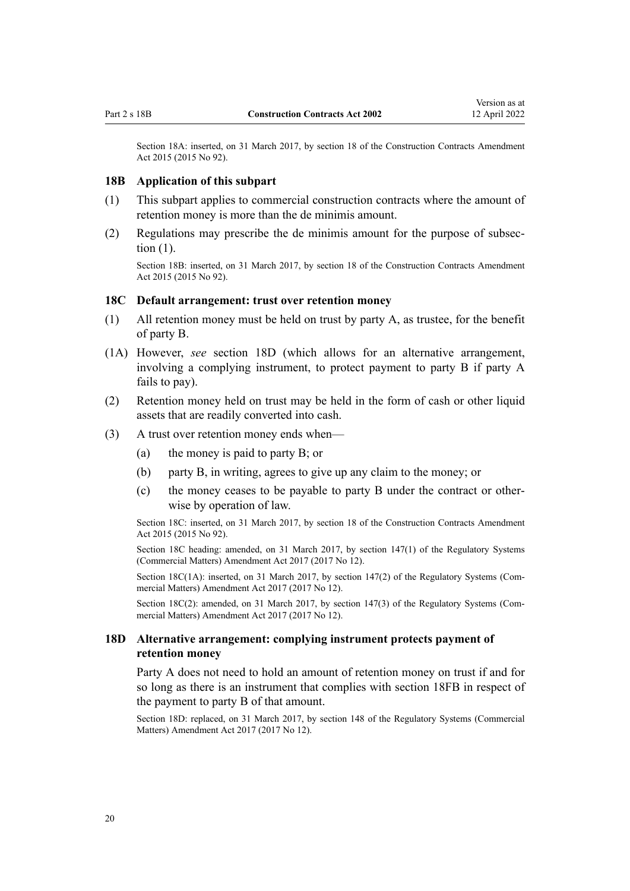Section 18A: inserted, on 31 March 2017, by section 18 of the Construction Contracts Amendment Act 2015 (2015 No 92).

### 18B Application of this subpart

(1) This subpart applies to commercial construction contracts where the amount of retention money is more than the de minimis amount.

(2) Regulations may prescribe the de minimis amount for the purpose of subsection (1).

Section 18B: inserted, on 31 March 2017, by section 18 of the Construction Contracts Amendment Act 2015 (2015 No 92).

### 18C Default arrangement: trust over retention money

(1) All retention money must be held on trust by party A, as trustee, for the benefit of party B.

(1A) However, *see* section 18D (which allows for an alternative arrangement, involving a complying instrument, to protect payment to party B if party A fails to pay).

(2) Retention money held on trust may be held in the form of cash or other liquid assets that are readily converted into cash.

(3) A trust over retention money ends when—

- (a) the money is paid to party B; or
- (b) party B, in writing, agrees to give up any claim to the money; or
- (c) the money ceases to be payable to party B under the contract or otherwise by operation of law.

Section 18C: inserted, on 31 March 2017, by section 18 of the Construction Contracts Amendment Act 2015 (2015 No 92).

Section 18C heading: amended, on 31 March 2017, by section 147(1) of the Regulatory Systems (Commercial Matters) Amendment Act 2017 (2017 No 12).

Section 18C(1A): inserted, on 31 March 2017, by section 147(2) of the Regulatory Systems (Commercial Matters) Amendment Act 2017 (2017 No 12).

Section 18C(2): amended, on 31 March 2017, by section 147(3) of the Regulatory Systems (Commercial Matters) Amendment Act 2017 (2017 No 12).

### 18D Alternative arrangement: complying instrument protects payment of retention money

Party A does not need to hold an amount of retention money on trust if and for so long as there is an instrument that complies with section 18FB in respect of the payment to party B of that amount.

Section 18D: replaced, on 31 March 2017, by section 148 of the Regulatory Systems (Commercial Matters) Amendment Act 2017 (2017 No 12).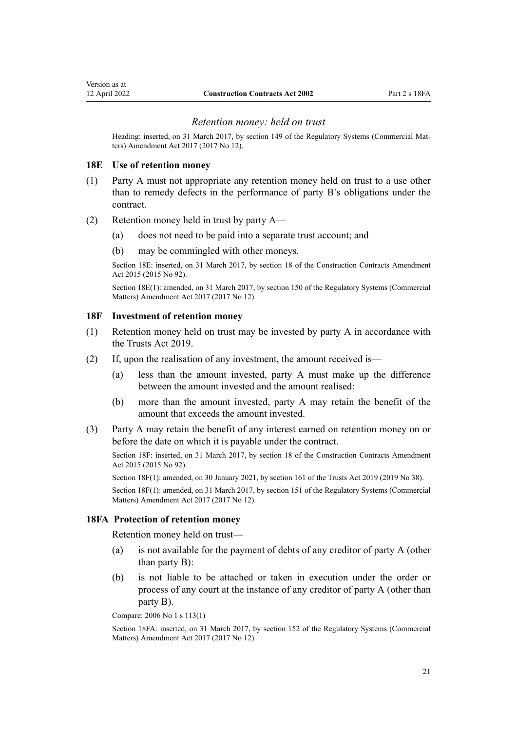### *Retention money: held on trust*

Heading: inserted, on 31 March 2017, by section 149 of the Regulatory Systems (Commercial Matters) Amendment Act 2017 (2017 No 12).

## 18E Use of retention money

(1) Party A must not appropriate any retention money held on trust to a use other than to remedy defects in the performance of party B's obligations under the contract.

(2) Retention money held in trust by party A—

  (a) does not need to be paid into a separate trust account; and

  (b) may be commingled with other moneys.

Section 18E: inserted, on 31 March 2017, by section 18 of the Construction Contracts Amendment Act 2015 (2015 No 92).

Section 18E(1): amended, on 31 March 2017, by section 150 of the Regulatory Systems (Commercial Matters) Amendment Act 2017 (2017 No 12).

## 18F Investment of retention money

(1) Retention money held on trust may be invested by party A in accordance with the Trusts Act 2019.

(2) If, upon the realisation of any investment, the amount received is—

  (a) less than the amount invested, party A must make up the difference between the amount invested and the amount realised:

  (b) more than the amount invested, party A may retain the benefit of the amount that exceeds the amount invested.

(3) Party A may retain the benefit of any interest earned on retention money on or before the date on which it is payable under the contract.

Section 18F: inserted, on 31 March 2017, by section 18 of the Construction Contracts Amendment Act 2015 (2015 No 92).

Section 18F(1): amended, on 30 January 2021, by section 161 of the Trusts Act 2019 (2019 No 38).

Section 18F(1): amended, on 31 March 2017, by section 151 of the Regulatory Systems (Commercial Matters) Amendment Act 2017 (2017 No 12).

## 18FA Protection of retention money

Retention money held on trust—

  (a) is not available for the payment of debts of any creditor of party A (other than party B):

  (b) is not liable to be attached or taken in execution under the order or process of any court at the instance of any creditor of party A (other than party B).

Compare: 2006 No 1 s 113(1)

Section 18FA: inserted, on 31 March 2017, by section 152 of the Regulatory Systems (Commercial Matters) Amendment Act 2017 (2017 No 12).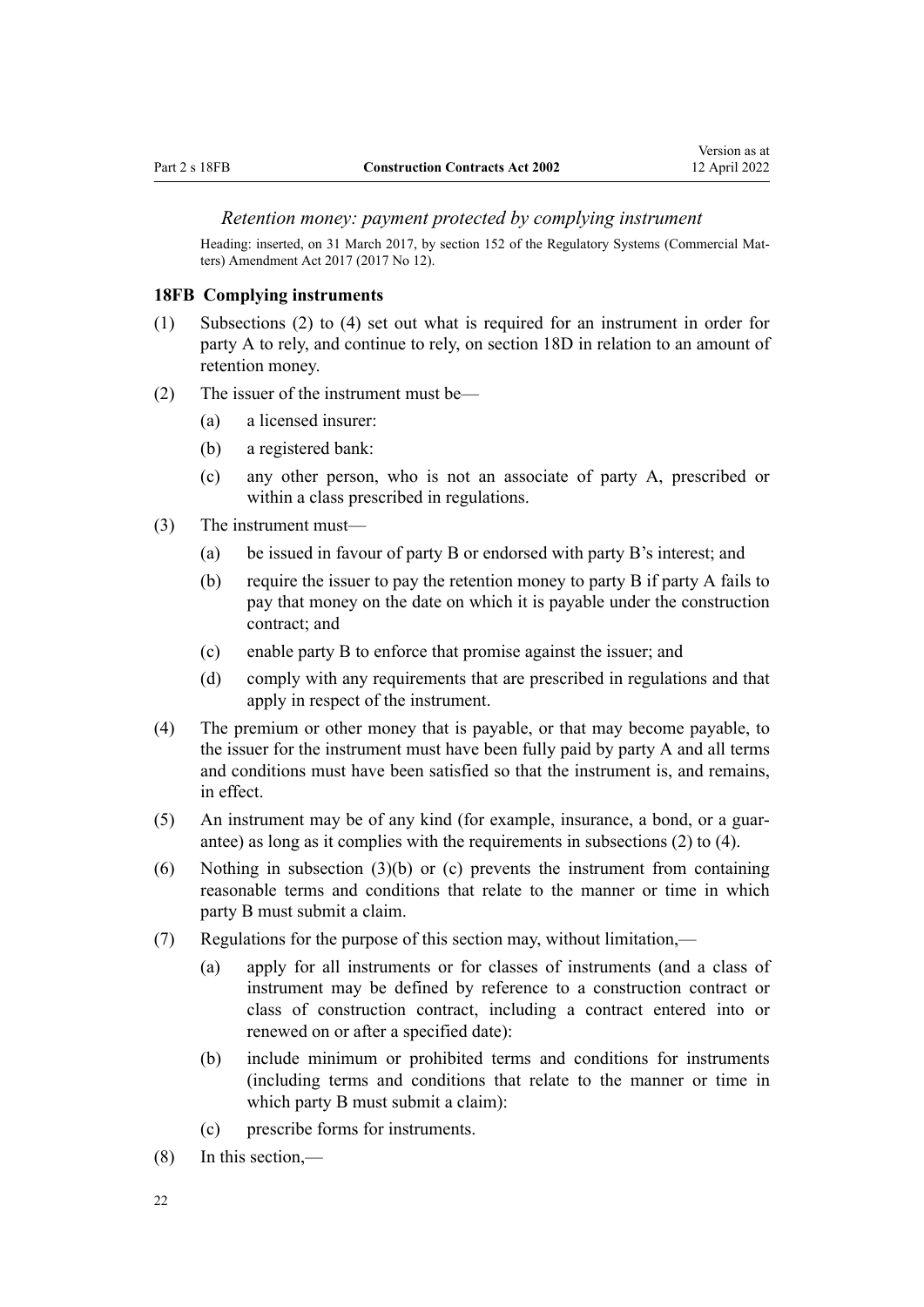*Retention money: payment protected by complying instrument*

Heading: inserted, on 31 March 2017, by section 152 of the Regulatory Systems (Commercial Matters) Amendment Act 2017 (2017 No 12).

**18FB Complying instruments**

(1) Subsections (2) to (4) set out what is required for an instrument in order for party A to rely, and continue to rely, on section 18D in relation to an amount of retention money.

(2) The issuer of the instrument must be—

  (a) a licensed insurer:

  (b) a registered bank:

  (c) any other person, who is not an associate of party A, prescribed or within a class prescribed in regulations.

(3) The instrument must—

  (a) be issued in favour of party B or endorsed with party B's interest; and

  (b) require the issuer to pay the retention money to party B if party A fails to pay that money on the date on which it is payable under the construction contract; and

  (c) enable party B to enforce that promise against the issuer; and

  (d) comply with any requirements that are prescribed in regulations and that apply in respect of the instrument.

(4) The premium or other money that is payable, or that may become payable, to the issuer for the instrument must have been fully paid by party A and all terms and conditions must have been satisfied so that the instrument is, and remains, in effect.

(5) An instrument may be of any kind (for example, insurance, a bond, or a guarantee) as long as it complies with the requirements in subsections (2) to (4).

(6) Nothing in subsection (3)(b) or (c) prevents the instrument from containing reasonable terms and conditions that relate to the manner or time in which party B must submit a claim.

(7) Regulations for the purpose of this section may, without limitation,—

  (a) apply for all instruments or for classes of instruments (and a class of instrument may be defined by reference to a construction contract or class of construction contract, including a contract entered into or renewed on or after a specified date):

  (b) include minimum or prohibited terms and conditions for instruments (including terms and conditions that relate to the manner or time in which party B must submit a claim):

  (c) prescribe forms for instruments.

(8) In this section,—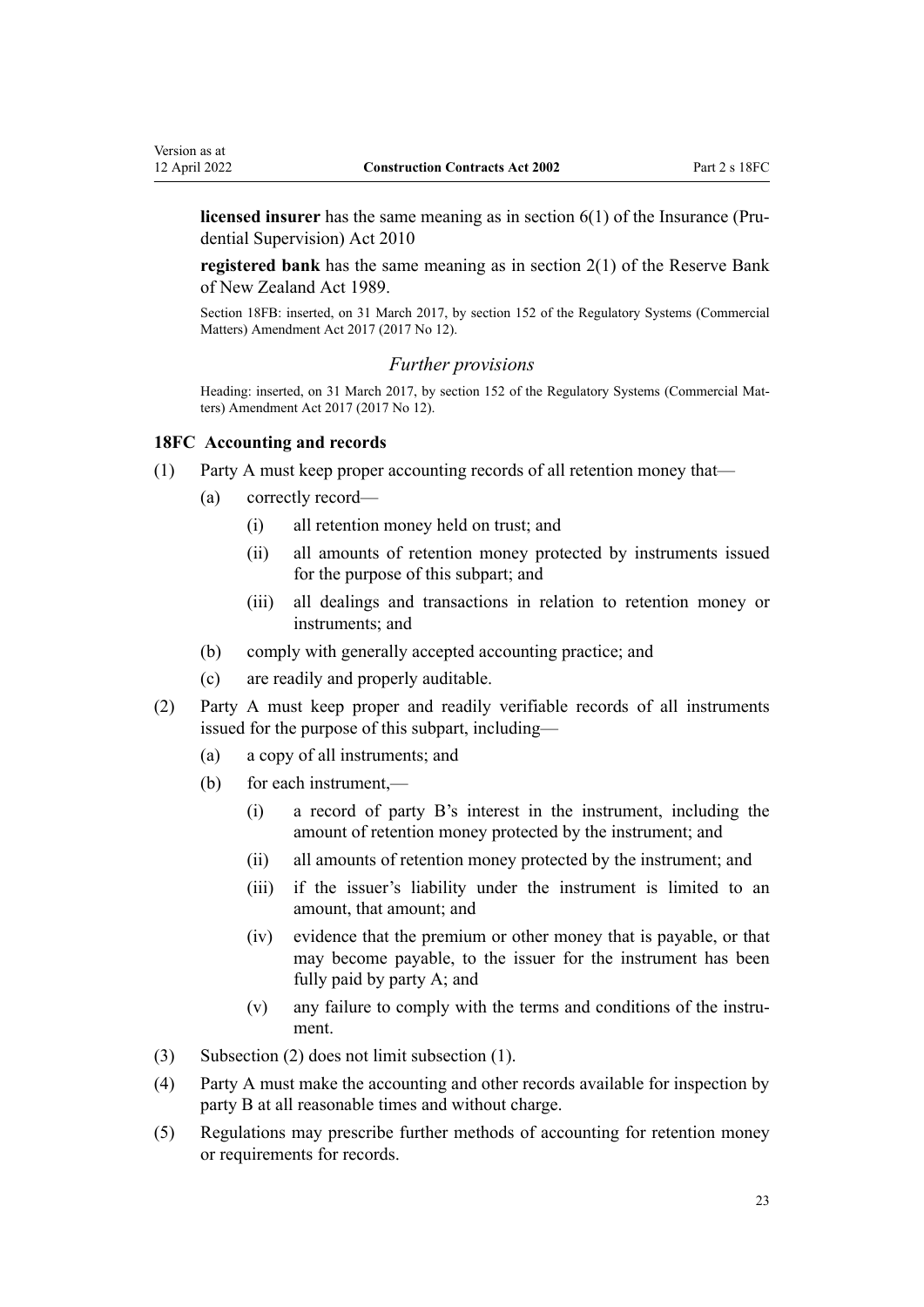**licensed insurer** has the same meaning as in section 6(1) of the Insurance (Prudential Supervision) Act 2010

**registered bank** has the same meaning as in section 2(1) of the Reserve Bank of New Zealand Act 1989.

Section 18FB: inserted, on 31 March 2017, by section 152 of the Regulatory Systems (Commercial Matters) Amendment Act 2017 (2017 No 12).

### *Further provisions*

Heading: inserted, on 31 March 2017, by section 152 of the Regulatory Systems (Commercial Matters) Amendment Act 2017 (2017 No 12).

### 18FC Accounting and records

(1) Party A must keep proper accounting records of all retention money that—

- (a) correctly record—
  - (i) all retention money held on trust; and
  - (ii) all amounts of retention money protected by instruments issued for the purpose of this subpart; and
  - (iii) all dealings and transactions in relation to retention money or instruments; and
- (b) comply with generally accepted accounting practice; and
- (c) are readily and properly auditable.

(2) Party A must keep proper and readily verifiable records of all instruments issued for the purpose of this subpart, including—

- (a) a copy of all instruments; and
- (b) for each instrument,—
  - (i) a record of party B's interest in the instrument, including the amount of retention money protected by the instrument; and
  - (ii) all amounts of retention money protected by the instrument; and
  - (iii) if the issuer's liability under the instrument is limited to an amount, that amount; and
  - (iv) evidence that the premium or other money that is payable, or that may become payable, to the issuer for the instrument has been fully paid by party A; and
  - (v) any failure to comply with the terms and conditions of the instrument.

(3) Subsection (2) does not limit subsection (1).

(4) Party A must make the accounting and other records available for inspection by party B at all reasonable times and without charge.

(5) Regulations may prescribe further methods of accounting for retention money or requirements for records.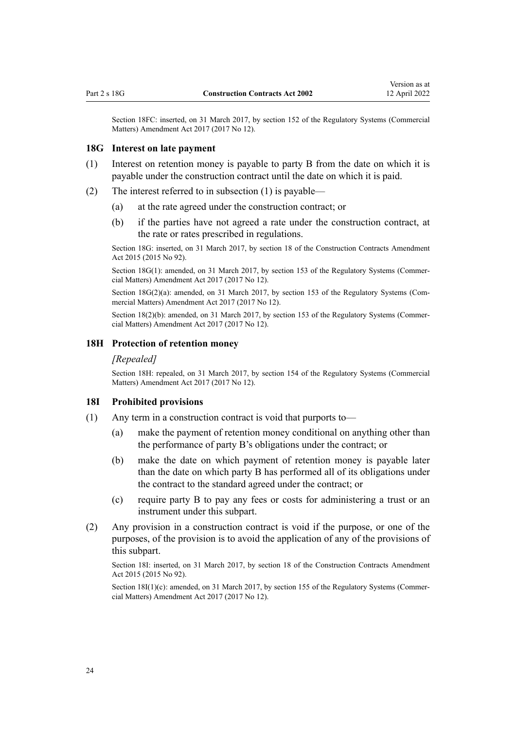Section 18FC: inserted, on 31 March 2017, by section 152 of the Regulatory Systems (Commercial Matters) Amendment Act 2017 (2017 No 12).

### 18G Interest on late payment

(1) Interest on retention money is payable to party B from the date on which it is payable under the construction contract until the date on which it is paid.

(2) The interest referred to in subsection (1) is payable—

(a) at the rate agreed under the construction contract; or

(b) if the parties have not agreed a rate under the construction contract, at the rate or rates prescribed in regulations.

Section 18G: inserted, on 31 March 2017, by section 18 of the Construction Contracts Amendment Act 2015 (2015 No 92).

Section 18G(1): amended, on 31 March 2017, by section 153 of the Regulatory Systems (Commercial Matters) Amendment Act 2017 (2017 No 12).

Section 18G(2)(a): amended, on 31 March 2017, by section 153 of the Regulatory Systems (Commercial Matters) Amendment Act 2017 (2017 No 12).

Section 18(2)(b): amended, on 31 March 2017, by section 153 of the Regulatory Systems (Commercial Matters) Amendment Act 2017 (2017 No 12).

### 18H Protection of retention money

*[Repealed]*

Section 18H: repealed, on 31 March 2017, by section 154 of the Regulatory Systems (Commercial Matters) Amendment Act 2017 (2017 No 12).

### 18I Prohibited provisions

(1) Any term in a construction contract is void that purports to—

(a) make the payment of retention money conditional on anything other than the performance of party B's obligations under the contract; or

(b) make the date on which payment of retention money is payable later than the date on which party B has performed all of its obligations under the contract to the standard agreed under the contract; or

(c) require party B to pay any fees or costs for administering a trust or an instrument under this subpart.

(2) Any provision in a construction contract is void if the purpose, or one of the purposes, of the provision is to avoid the application of any of the provisions of this subpart.

Section 18I: inserted, on 31 March 2017, by section 18 of the Construction Contracts Amendment Act 2015 (2015 No 92).

Section 18I(1)(c): amended, on 31 March 2017, by section 155 of the Regulatory Systems (Commercial Matters) Amendment Act 2017 (2017 No 12).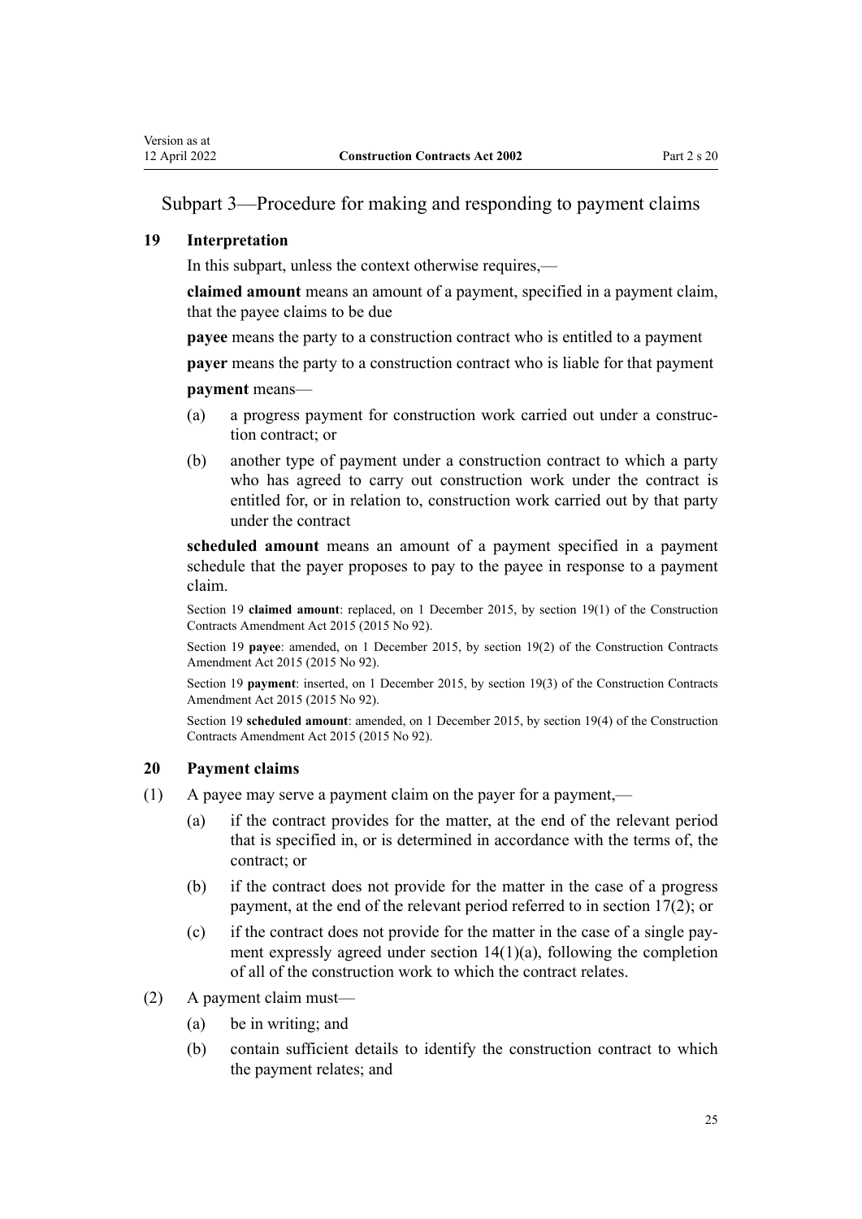## Subpart 3—Procedure for making and responding to payment claims

### 19 Interpretation

In this subpart, unless the context otherwise requires,—

**claimed amount** means an amount of a payment, specified in a payment claim, that the payee claims to be due

**payee** means the party to a construction contract who is entitled to a payment

**payer** means the party to a construction contract who is liable for that payment

**payment** means—

- (a) a progress payment for construction work carried out under a construction contract; or
- (b) another type of payment under a construction contract to which a party who has agreed to carry out construction work under the contract is entitled for, or in relation to, construction work carried out by that party under the contract

**scheduled amount** means an amount of a payment specified in a payment schedule that the payer proposes to pay to the payee in response to a payment claim.

Section 19 **claimed amount**: replaced, on 1 December 2015, by section 19(1) of the Construction Contracts Amendment Act 2015 (2015 No 92).

Section 19 **payee**: amended, on 1 December 2015, by section 19(2) of the Construction Contracts Amendment Act 2015 (2015 No 92).

Section 19 **payment**: inserted, on 1 December 2015, by section 19(3) of the Construction Contracts Amendment Act 2015 (2015 No 92).

Section 19 **scheduled amount**: amended, on 1 December 2015, by section 19(4) of the Construction Contracts Amendment Act 2015 (2015 No 92).

### 20 Payment claims

(1) A payee may serve a payment claim on the payer for a payment,—

- (a) if the contract provides for the matter, at the end of the relevant period that is specified in, or is determined in accordance with the terms of, the contract; or
- (b) if the contract does not provide for the matter in the case of a progress payment, at the end of the relevant period referred to in section 17(2); or
- (c) if the contract does not provide for the matter in the case of a single payment expressly agreed under section 14(1)(a), following the completion of all of the construction work to which the contract relates.

(2) A payment claim must—

- (a) be in writing; and
- (b) contain sufficient details to identify the construction contract to which the payment relates; and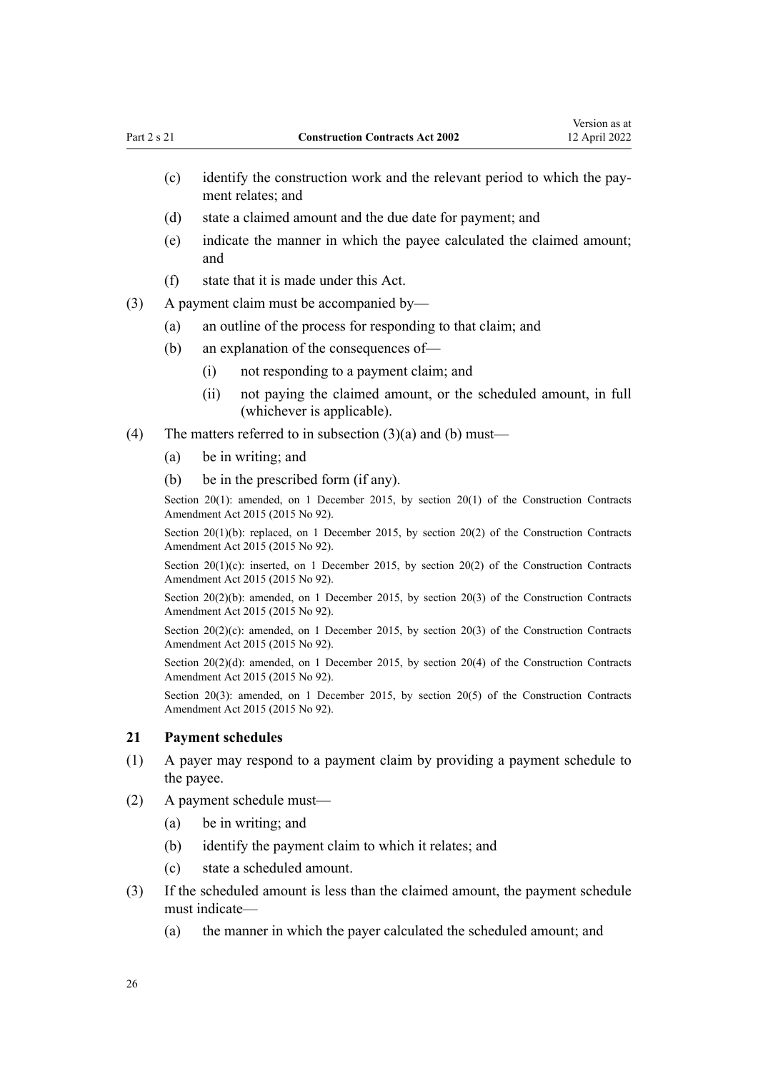(c) identify the construction work and the relevant period to which the payment relates; and

(d) state a claimed amount and the due date for payment; and

(e) indicate the manner in which the payee calculated the claimed amount; and

(f) state that it is made under this Act.

(3) A payment claim must be accompanied by—

(a) an outline of the process for responding to that claim; and

(b) an explanation of the consequences of—

(i) not responding to a payment claim; and

(ii) not paying the claimed amount, or the scheduled amount, in full (whichever is applicable).

(4) The matters referred to in subsection (3)(a) and (b) must—

(a) be in writing; and

(b) be in the prescribed form (if any).

Section 20(1): amended, on 1 December 2015, by section 20(1) of the Construction Contracts Amendment Act 2015 (2015 No 92).

Section 20(1)(b): replaced, on 1 December 2015, by section 20(2) of the Construction Contracts Amendment Act 2015 (2015 No 92).

Section 20(1)(c): inserted, on 1 December 2015, by section 20(2) of the Construction Contracts Amendment Act 2015 (2015 No 92).

Section 20(2)(b): amended, on 1 December 2015, by section 20(3) of the Construction Contracts Amendment Act 2015 (2015 No 92).

Section 20(2)(c): amended, on 1 December 2015, by section 20(3) of the Construction Contracts Amendment Act 2015 (2015 No 92).

Section 20(2)(d): amended, on 1 December 2015, by section 20(4) of the Construction Contracts Amendment Act 2015 (2015 No 92).

Section 20(3): amended, on 1 December 2015, by section 20(5) of the Construction Contracts Amendment Act 2015 (2015 No 92).

### 21 Payment schedules

(1) A payer may respond to a payment claim by providing a payment schedule to the payee.

(2) A payment schedule must—

(a) be in writing; and

(b) identify the payment claim to which it relates; and

(c) state a scheduled amount.

(3) If the scheduled amount is less than the claimed amount, the payment schedule must indicate—

(a) the manner in which the payer calculated the scheduled amount; and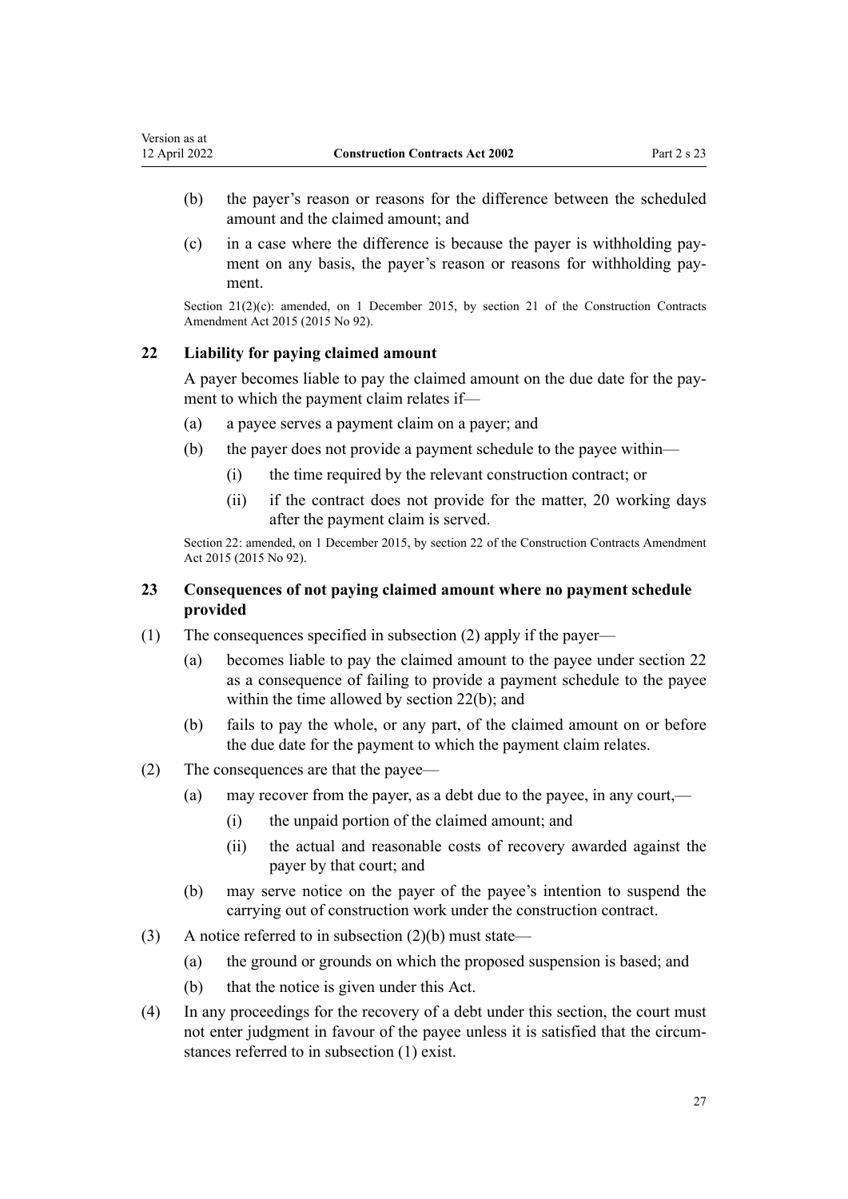(b) the payer's reason or reasons for the difference between the scheduled amount and the claimed amount; and

(c) in a case where the difference is because the payer is withholding payment on any basis, the payer's reason or reasons for withholding payment.

Section 21(2)(c): amended, on 1 December 2015, by section 21 of the Construction Contracts Amendment Act 2015 (2015 No 92).

### 22 Liability for paying claimed amount

A payer becomes liable to pay the claimed amount on the due date for the payment to which the payment claim relates if—

(a) a payee serves a payment claim on a payer; and

(b) the payer does not provide a payment schedule to the payee within—

  (i) the time required by the relevant construction contract; or

  (ii) if the contract does not provide for the matter, 20 working days after the payment claim is served.

Section 22: amended, on 1 December 2015, by section 22 of the Construction Contracts Amendment Act 2015 (2015 No 92).

### 23 Consequences of not paying claimed amount where no payment schedule provided

(1) The consequences specified in subsection (2) apply if the payer—

  (a) becomes liable to pay the claimed amount to the payee under section 22 as a consequence of failing to provide a payment schedule to the payee within the time allowed by section 22(b); and

  (b) fails to pay the whole, or any part, of the claimed amount on or before the due date for the payment to which the payment claim relates.

(2) The consequences are that the payee—

  (a) may recover from the payer, as a debt due to the payee, in any court,—

    (i) the unpaid portion of the claimed amount; and

    (ii) the actual and reasonable costs of recovery awarded against the payer by that court; and

  (b) may serve notice on the payer of the payee's intention to suspend the carrying out of construction work under the construction contract.

(3) A notice referred to in subsection (2)(b) must state—

  (a) the ground or grounds on which the proposed suspension is based; and

  (b) that the notice is given under this Act.

(4) In any proceedings for the recovery of a debt under this section, the court must not enter judgment in favour of the payee unless it is satisfied that the circumstances referred to in subsection (1) exist.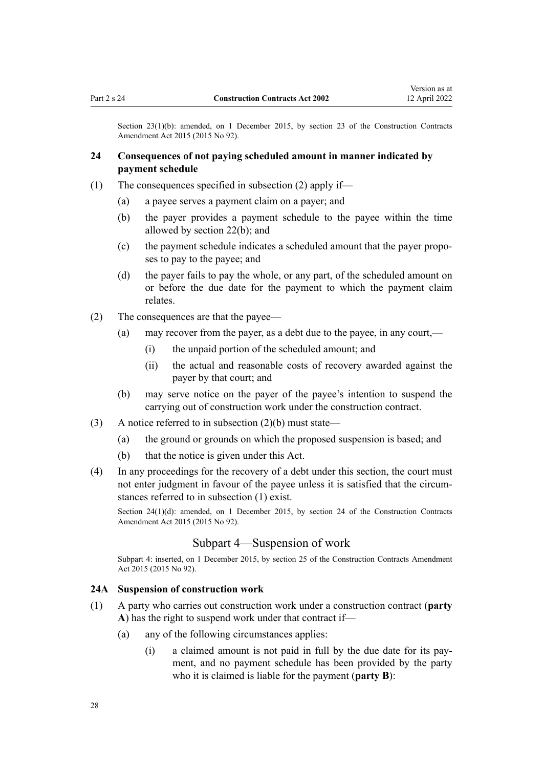Section 23(1)(b): amended, on 1 December 2015, by section 23 of the Construction Contracts Amendment Act 2015 (2015 No 92).

### 24 Consequences of not paying scheduled amount in manner indicated by payment schedule

(1) The consequences specified in subsection (2) apply if—

- (a) a payee serves a payment claim on a payer; and
- (b) the payer provides a payment schedule to the payee within the time allowed by section 22(b); and
- (c) the payment schedule indicates a scheduled amount that the payer proposes to pay to the payee; and
- (d) the payer fails to pay the whole, or any part, of the scheduled amount on or before the due date for the payment to which the payment claim relates.

(2) The consequences are that the payee—

- (a) may recover from the payer, as a debt due to the payee, in any court,—
  - (i) the unpaid portion of the scheduled amount; and
  - (ii) the actual and reasonable costs of recovery awarded against the payer by that court; and
- (b) may serve notice on the payer of the payee's intention to suspend the carrying out of construction work under the construction contract.

(3) A notice referred to in subsection (2)(b) must state—

- (a) the ground or grounds on which the proposed suspension is based; and
- (b) that the notice is given under this Act.

(4) In any proceedings for the recovery of a debt under this section, the court must not enter judgment in favour of the payee unless it is satisfied that the circumstances referred to in subsection (1) exist.

Section 24(1)(d): amended, on 1 December 2015, by section 24 of the Construction Contracts Amendment Act 2015 (2015 No 92).

## Subpart 4—Suspension of work

Subpart 4: inserted, on 1 December 2015, by section 25 of the Construction Contracts Amendment Act 2015 (2015 No 92).

### 24A Suspension of construction work

(1) A party who carries out construction work under a construction contract (**party A**) has the right to suspend work under that contract if—

- (a) any of the following circumstances applies:
  - (i) a claimed amount is not paid in full by the due date for its payment, and no payment schedule has been provided by the party who it is claimed is liable for the payment (**party B**):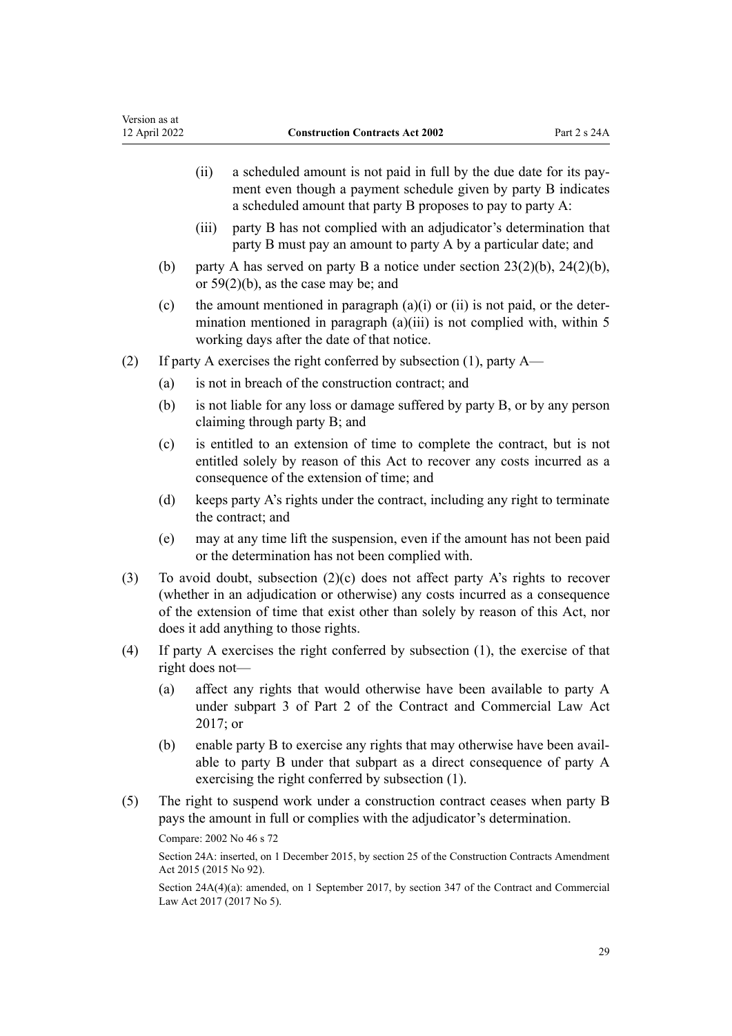(ii) a scheduled amount is not paid in full by the due date for its payment even though a payment schedule given by party B indicates a scheduled amount that party B proposes to pay to party A:

(iii) party B has not complied with an adjudicator's determination that party B must pay an amount to party A by a particular date; and

(b) party A has served on party B a notice under section 23(2)(b), 24(2)(b), or 59(2)(b), as the case may be; and

(c) the amount mentioned in paragraph (a)(i) or (ii) is not paid, or the determination mentioned in paragraph (a)(iii) is not complied with, within 5 working days after the date of that notice.

(2) If party A exercises the right conferred by subsection (1), party A—

(a) is not in breach of the construction contract; and

(b) is not liable for any loss or damage suffered by party B, or by any person claiming through party B; and

(c) is entitled to an extension of time to complete the contract, but is not entitled solely by reason of this Act to recover any costs incurred as a consequence of the extension of time; and

(d) keeps party A's rights under the contract, including any right to terminate the contract; and

(e) may at any time lift the suspension, even if the amount has not been paid or the determination has not been complied with.

(3) To avoid doubt, subsection (2)(c) does not affect party A's rights to recover (whether in an adjudication or otherwise) any costs incurred as a consequence of the extension of time that exist other than solely by reason of this Act, nor does it add anything to those rights.

(4) If party A exercises the right conferred by subsection (1), the exercise of that right does not—

(a) affect any rights that would otherwise have been available to party A under subpart 3 of Part 2 of the Contract and Commercial Law Act 2017; or

(b) enable party B to exercise any rights that may otherwise have been available to party B under that subpart as a direct consequence of party A exercising the right conferred by subsection (1).

(5) The right to suspend work under a construction contract ceases when party B pays the amount in full or complies with the adjudicator's determination.

Compare: 2002 No 46 s 72

Section 24A: inserted, on 1 December 2015, by section 25 of the Construction Contracts Amendment Act 2015 (2015 No 92).

Section 24A(4)(a): amended, on 1 September 2017, by section 347 of the Contract and Commercial Law Act 2017 (2017 No 5).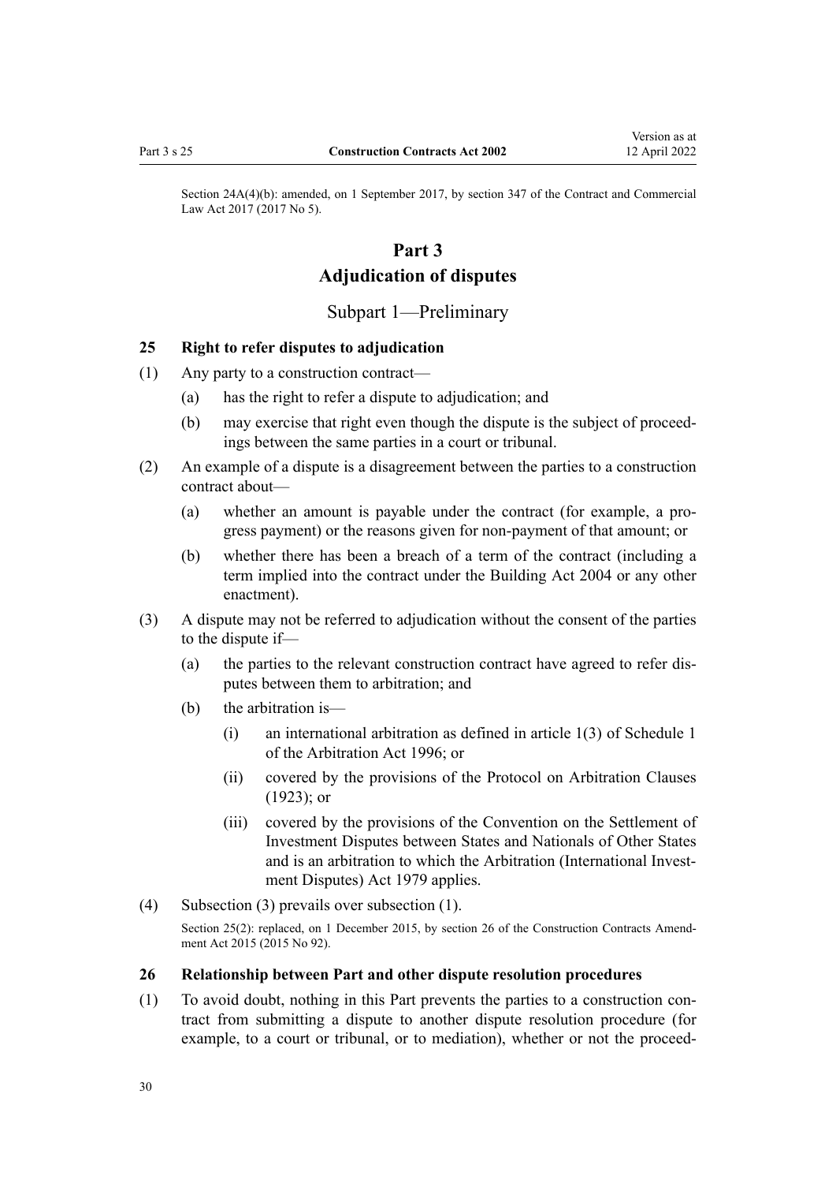Section 24A(4)(b): amended, on 1 September 2017, by section 347 of the Contract and Commercial Law Act 2017 (2017 No 5).

# Part 3
# Adjudication of disputes

## Subpart 1—Preliminary

### 25 Right to refer disputes to adjudication

(1) Any party to a construction contract—

  (a) has the right to refer a dispute to adjudication; and

  (b) may exercise that right even though the dispute is the subject of proceedings between the same parties in a court or tribunal.

(2) An example of a dispute is a disagreement between the parties to a construction contract about—

  (a) whether an amount is payable under the contract (for example, a progress payment) or the reasons given for non-payment of that amount; or

  (b) whether there has been a breach of a term of the contract (including a term implied into the contract under the Building Act 2004 or any other enactment).

(3) A dispute may not be referred to adjudication without the consent of the parties to the dispute if—

  (a) the parties to the relevant construction contract have agreed to refer disputes between them to arbitration; and

  (b) the arbitration is—

    (i) an international arbitration as defined in article 1(3) of Schedule 1 of the Arbitration Act 1996; or

    (ii) covered by the provisions of the Protocol on Arbitration Clauses (1923); or

    (iii) covered by the provisions of the Convention on the Settlement of Investment Disputes between States and Nationals of Other States and is an arbitration to which the Arbitration (International Investment Disputes) Act 1979 applies.

(4) Subsection (3) prevails over subsection (1).

Section 25(2): replaced, on 1 December 2015, by section 26 of the Construction Contracts Amendment Act 2015 (2015 No 92).

### 26 Relationship between Part and other dispute resolution procedures

(1) To avoid doubt, nothing in this Part prevents the parties to a construction contract from submitting a dispute to another dispute resolution procedure (for example, to a court or tribunal, or to mediation), whether or not the proceed-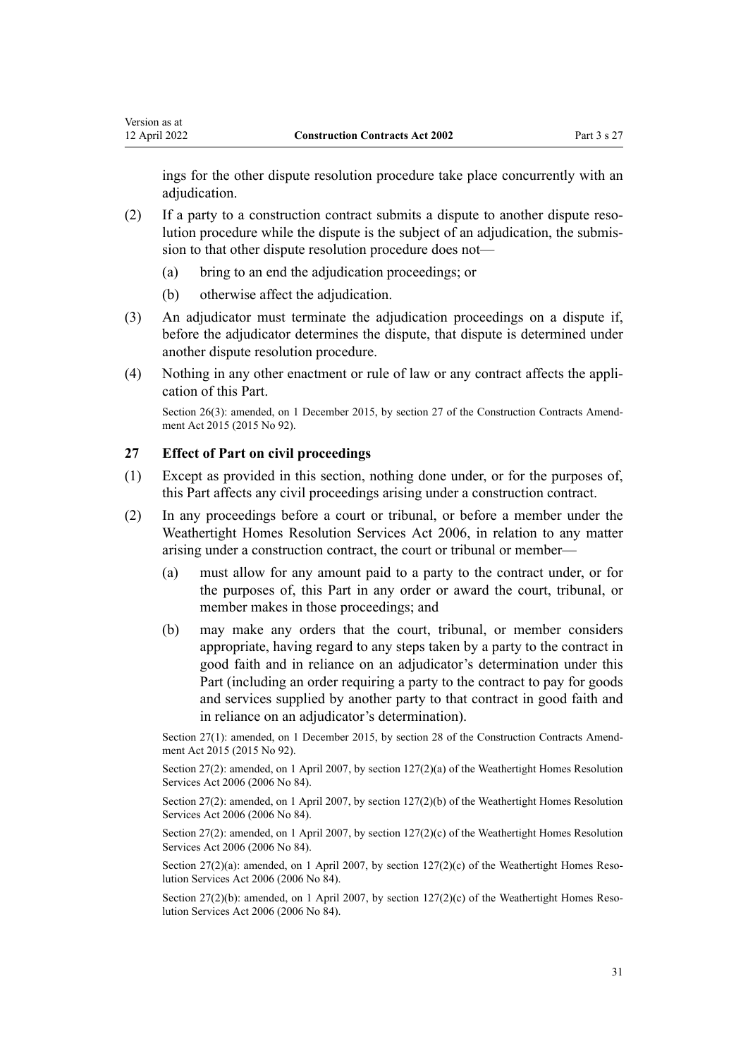ings for the other dispute resolution procedure take place concurrently with an adjudication.

(2) If a party to a construction contract submits a dispute to another dispute resolution procedure while the dispute is the subject of an adjudication, the submission to that other dispute resolution procedure does not—

(a) bring to an end the adjudication proceedings; or

(b) otherwise affect the adjudication.

(3) An adjudicator must terminate the adjudication proceedings on a dispute if, before the adjudicator determines the dispute, that dispute is determined under another dispute resolution procedure.

(4) Nothing in any other enactment or rule of law or any contract affects the application of this Part.

Section 26(3): amended, on 1 December 2015, by section 27 of the Construction Contracts Amendment Act 2015 (2015 No 92).

### 27 Effect of Part on civil proceedings

(1) Except as provided in this section, nothing done under, or for the purposes of, this Part affects any civil proceedings arising under a construction contract.

(2) In any proceedings before a court or tribunal, or before a member under the Weathertight Homes Resolution Services Act 2006, in relation to any matter arising under a construction contract, the court or tribunal or member—

(a) must allow for any amount paid to a party to the contract under, or for the purposes of, this Part in any order or award the court, tribunal, or member makes in those proceedings; and

(b) may make any orders that the court, tribunal, or member considers appropriate, having regard to any steps taken by a party to the contract in good faith and in reliance on an adjudicator's determination under this Part (including an order requiring a party to the contract to pay for goods and services supplied by another party to that contract in good faith and in reliance on an adjudicator's determination).

Section 27(1): amended, on 1 December 2015, by section 28 of the Construction Contracts Amendment Act 2015 (2015 No 92).

Section 27(2): amended, on 1 April 2007, by section 127(2)(a) of the Weathertight Homes Resolution Services Act 2006 (2006 No 84).

Section 27(2): amended, on 1 April 2007, by section 127(2)(b) of the Weathertight Homes Resolution Services Act 2006 (2006 No 84).

Section 27(2): amended, on 1 April 2007, by section 127(2)(c) of the Weathertight Homes Resolution Services Act 2006 (2006 No 84).

Section 27(2)(a): amended, on 1 April 2007, by section 127(2)(c) of the Weathertight Homes Resolution Services Act 2006 (2006 No 84).

Section 27(2)(b): amended, on 1 April 2007, by section 127(2)(c) of the Weathertight Homes Resolution Services Act 2006 (2006 No 84).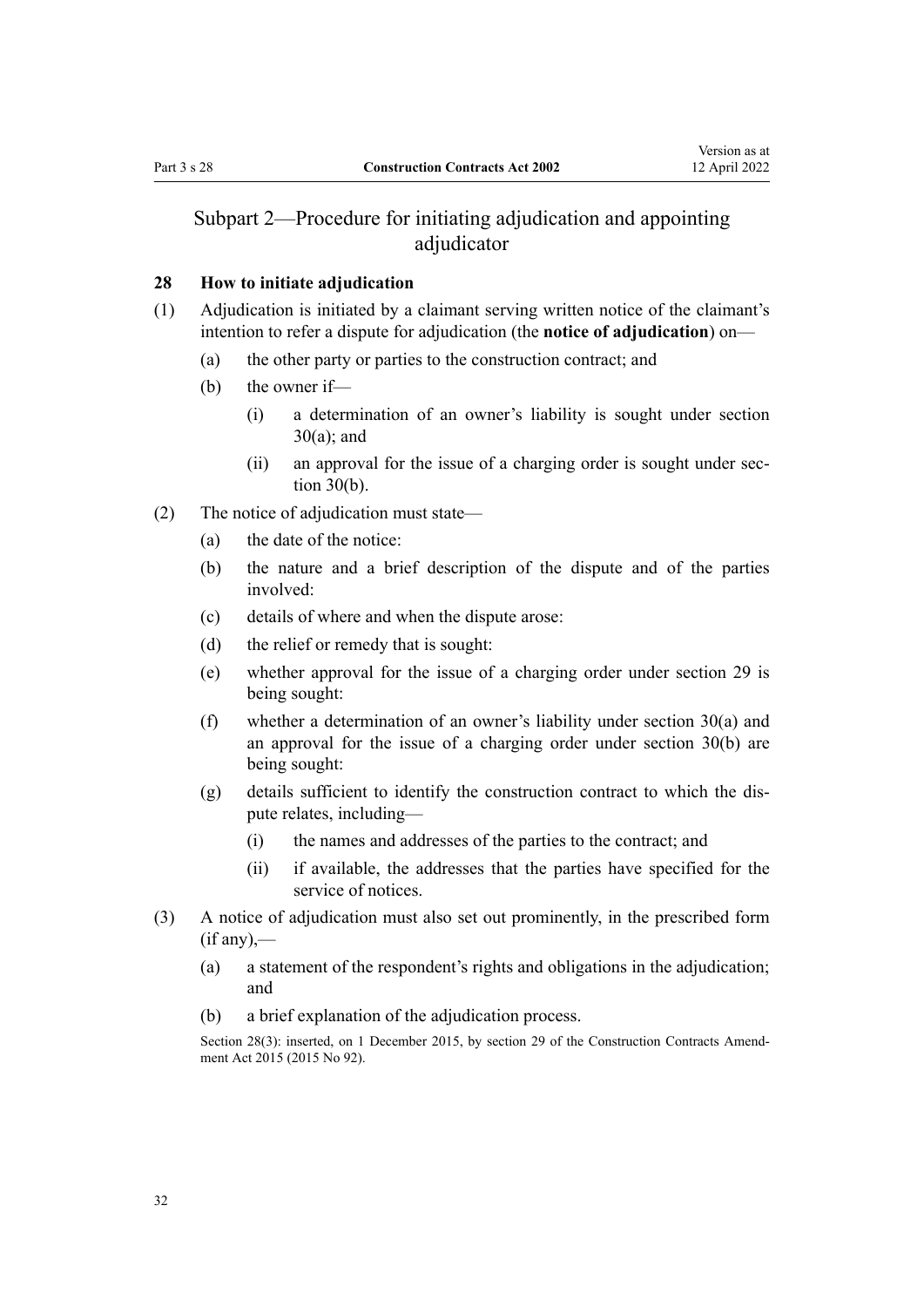## Subpart 2—Procedure for initiating adjudication and appointing adjudicator

### 28 How to initiate adjudication

(1) Adjudication is initiated by a claimant serving written notice of the claimant's intention to refer a dispute for adjudication (the **notice of adjudication**) on—

(a) the other party or parties to the construction contract; and

(b) the owner if—

(i) a determination of an owner's liability is sought under section 30(a); and

(ii) an approval for the issue of a charging order is sought under section 30(b).

(2) The notice of adjudication must state—

(a) the date of the notice:

(b) the nature and a brief description of the dispute and of the parties involved:

(c) details of where and when the dispute arose:

(d) the relief or remedy that is sought:

(e) whether approval for the issue of a charging order under section 29 is being sought:

(f) whether a determination of an owner's liability under section 30(a) and an approval for the issue of a charging order under section 30(b) are being sought:

(g) details sufficient to identify the construction contract to which the dispute relates, including—

(i) the names and addresses of the parties to the contract; and

(ii) if available, the addresses that the parties have specified for the service of notices.

(3) A notice of adjudication must also set out prominently, in the prescribed form (if any),—

(a) a statement of the respondent's rights and obligations in the adjudication; and

(b) a brief explanation of the adjudication process.

Section 28(3): inserted, on 1 December 2015, by section 29 of the Construction Contracts Amendment Act 2015 (2015 No 92).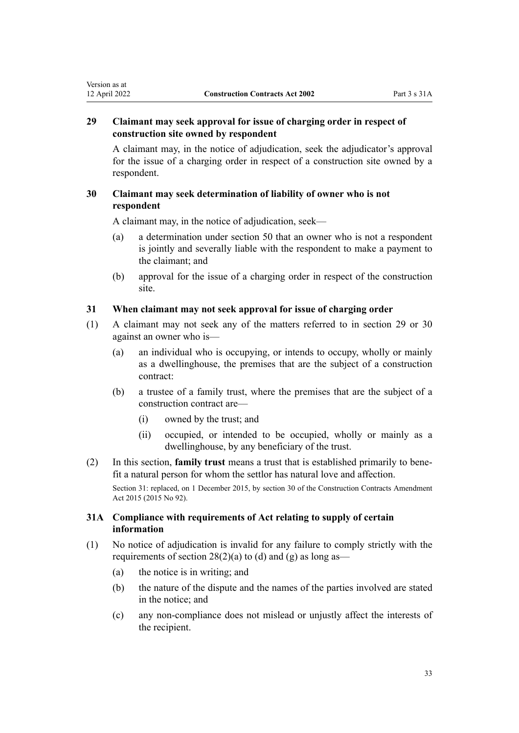### 29 Claimant may seek approval for issue of charging order in respect of construction site owned by respondent

A claimant may, in the notice of adjudication, seek the adjudicator's approval for the issue of a charging order in respect of a construction site owned by a respondent.

### 30 Claimant may seek determination of liability of owner who is not respondent

A claimant may, in the notice of adjudication, seek—

- (a) a determination under section 50 that an owner who is not a respondent is jointly and severally liable with the respondent to make a payment to the claimant; and
- (b) approval for the issue of a charging order in respect of the construction site.

### 31 When claimant may not seek approval for issue of charging order

(1) A claimant may not seek any of the matters referred to in section 29 or 30 against an owner who is—

- (a) an individual who is occupying, or intends to occupy, wholly or mainly as a dwellinghouse, the premises that are the subject of a construction contract:
- (b) a trustee of a family trust, where the premises that are the subject of a construction contract are—
  - (i) owned by the trust; and
  - (ii) occupied, or intended to be occupied, wholly or mainly as a dwellinghouse, by any beneficiary of the trust.

(2) In this section, **family trust** means a trust that is established primarily to benefit a natural person for whom the settlor has natural love and affection.

Section 31: replaced, on 1 December 2015, by section 30 of the Construction Contracts Amendment Act 2015 (2015 No 92).

### 31A Compliance with requirements of Act relating to supply of certain information

(1) No notice of adjudication is invalid for any failure to comply strictly with the requirements of section 28(2)(a) to (d) and (g) as long as—

- (a) the notice is in writing; and
- (b) the nature of the dispute and the names of the parties involved are stated in the notice; and
- (c) any non-compliance does not mislead or unjustly affect the interests of the recipient.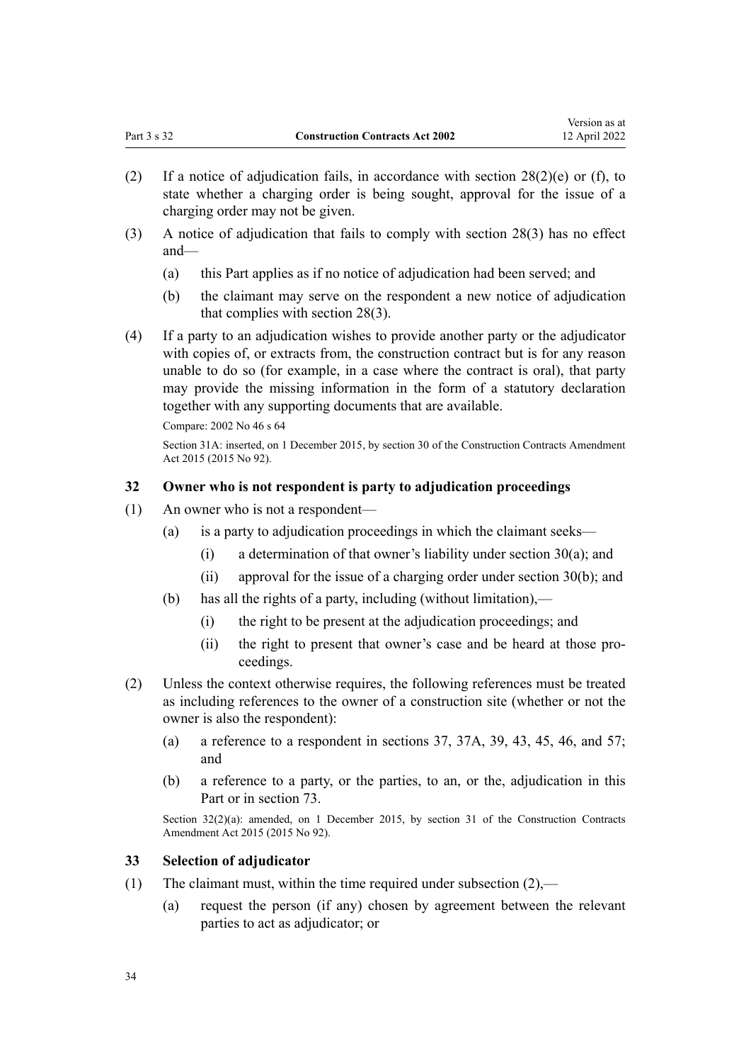(2) If a notice of adjudication fails, in accordance with section 28(2)(e) or (f), to state whether a charging order is being sought, approval for the issue of a charging order may not be given.

(3) A notice of adjudication that fails to comply with section 28(3) has no effect and—

- (a) this Part applies as if no notice of adjudication had been served; and
- (b) the claimant may serve on the respondent a new notice of adjudication that complies with section 28(3).

(4) If a party to an adjudication wishes to provide another party or the adjudicator with copies of, or extracts from, the construction contract but is for any reason unable to do so (for example, in a case where the contract is oral), that party may provide the missing information in the form of a statutory declaration together with any supporting documents that are available.

Compare: 2002 No 46 s 64

Section 31A: inserted, on 1 December 2015, by section 30 of the Construction Contracts Amendment Act 2015 (2015 No 92).

### 32 Owner who is not respondent is party to adjudication proceedings

(1) An owner who is not a respondent—

- (a) is a party to adjudication proceedings in which the claimant seeks—
  - (i) a determination of that owner's liability under section 30(a); and
  - (ii) approval for the issue of a charging order under section 30(b); and
- (b) has all the rights of a party, including (without limitation),—
  - (i) the right to be present at the adjudication proceedings; and
  - (ii) the right to present that owner's case and be heard at those proceedings.

(2) Unless the context otherwise requires, the following references must be treated as including references to the owner of a construction site (whether or not the owner is also the respondent):

- (a) a reference to a respondent in sections 37, 37A, 39, 43, 45, 46, and 57; and
- (b) a reference to a party, or the parties, to an, or the, adjudication in this Part or in section 73.

Section 32(2)(a): amended, on 1 December 2015, by section 31 of the Construction Contracts Amendment Act 2015 (2015 No 92).

### 33 Selection of adjudicator

(1) The claimant must, within the time required under subsection (2),—

- (a) request the person (if any) chosen by agreement between the relevant parties to act as adjudicator; or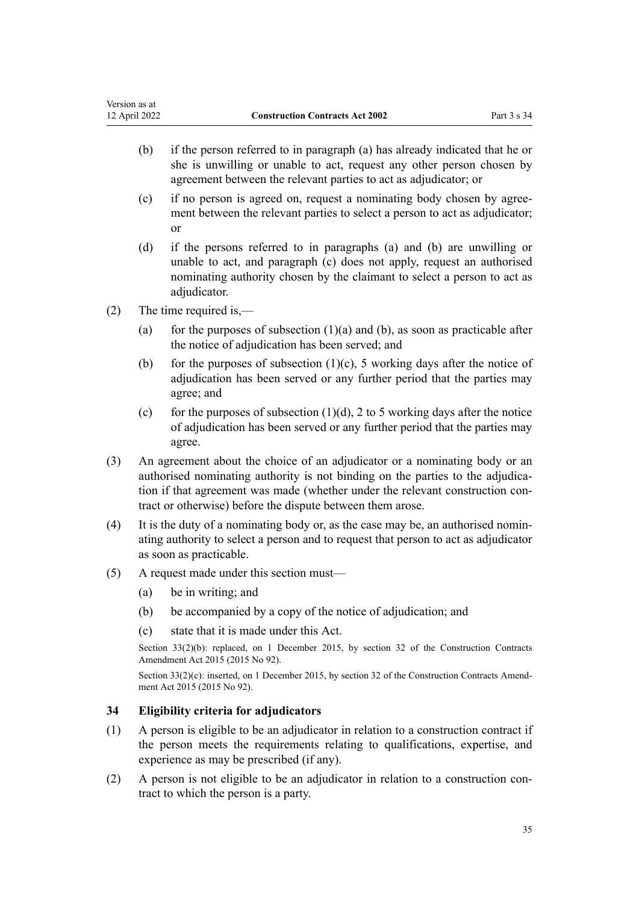(b) if the person referred to in paragraph (a) has already indicated that he or she is unwilling or unable to act, request any other person chosen by agreement between the relevant parties to act as adjudicator; or

(c) if no person is agreed on, request a nominating body chosen by agreement between the relevant parties to select a person to act as adjudicator; or

(d) if the persons referred to in paragraphs (a) and (b) are unwilling or unable to act, and paragraph (c) does not apply, request an authorised nominating authority chosen by the claimant to select a person to act as adjudicator.

(2) The time required is,—

(a) for the purposes of subsection (1)(a) and (b), as soon as practicable after the notice of adjudication has been served; and

(b) for the purposes of subsection (1)(c), 5 working days after the notice of adjudication has been served or any further period that the parties may agree; and

(c) for the purposes of subsection (1)(d), 2 to 5 working days after the notice of adjudication has been served or any further period that the parties may agree.

(3) An agreement about the choice of an adjudicator or a nominating body or an authorised nominating authority is not binding on the parties to the adjudication if that agreement was made (whether under the relevant construction contract or otherwise) before the dispute between them arose.

(4) It is the duty of a nominating body or, as the case may be, an authorised nominating authority to select a person and to request that person to act as adjudicator as soon as practicable.

(5) A request made under this section must—

(a) be in writing; and

(b) be accompanied by a copy of the notice of adjudication; and

(c) state that it is made under this Act.

Section 33(2)(b): replaced, on 1 December 2015, by section 32 of the Construction Contracts Amendment Act 2015 (2015 No 92).

Section 33(2)(c): inserted, on 1 December 2015, by section 32 of the Construction Contracts Amendment Act 2015 (2015 No 92).

### 34 Eligibility criteria for adjudicators

(1) A person is eligible to be an adjudicator in relation to a construction contract if the person meets the requirements relating to qualifications, expertise, and experience as may be prescribed (if any).

(2) A person is not eligible to be an adjudicator in relation to a construction contract to which the person is a party.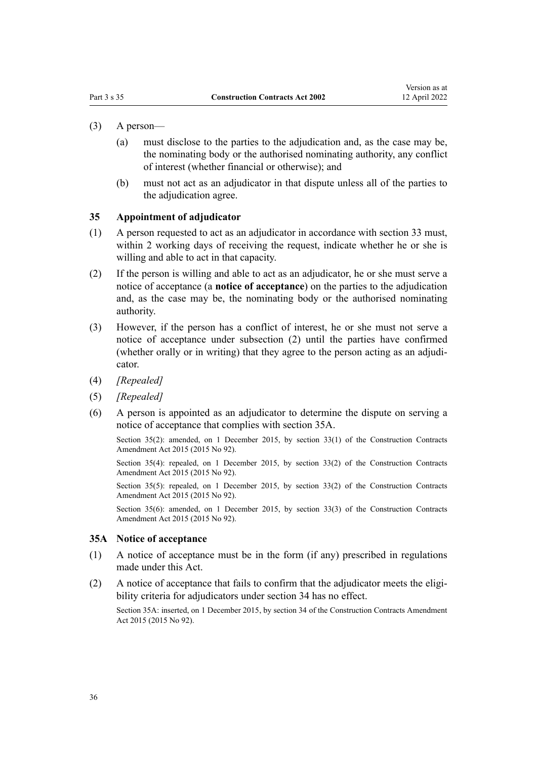(3) A person—

(a) must disclose to the parties to the adjudication and, as the case may be, the nominating body or the authorised nominating authority, any conflict of interest (whether financial or otherwise); and

(b) must not act as an adjudicator in that dispute unless all of the parties to the adjudication agree.

### 35 Appointment of adjudicator

(1) A person requested to act as an adjudicator in accordance with section 33 must, within 2 working days of receiving the request, indicate whether he or she is willing and able to act in that capacity.

(2) If the person is willing and able to act as an adjudicator, he or she must serve a notice of acceptance (a **notice of acceptance**) on the parties to the adjudication and, as the case may be, the nominating body or the authorised nominating authority.

(3) However, if the person has a conflict of interest, he or she must not serve a notice of acceptance under subsection (2) until the parties have confirmed (whether orally or in writing) that they agree to the person acting as an adjudicator.

(4) *[Repealed]*

(5) *[Repealed]*

(6) A person is appointed as an adjudicator to determine the dispute on serving a notice of acceptance that complies with section 35A.

Section 35(2): amended, on 1 December 2015, by section 33(1) of the Construction Contracts Amendment Act 2015 (2015 No 92).

Section 35(4): repealed, on 1 December 2015, by section 33(2) of the Construction Contracts Amendment Act 2015 (2015 No 92).

Section 35(5): repealed, on 1 December 2015, by section 33(2) of the Construction Contracts Amendment Act 2015 (2015 No 92).

Section 35(6): amended, on 1 December 2015, by section 33(3) of the Construction Contracts Amendment Act 2015 (2015 No 92).

### 35A Notice of acceptance

(1) A notice of acceptance must be in the form (if any) prescribed in regulations made under this Act.

(2) A notice of acceptance that fails to confirm that the adjudicator meets the eligibility criteria for adjudicators under section 34 has no effect.

Section 35A: inserted, on 1 December 2015, by section 34 of the Construction Contracts Amendment Act 2015 (2015 No 92).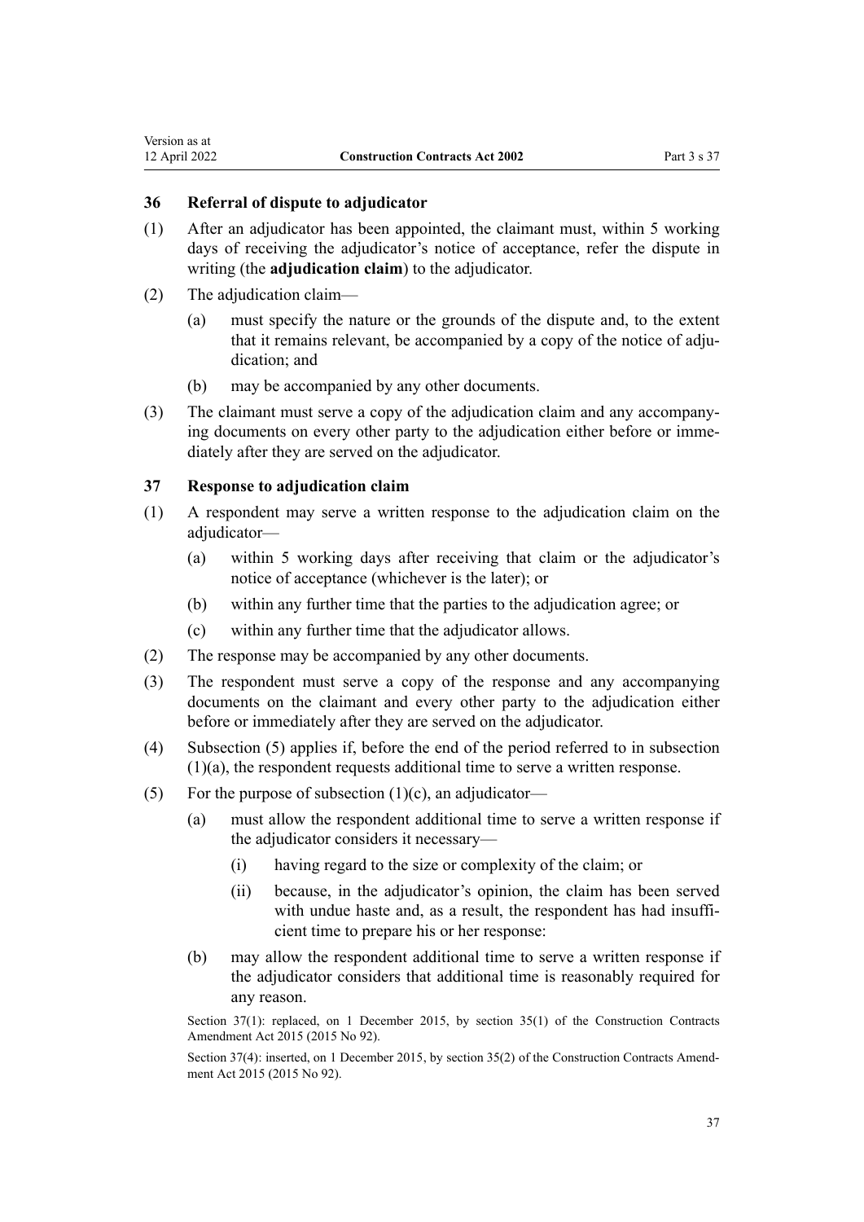### 36 Referral of dispute to adjudicator

(1) After an adjudicator has been appointed, the claimant must, within 5 working days of receiving the adjudicator's notice of acceptance, refer the dispute in writing (the **adjudication claim**) to the adjudicator.

(2) The adjudication claim—

(a) must specify the nature or the grounds of the dispute and, to the extent that it remains relevant, be accompanied by a copy of the notice of adjudication; and

(b) may be accompanied by any other documents.

(3) The claimant must serve a copy of the adjudication claim and any accompanying documents on every other party to the adjudication either before or immediately after they are served on the adjudicator.

### 37 Response to adjudication claim

(1) A respondent may serve a written response to the adjudication claim on the adjudicator—

(a) within 5 working days after receiving that claim or the adjudicator's notice of acceptance (whichever is the later); or

(b) within any further time that the parties to the adjudication agree; or

(c) within any further time that the adjudicator allows.

(2) The response may be accompanied by any other documents.

(3) The respondent must serve a copy of the response and any accompanying documents on the claimant and every other party to the adjudication either before or immediately after they are served on the adjudicator.

(4) Subsection (5) applies if, before the end of the period referred to in subsection (1)(a), the respondent requests additional time to serve a written response.

(5) For the purpose of subsection (1)(c), an adjudicator—

(a) must allow the respondent additional time to serve a written response if the adjudicator considers it necessary—

(i) having regard to the size or complexity of the claim; or

(ii) because, in the adjudicator's opinion, the claim has been served with undue haste and, as a result, the respondent has had insufficient time to prepare his or her response:

(b) may allow the respondent additional time to serve a written response if the adjudicator considers that additional time is reasonably required for any reason.

Section 37(1): replaced, on 1 December 2015, by section 35(1) of the Construction Contracts Amendment Act 2015 (2015 No 92).

Section 37(4): inserted, on 1 December 2015, by section 35(2) of the Construction Contracts Amendment Act 2015 (2015 No 92).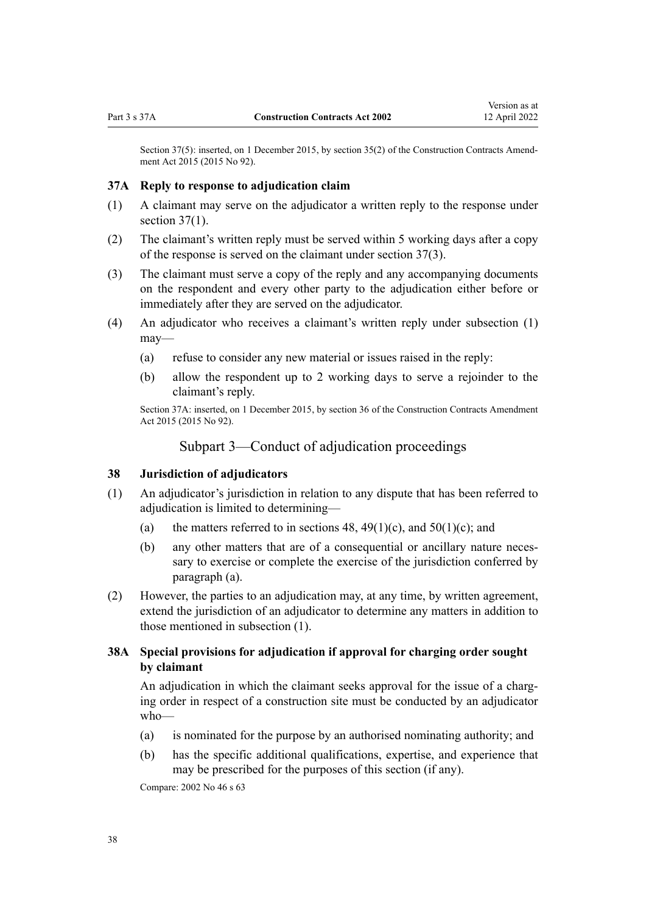Section 37(5): inserted, on 1 December 2015, by section 35(2) of the Construction Contracts Amendment Act 2015 (2015 No 92).

### 37A Reply to response to adjudication claim

(1) A claimant may serve on the adjudicator a written reply to the response under section 37(1).

(2) The claimant's written reply must be served within 5 working days after a copy of the response is served on the claimant under section 37(3).

(3) The claimant must serve a copy of the reply and any accompanying documents on the respondent and every other party to the adjudication either before or immediately after they are served on the adjudicator.

(4) An adjudicator who receives a claimant's written reply under subsection (1) may—

(a) refuse to consider any new material or issues raised in the reply:

(b) allow the respondent up to 2 working days to serve a rejoinder to the claimant's reply.

Section 37A: inserted, on 1 December 2015, by section 36 of the Construction Contracts Amendment Act 2015 (2015 No 92).

## Subpart 3—Conduct of adjudication proceedings

### 38 Jurisdiction of adjudicators

(1) An adjudicator's jurisdiction in relation to any dispute that has been referred to adjudication is limited to determining—

(a) the matters referred to in sections 48, 49(1)(c), and 50(1)(c); and

(b) any other matters that are of a consequential or ancillary nature necessary to exercise or complete the exercise of the jurisdiction conferred by paragraph (a).

(2) However, the parties to an adjudication may, at any time, by written agreement, extend the jurisdiction of an adjudicator to determine any matters in addition to those mentioned in subsection (1).

### 38A Special provisions for adjudication if approval for charging order sought by claimant

An adjudication in which the claimant seeks approval for the issue of a charging order in respect of a construction site must be conducted by an adjudicator who—

(a) is nominated for the purpose by an authorised nominating authority; and

(b) has the specific additional qualifications, expertise, and experience that may be prescribed for the purposes of this section (if any).

Compare: 2002 No 46 s 63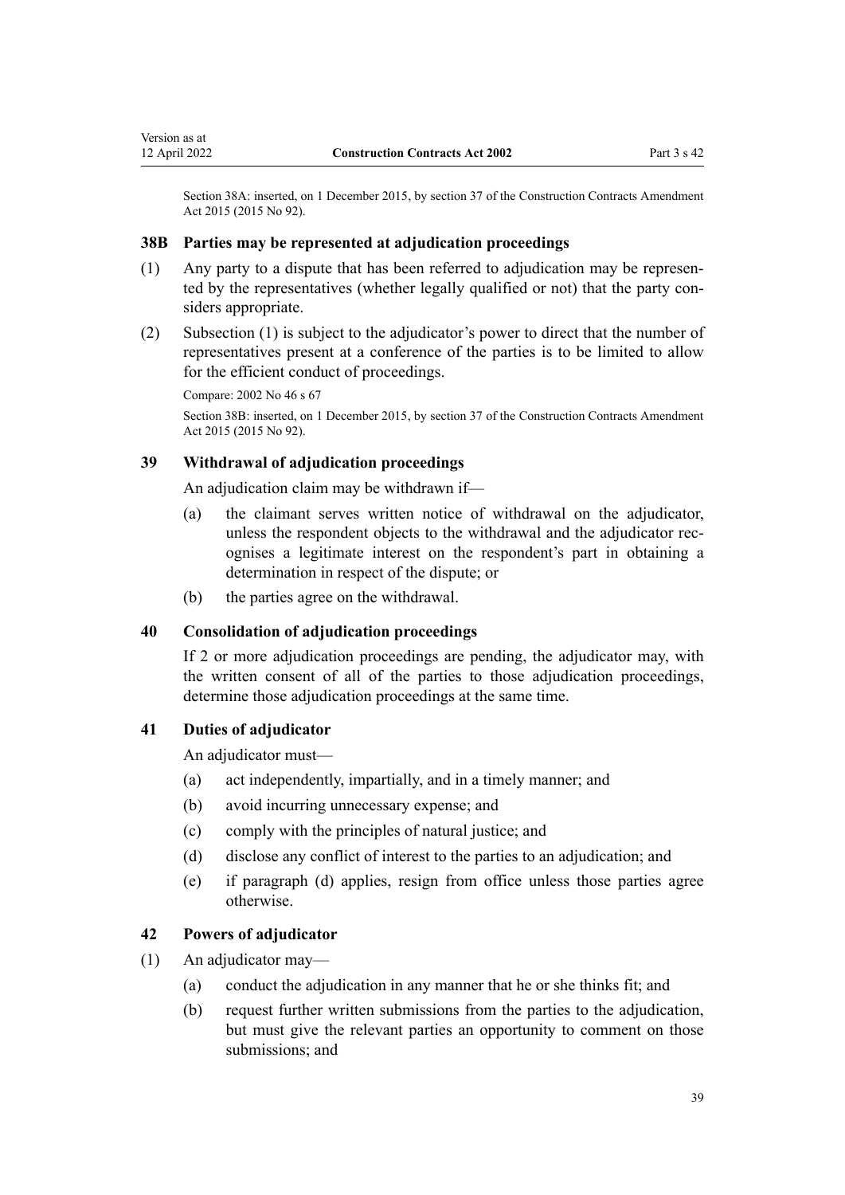Section 38A: inserted, on 1 December 2015, by section 37 of the Construction Contracts Amendment Act 2015 (2015 No 92).

### 38B Parties may be represented at adjudication proceedings

(1) Any party to a dispute that has been referred to adjudication may be represented by the representatives (whether legally qualified or not) that the party considers appropriate.

(2) Subsection (1) is subject to the adjudicator's power to direct that the number of representatives present at a conference of the parties is to be limited to allow for the efficient conduct of proceedings.

Compare: 2002 No 46 s 67

Section 38B: inserted, on 1 December 2015, by section 37 of the Construction Contracts Amendment Act 2015 (2015 No 92).

### 39 Withdrawal of adjudication proceedings

An adjudication claim may be withdrawn if—

(a) the claimant serves written notice of withdrawal on the adjudicator, unless the respondent objects to the withdrawal and the adjudicator recognises a legitimate interest on the respondent's part in obtaining a determination in respect of the dispute; or

(b) the parties agree on the withdrawal.

### 40 Consolidation of adjudication proceedings

If 2 or more adjudication proceedings are pending, the adjudicator may, with the written consent of all of the parties to those adjudication proceedings, determine those adjudication proceedings at the same time.

### 41 Duties of adjudicator

An adjudicator must—

(a) act independently, impartially, and in a timely manner; and

(b) avoid incurring unnecessary expense; and

(c) comply with the principles of natural justice; and

(d) disclose any conflict of interest to the parties to an adjudication; and

(e) if paragraph (d) applies, resign from office unless those parties agree otherwise.

### 42 Powers of adjudicator

(1) An adjudicator may—

(a) conduct the adjudication in any manner that he or she thinks fit; and

(b) request further written submissions from the parties to the adjudication, but must give the relevant parties an opportunity to comment on those submissions; and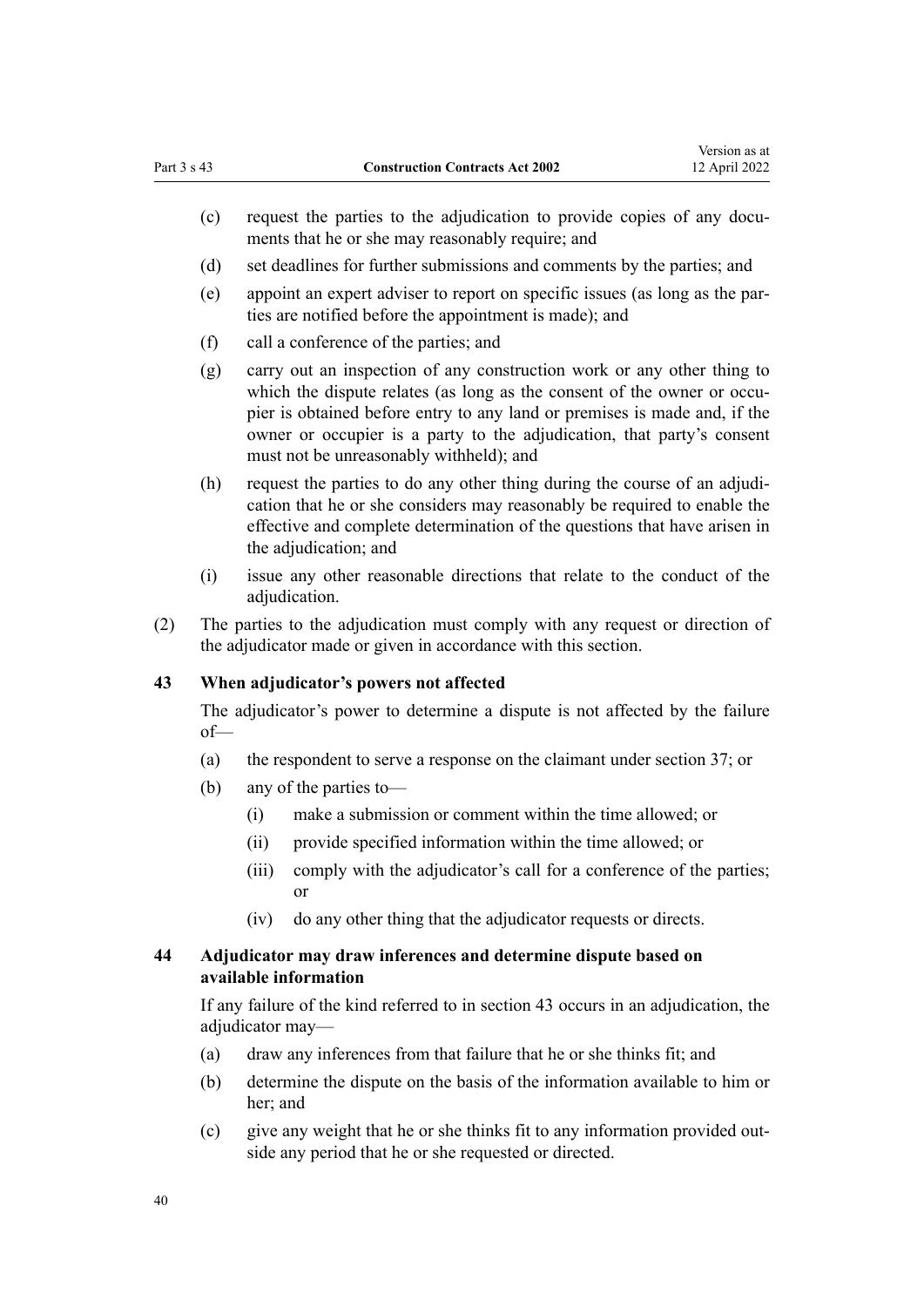(c) request the parties to the adjudication to provide copies of any documents that he or she may reasonably require; and

(d) set deadlines for further submissions and comments by the parties; and

(e) appoint an expert adviser to report on specific issues (as long as the parties are notified before the appointment is made); and

(f) call a conference of the parties; and

(g) carry out an inspection of any construction work or any other thing to which the dispute relates (as long as the consent of the owner or occupier is obtained before entry to any land or premises is made and, if the owner or occupier is a party to the adjudication, that party's consent must not be unreasonably withheld); and

(h) request the parties to do any other thing during the course of an adjudication that he or she considers may reasonably be required to enable the effective and complete determination of the questions that have arisen in the adjudication; and

(i) issue any other reasonable directions that relate to the conduct of the adjudication.

(2) The parties to the adjudication must comply with any request or direction of the adjudicator made or given in accordance with this section.

### 43 When adjudicator's powers not affected

The adjudicator's power to determine a dispute is not affected by the failure of—

(a) the respondent to serve a response on the claimant under section 37; or

(b) any of the parties to—

  (i) make a submission or comment within the time allowed; or

  (ii) provide specified information within the time allowed; or

  (iii) comply with the adjudicator's call for a conference of the parties; or

  (iv) do any other thing that the adjudicator requests or directs.

### 44 Adjudicator may draw inferences and determine dispute based on available information

If any failure of the kind referred to in section 43 occurs in an adjudication, the adjudicator may—

(a) draw any inferences from that failure that he or she thinks fit; and

(b) determine the dispute on the basis of the information available to him or her; and

(c) give any weight that he or she thinks fit to any information provided outside any period that he or she requested or directed.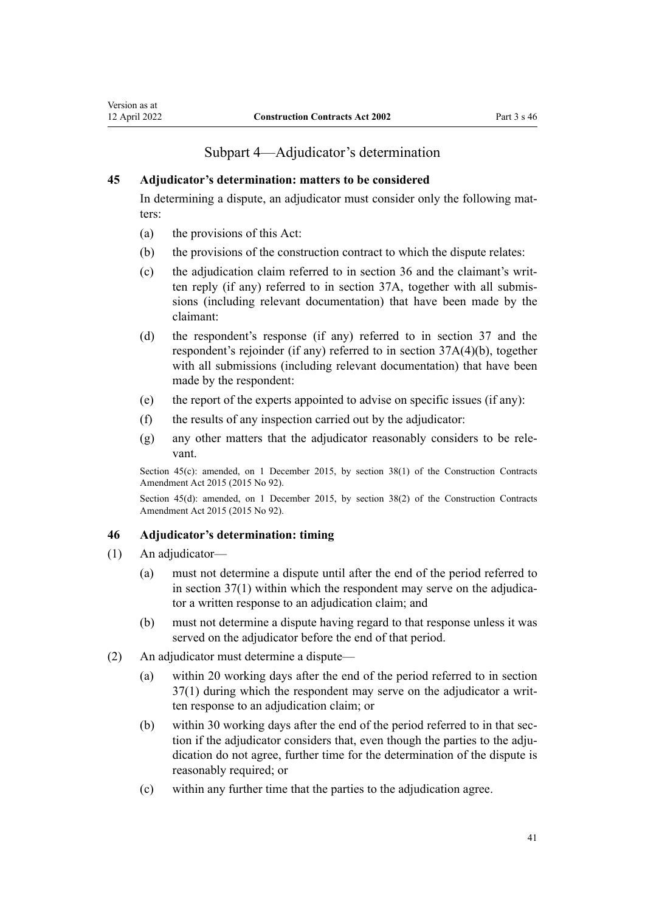## Subpart 4—Adjudicator's determination

### 45 Adjudicator's determination: matters to be considered

In determining a dispute, an adjudicator must consider only the following matters:

- (a) the provisions of this Act:
- (b) the provisions of the construction contract to which the dispute relates:
- (c) the adjudication claim referred to in section 36 and the claimant's written reply (if any) referred to in section 37A, together with all submissions (including relevant documentation) that have been made by the claimant:
- (d) the respondent's response (if any) referred to in section 37 and the respondent's rejoinder (if any) referred to in section 37A(4)(b), together with all submissions (including relevant documentation) that have been made by the respondent:
- (e) the report of the experts appointed to advise on specific issues (if any):
- (f) the results of any inspection carried out by the adjudicator:
- (g) any other matters that the adjudicator reasonably considers to be relevant.

Section 45(c): amended, on 1 December 2015, by section 38(1) of the Construction Contracts Amendment Act 2015 (2015 No 92).

Section 45(d): amended, on 1 December 2015, by section 38(2) of the Construction Contracts Amendment Act 2015 (2015 No 92).

### 46 Adjudicator's determination: timing

(1) An adjudicator—

- (a) must not determine a dispute until after the end of the period referred to in section 37(1) within which the respondent may serve on the adjudicator a written response to an adjudication claim; and
- (b) must not determine a dispute having regard to that response unless it was served on the adjudicator before the end of that period.

(2) An adjudicator must determine a dispute—

- (a) within 20 working days after the end of the period referred to in section 37(1) during which the respondent may serve on the adjudicator a written response to an adjudication claim; or
- (b) within 30 working days after the end of the period referred to in that section if the adjudicator considers that, even though the parties to the adjudication do not agree, further time for the determination of the dispute is reasonably required; or
- (c) within any further time that the parties to the adjudication agree.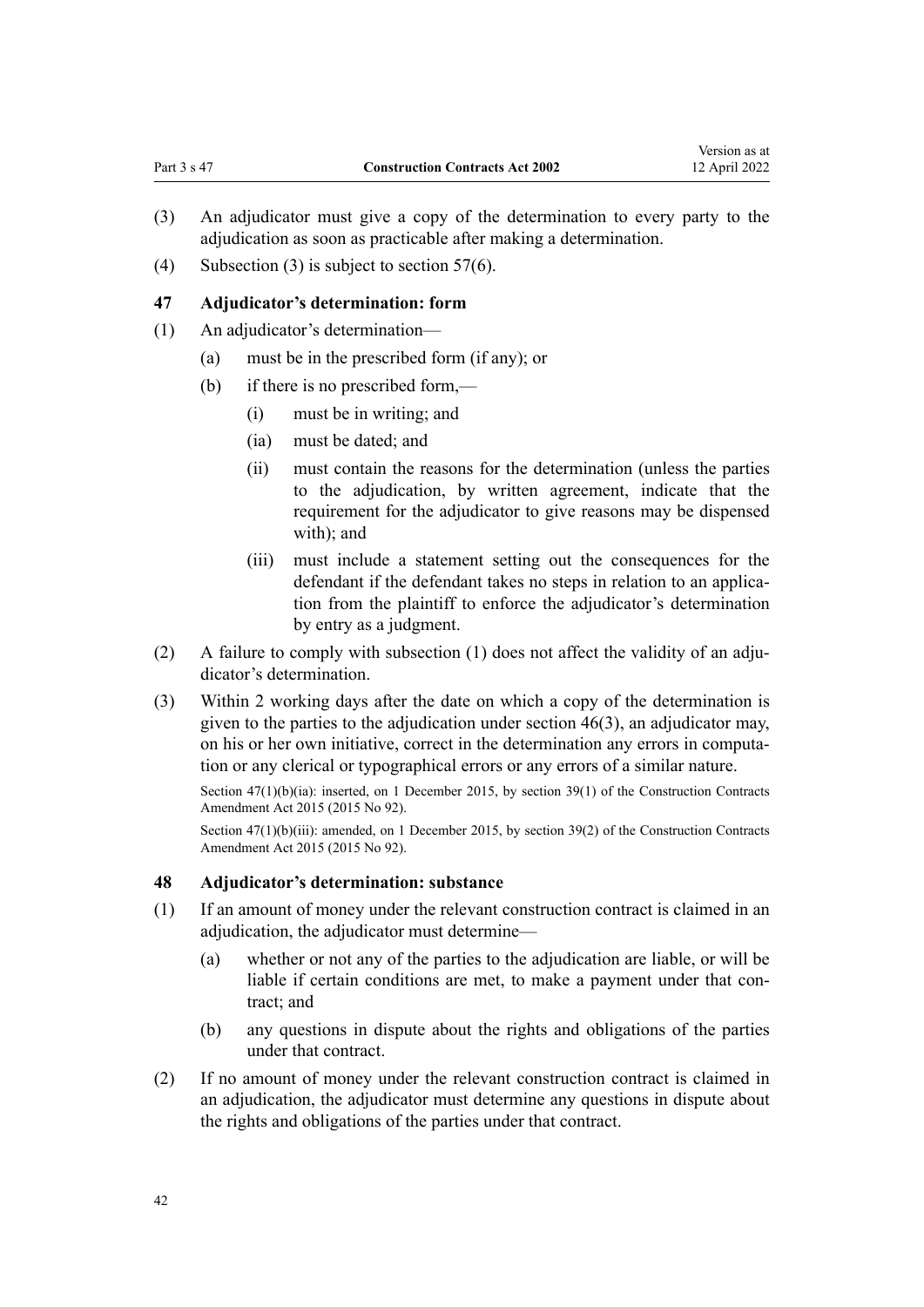(3) An adjudicator must give a copy of the determination to every party to the adjudication as soon as practicable after making a determination.

(4) Subsection (3) is subject to section 57(6).

### 47 Adjudicator's determination: form

(1) An adjudicator's determination—

- (a) must be in the prescribed form (if any); or
- (b) if there is no prescribed form,—
  - (i) must be in writing; and
  - (ia) must be dated; and
  - (ii) must contain the reasons for the determination (unless the parties to the adjudication, by written agreement, indicate that the requirement for the adjudicator to give reasons may be dispensed with); and
  - (iii) must include a statement setting out the consequences for the defendant if the defendant takes no steps in relation to an application from the plaintiff to enforce the adjudicator's determination by entry as a judgment.

(2) A failure to comply with subsection (1) does not affect the validity of an adjudicator's determination.

(3) Within 2 working days after the date on which a copy of the determination is given to the parties to the adjudication under section 46(3), an adjudicator may, on his or her own initiative, correct in the determination any errors in computation or any clerical or typographical errors or any errors of a similar nature.

Section 47(1)(b)(ia): inserted, on 1 December 2015, by section 39(1) of the Construction Contracts Amendment Act 2015 (2015 No 92).

Section 47(1)(b)(iii): amended, on 1 December 2015, by section 39(2) of the Construction Contracts Amendment Act 2015 (2015 No 92).

### 48 Adjudicator's determination: substance

(1) If an amount of money under the relevant construction contract is claimed in an adjudication, the adjudicator must determine—

- (a) whether or not any of the parties to the adjudication are liable, or will be liable if certain conditions are met, to make a payment under that contract; and
- (b) any questions in dispute about the rights and obligations of the parties under that contract.

(2) If no amount of money under the relevant construction contract is claimed in an adjudication, the adjudicator must determine any questions in dispute about the rights and obligations of the parties under that contract.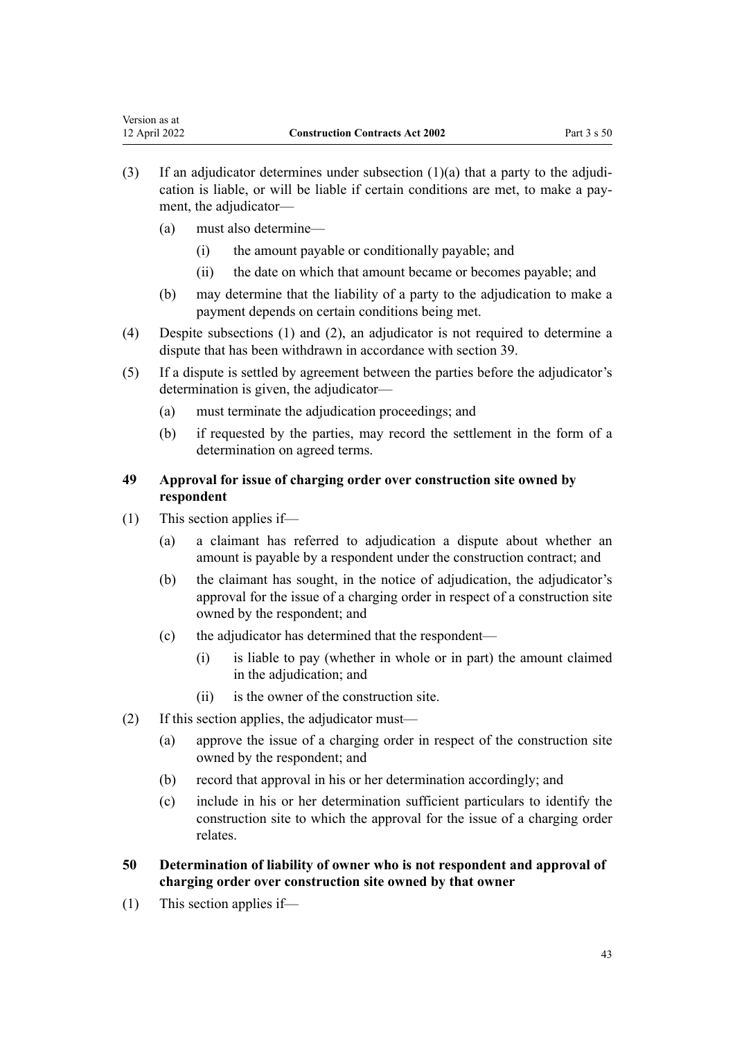(3) If an adjudicator determines under subsection (1)(a) that a party to the adjudication is liable, or will be liable if certain conditions are met, to make a payment, the adjudicator—

(a) must also determine—

(i) the amount payable or conditionally payable; and

(ii) the date on which that amount became or becomes payable; and

(b) may determine that the liability of a party to the adjudication to make a payment depends on certain conditions being met.

(4) Despite subsections (1) and (2), an adjudicator is not required to determine a dispute that has been withdrawn in accordance with section 39.

(5) If a dispute is settled by agreement between the parties before the adjudicator's determination is given, the adjudicator—

(a) must terminate the adjudication proceedings; and

(b) if requested by the parties, may record the settlement in the form of a determination on agreed terms.

### 49 Approval for issue of charging order over construction site owned by respondent

(1) This section applies if—

(a) a claimant has referred to adjudication a dispute about whether an amount is payable by a respondent under the construction contract; and

(b) the claimant has sought, in the notice of adjudication, the adjudicator's approval for the issue of a charging order in respect of a construction site owned by the respondent; and

(c) the adjudicator has determined that the respondent—

(i) is liable to pay (whether in whole or in part) the amount claimed in the adjudication; and

(ii) is the owner of the construction site.

(2) If this section applies, the adjudicator must—

(a) approve the issue of a charging order in respect of the construction site owned by the respondent; and

(b) record that approval in his or her determination accordingly; and

(c) include in his or her determination sufficient particulars to identify the construction site to which the approval for the issue of a charging order relates.

### 50 Determination of liability of owner who is not respondent and approval of charging order over construction site owned by that owner

(1) This section applies if—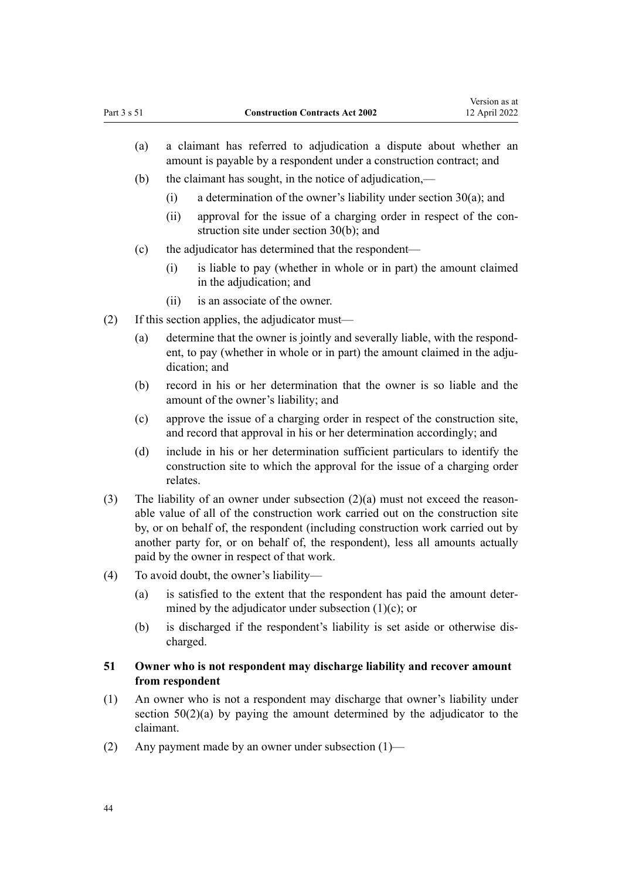(a) a claimant has referred to adjudication a dispute about whether an amount is payable by a respondent under a construction contract; and

(b) the claimant has sought, in the notice of adjudication,—

(i) a determination of the owner's liability under section 30(a); and

(ii) approval for the issue of a charging order in respect of the construction site under section 30(b); and

(c) the adjudicator has determined that the respondent—

(i) is liable to pay (whether in whole or in part) the amount claimed in the adjudication; and

(ii) is an associate of the owner.

(2) If this section applies, the adjudicator must—

(a) determine that the owner is jointly and severally liable, with the respondent, to pay (whether in whole or in part) the amount claimed in the adjudication; and

(b) record in his or her determination that the owner is so liable and the amount of the owner's liability; and

(c) approve the issue of a charging order in respect of the construction site, and record that approval in his or her determination accordingly; and

(d) include in his or her determination sufficient particulars to identify the construction site to which the approval for the issue of a charging order relates.

(3) The liability of an owner under subsection (2)(a) must not exceed the reasonable value of all of the construction work carried out on the construction site by, or on behalf of, the respondent (including construction work carried out by another party for, or on behalf of, the respondent), less all amounts actually paid by the owner in respect of that work.

(4) To avoid doubt, the owner's liability—

(a) is satisfied to the extent that the respondent has paid the amount determined by the adjudicator under subsection (1)(c); or

(b) is discharged if the respondent's liability is set aside or otherwise discharged.

### 51 Owner who is not respondent may discharge liability and recover amount from respondent

(1) An owner who is not a respondent may discharge that owner's liability under section 50(2)(a) by paying the amount determined by the adjudicator to the claimant.

(2) Any payment made by an owner under subsection (1)—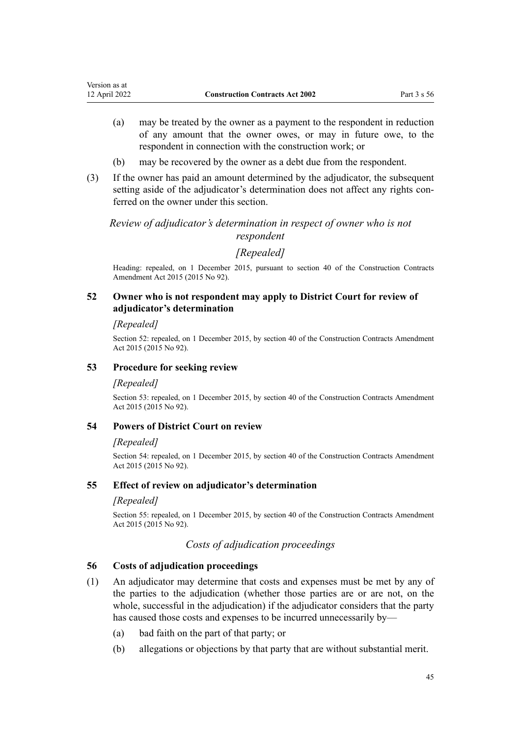(a) may be treated by the owner as a payment to the respondent in reduction of any amount that the owner owes, or may in future owe, to the respondent in connection with the construction work; or

(b) may be recovered by the owner as a debt due from the respondent.

(3) If the owner has paid an amount determined by the adjudicator, the subsequent setting aside of the adjudicator's determination does not affect any rights conferred on the owner under this section.

*Review of adjudicator's determination in respect of owner who is not respondent*

*[Repealed]*

Heading: repealed, on 1 December 2015, pursuant to section 40 of the Construction Contracts Amendment Act 2015 (2015 No 92).

### 52 Owner who is not respondent may apply to District Court for review of adjudicator's determination

*[Repealed]*

Section 52: repealed, on 1 December 2015, by section 40 of the Construction Contracts Amendment Act 2015 (2015 No 92).

### 53 Procedure for seeking review

*[Repealed]*

Section 53: repealed, on 1 December 2015, by section 40 of the Construction Contracts Amendment Act 2015 (2015 No 92).

### 54 Powers of District Court on review

*[Repealed]*

Section 54: repealed, on 1 December 2015, by section 40 of the Construction Contracts Amendment Act 2015 (2015 No 92).

### 55 Effect of review on adjudicator's determination

*[Repealed]*

Section 55: repealed, on 1 December 2015, by section 40 of the Construction Contracts Amendment Act 2015 (2015 No 92).

*Costs of adjudication proceedings*

### 56 Costs of adjudication proceedings

(1) An adjudicator may determine that costs and expenses must be met by any of the parties to the adjudication (whether those parties are or are not, on the whole, successful in the adjudication) if the adjudicator considers that the party has caused those costs and expenses to be incurred unnecessarily by—

(a) bad faith on the part of that party; or

(b) allegations or objections by that party that are without substantial merit.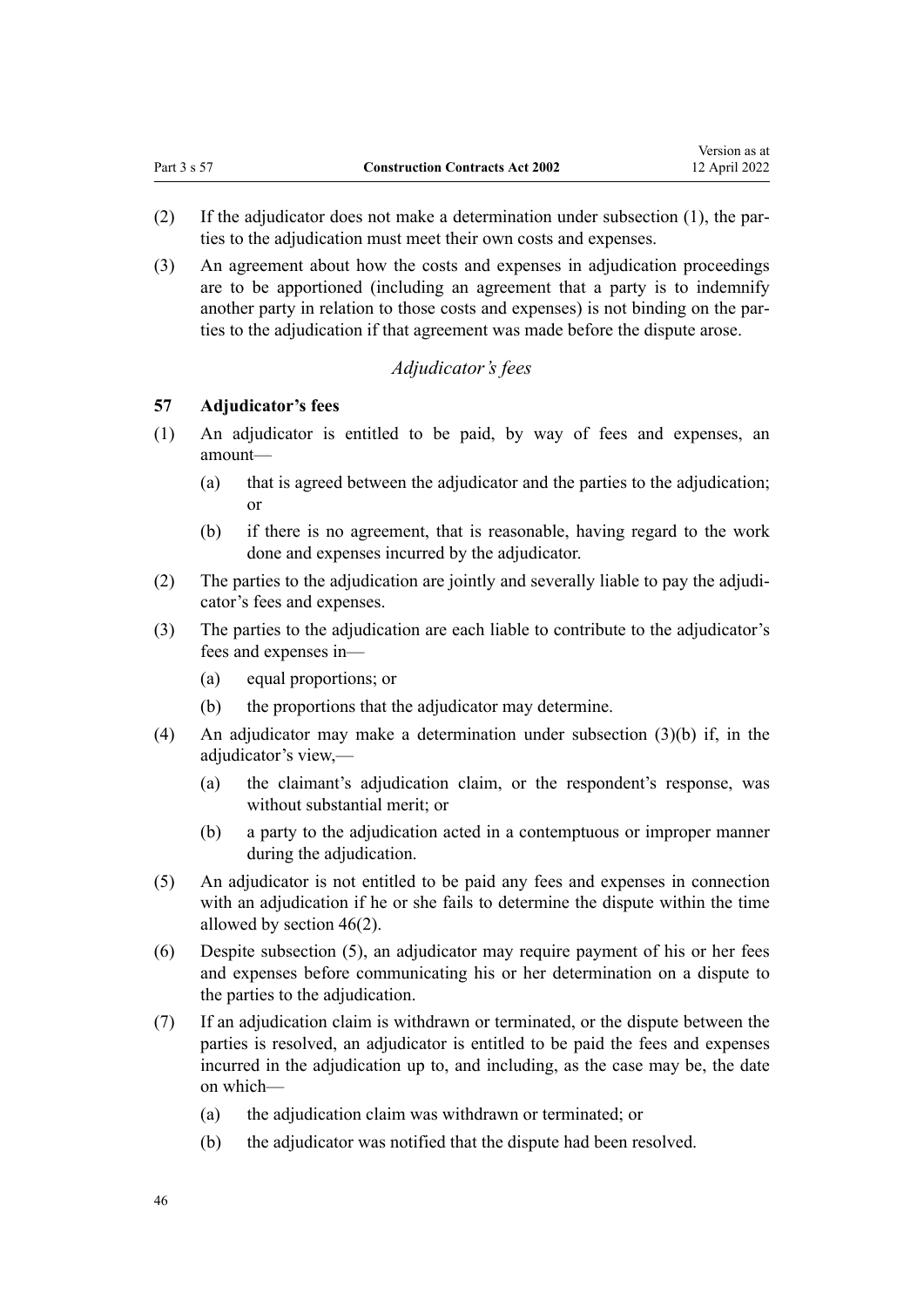(2) If the adjudicator does not make a determination under subsection (1), the parties to the adjudication must meet their own costs and expenses.

(3) An agreement about how the costs and expenses in adjudication proceedings are to be apportioned (including an agreement that a party is to indemnify another party in relation to those costs and expenses) is not binding on the parties to the adjudication if that agreement was made before the dispute arose.

### *Adjudicator's fees*

### 57 Adjudicator's fees

(1) An adjudicator is entitled to be paid, by way of fees and expenses, an amount—

- (a) that is agreed between the adjudicator and the parties to the adjudication; or
- (b) if there is no agreement, that is reasonable, having regard to the work done and expenses incurred by the adjudicator.

(2) The parties to the adjudication are jointly and severally liable to pay the adjudicator's fees and expenses.

(3) The parties to the adjudication are each liable to contribute to the adjudicator's fees and expenses in—

- (a) equal proportions; or
- (b) the proportions that the adjudicator may determine.

(4) An adjudicator may make a determination under subsection (3)(b) if, in the adjudicator's view,—

- (a) the claimant's adjudication claim, or the respondent's response, was without substantial merit; or
- (b) a party to the adjudication acted in a contemptuous or improper manner during the adjudication.

(5) An adjudicator is not entitled to be paid any fees and expenses in connection with an adjudication if he or she fails to determine the dispute within the time allowed by section 46(2).

(6) Despite subsection (5), an adjudicator may require payment of his or her fees and expenses before communicating his or her determination on a dispute to the parties to the adjudication.

(7) If an adjudication claim is withdrawn or terminated, or the dispute between the parties is resolved, an adjudicator is entitled to be paid the fees and expenses incurred in the adjudication up to, and including, as the case may be, the date on which—

- (a) the adjudication claim was withdrawn or terminated; or
- (b) the adjudicator was notified that the dispute had been resolved.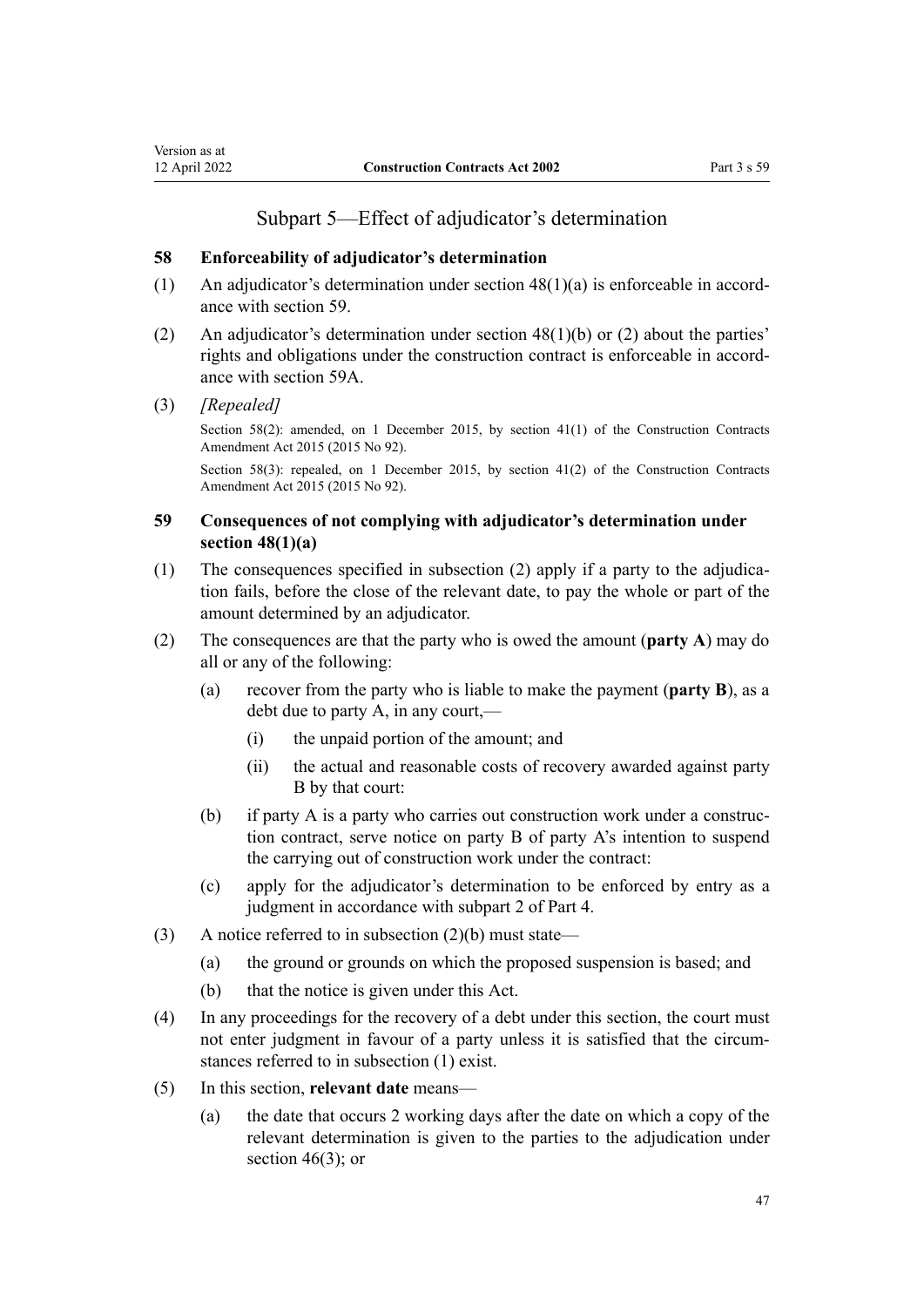## Subpart 5—Effect of adjudicator's determination

### 58 Enforceability of adjudicator's determination

(1) An adjudicator's determination under section 48(1)(a) is enforceable in accordance with section 59.

(2) An adjudicator's determination under section 48(1)(b) or (2) about the parties' rights and obligations under the construction contract is enforceable in accordance with section 59A.

(3) *[Repealed]*

Section 58(2): amended, on 1 December 2015, by section 41(1) of the Construction Contracts Amendment Act 2015 (2015 No 92).

Section 58(3): repealed, on 1 December 2015, by section 41(2) of the Construction Contracts Amendment Act 2015 (2015 No 92).

### 59 Consequences of not complying with adjudicator's determination under section 48(1)(a)

(1) The consequences specified in subsection (2) apply if a party to the adjudication fails, before the close of the relevant date, to pay the whole or part of the amount determined by an adjudicator.

(2) The consequences are that the party who is owed the amount (**party A**) may do all or any of the following:

   (a) recover from the party who is liable to make the payment (**party B**), as a debt due to party A, in any court,—

      (i) the unpaid portion of the amount; and

      (ii) the actual and reasonable costs of recovery awarded against party B by that court:

   (b) if party A is a party who carries out construction work under a construction contract, serve notice on party B of party A's intention to suspend the carrying out of construction work under the contract:

   (c) apply for the adjudicator's determination to be enforced by entry as a judgment in accordance with subpart 2 of Part 4.

(3) A notice referred to in subsection (2)(b) must state—

   (a) the ground or grounds on which the proposed suspension is based; and

   (b) that the notice is given under this Act.

(4) In any proceedings for the recovery of a debt under this section, the court must not enter judgment in favour of a party unless it is satisfied that the circumstances referred to in subsection (1) exist.

(5) In this section, **relevant date** means—

   (a) the date that occurs 2 working days after the date on which a copy of the relevant determination is given to the parties to the adjudication under section 46(3); or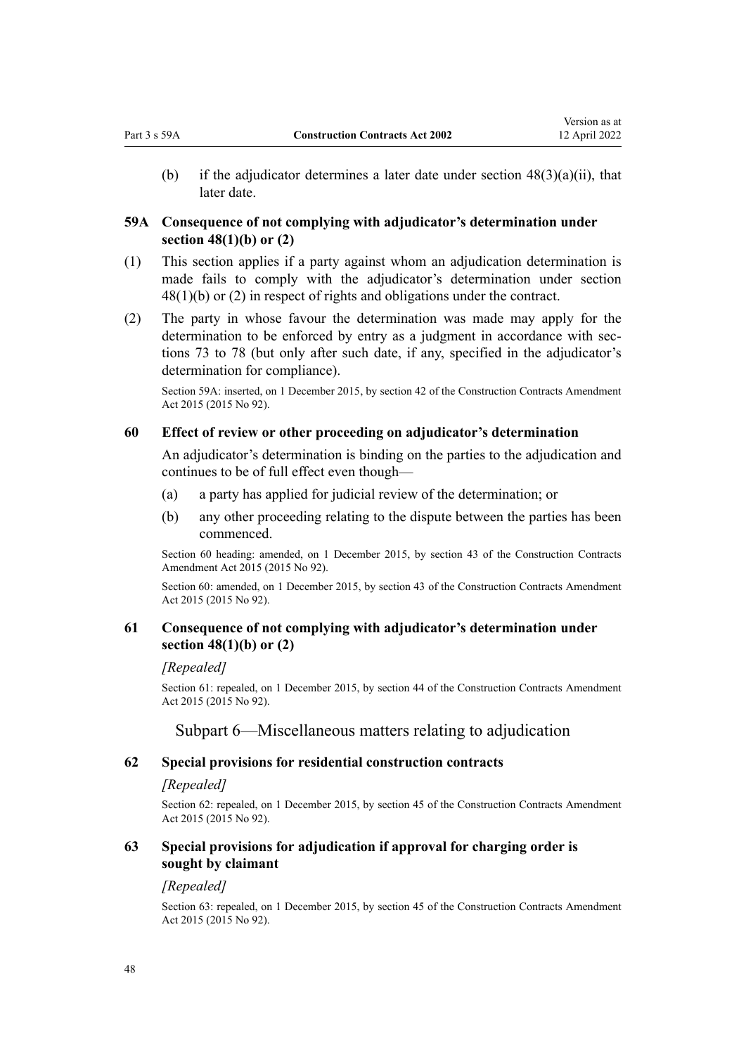(b) if the adjudicator determines a later date under section 48(3)(a)(ii), that later date.

### 59A Consequence of not complying with adjudicator's determination under section 48(1)(b) or (2)

(1) This section applies if a party against whom an adjudication determination is made fails to comply with the adjudicator's determination under section 48(1)(b) or (2) in respect of rights and obligations under the contract.

(2) The party in whose favour the determination was made may apply for the determination to be enforced by entry as a judgment in accordance with sections 73 to 78 (but only after such date, if any, specified in the adjudicator's determination for compliance).

Section 59A: inserted, on 1 December 2015, by section 42 of the Construction Contracts Amendment Act 2015 (2015 No 92).

### 60 Effect of review or other proceeding on adjudicator's determination

An adjudicator's determination is binding on the parties to the adjudication and continues to be of full effect even though—

(a) a party has applied for judicial review of the determination; or

(b) any other proceeding relating to the dispute between the parties has been commenced.

Section 60 heading: amended, on 1 December 2015, by section 43 of the Construction Contracts Amendment Act 2015 (2015 No 92).

Section 60: amended, on 1 December 2015, by section 43 of the Construction Contracts Amendment Act 2015 (2015 No 92).

### 61 Consequence of not complying with adjudicator's determination under section 48(1)(b) or (2)

*[Repealed]*

Section 61: repealed, on 1 December 2015, by section 44 of the Construction Contracts Amendment Act 2015 (2015 No 92).

## Subpart 6—Miscellaneous matters relating to adjudication

### 62 Special provisions for residential construction contracts

*[Repealed]*

Section 62: repealed, on 1 December 2015, by section 45 of the Construction Contracts Amendment Act 2015 (2015 No 92).

### 63 Special provisions for adjudication if approval for charging order is sought by claimant

*[Repealed]*

Section 63: repealed, on 1 December 2015, by section 45 of the Construction Contracts Amendment Act 2015 (2015 No 92).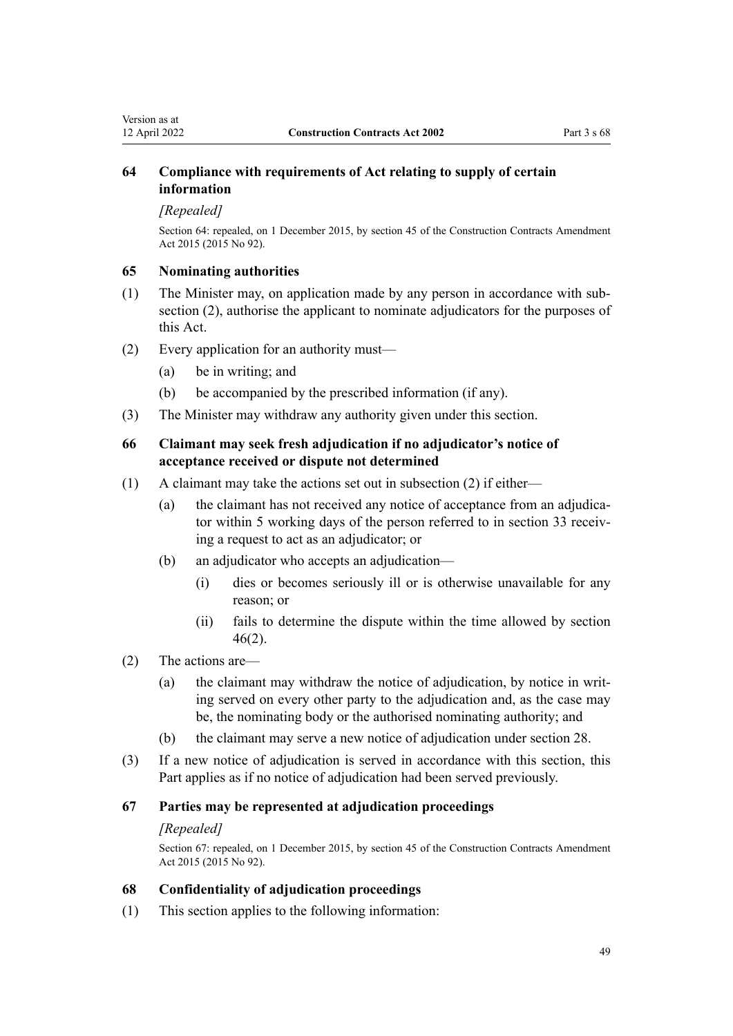### 64 Compliance with requirements of Act relating to supply of certain information

*[Repealed]*

Section 64: repealed, on 1 December 2015, by section 45 of the Construction Contracts Amendment Act 2015 (2015 No 92).

### 65 Nominating authorities

(1) The Minister may, on application made by any person in accordance with subsection (2), authorise the applicant to nominate adjudicators for the purposes of this Act.

(2) Every application for an authority must—

- (a) be in writing; and
- (b) be accompanied by the prescribed information (if any).

(3) The Minister may withdraw any authority given under this section.

### 66 Claimant may seek fresh adjudication if no adjudicator's notice of acceptance received or dispute not determined

(1) A claimant may take the actions set out in subsection (2) if either—

- (a) the claimant has not received any notice of acceptance from an adjudicator within 5 working days of the person referred to in section 33 receiving a request to act as an adjudicator; or
- (b) an adjudicator who accepts an adjudication—
  - (i) dies or becomes seriously ill or is otherwise unavailable for any reason; or
  - (ii) fails to determine the dispute within the time allowed by section 46(2).

(2) The actions are—

- (a) the claimant may withdraw the notice of adjudication, by notice in writing served on every other party to the adjudication and, as the case may be, the nominating body or the authorised nominating authority; and
- (b) the claimant may serve a new notice of adjudication under section 28.

(3) If a new notice of adjudication is served in accordance with this section, this Part applies as if no notice of adjudication had been served previously.

### 67 Parties may be represented at adjudication proceedings

*[Repealed]*

Section 67: repealed, on 1 December 2015, by section 45 of the Construction Contracts Amendment Act 2015 (2015 No 92).

### 68 Confidentiality of adjudication proceedings

(1) This section applies to the following information: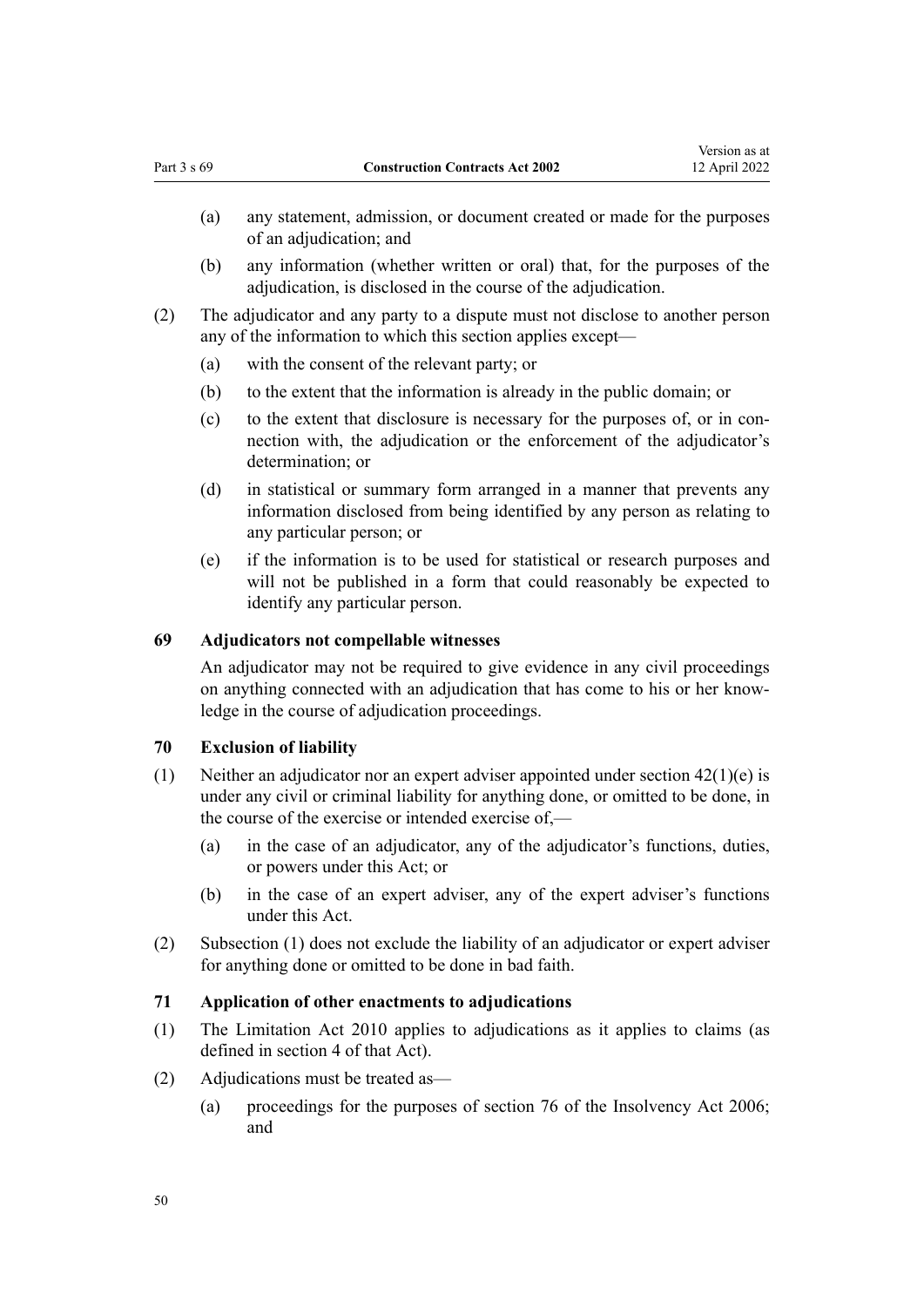(a) any statement, admission, or document created or made for the purposes of an adjudication; and

(b) any information (whether written or oral) that, for the purposes of the adjudication, is disclosed in the course of the adjudication.

(2) The adjudicator and any party to a dispute must not disclose to another person any of the information to which this section applies except—

(a) with the consent of the relevant party; or

(b) to the extent that the information is already in the public domain; or

(c) to the extent that disclosure is necessary for the purposes of, or in connection with, the adjudication or the enforcement of the adjudicator's determination; or

(d) in statistical or summary form arranged in a manner that prevents any information disclosed from being identified by any person as relating to any particular person; or

(e) if the information is to be used for statistical or research purposes and will not be published in a form that could reasonably be expected to identify any particular person.

### 69 Adjudicators not compellable witnesses

An adjudicator may not be required to give evidence in any civil proceedings on anything connected with an adjudication that has come to his or her knowledge in the course of adjudication proceedings.

### 70 Exclusion of liability

(1) Neither an adjudicator nor an expert adviser appointed under section 42(1)(e) is under any civil or criminal liability for anything done, or omitted to be done, in the course of the exercise or intended exercise of,—

(a) in the case of an adjudicator, any of the adjudicator's functions, duties, or powers under this Act; or

(b) in the case of an expert adviser, any of the expert adviser's functions under this Act.

(2) Subsection (1) does not exclude the liability of an adjudicator or expert adviser for anything done or omitted to be done in bad faith.

### 71 Application of other enactments to adjudications

(1) The Limitation Act 2010 applies to adjudications as it applies to claims (as defined in section 4 of that Act).

(2) Adjudications must be treated as—

(a) proceedings for the purposes of section 76 of the Insolvency Act 2006; and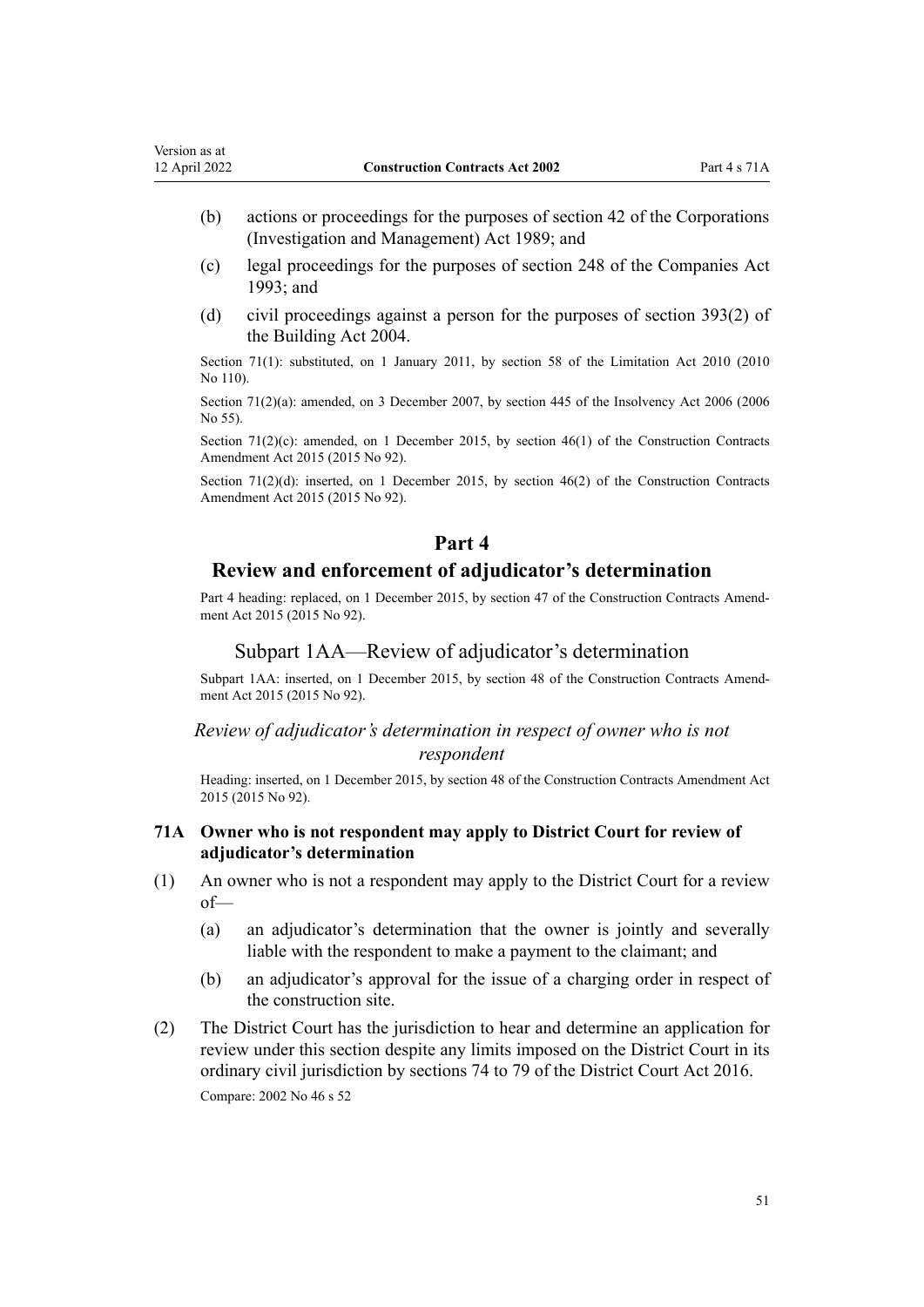(b) actions or proceedings for the purposes of section 42 of the Corporations (Investigation and Management) Act 1989; and

(c) legal proceedings for the purposes of section 248 of the Companies Act 1993; and

(d) civil proceedings against a person for the purposes of section 393(2) of the Building Act 2004.

Section 71(1): substituted, on 1 January 2011, by section 58 of the Limitation Act 2010 (2010 No 110).

Section 71(2)(a): amended, on 3 December 2007, by section 445 of the Insolvency Act 2006 (2006 No 55).

Section 71(2)(c): amended, on 1 December 2015, by section 46(1) of the Construction Contracts Amendment Act 2015 (2015 No 92).

Section 71(2)(d): inserted, on 1 December 2015, by section 46(2) of the Construction Contracts Amendment Act 2015 (2015 No 92).

# Part 4

# Review and enforcement of adjudicator's determination

Part 4 heading: replaced, on 1 December 2015, by section 47 of the Construction Contracts Amendment Act 2015 (2015 No 92).

## Subpart 1AA—Review of adjudicator's determination

Subpart 1AA: inserted, on 1 December 2015, by section 48 of the Construction Contracts Amendment Act 2015 (2015 No 92).

### *Review of adjudicator's determination in respect of owner who is not respondent*

Heading: inserted, on 1 December 2015, by section 48 of the Construction Contracts Amendment Act 2015 (2015 No 92).

### 71A Owner who is not respondent may apply to District Court for review of adjudicator's determination

(1) An owner who is not a respondent may apply to the District Court for a review of—

(a) an adjudicator's determination that the owner is jointly and severally liable with the respondent to make a payment to the claimant; and

(b) an adjudicator's approval for the issue of a charging order in respect of the construction site.

(2) The District Court has the jurisdiction to hear and determine an application for review under this section despite any limits imposed on the District Court in its ordinary civil jurisdiction by sections 74 to 79 of the District Court Act 2016.

Compare: 2002 No 46 s 52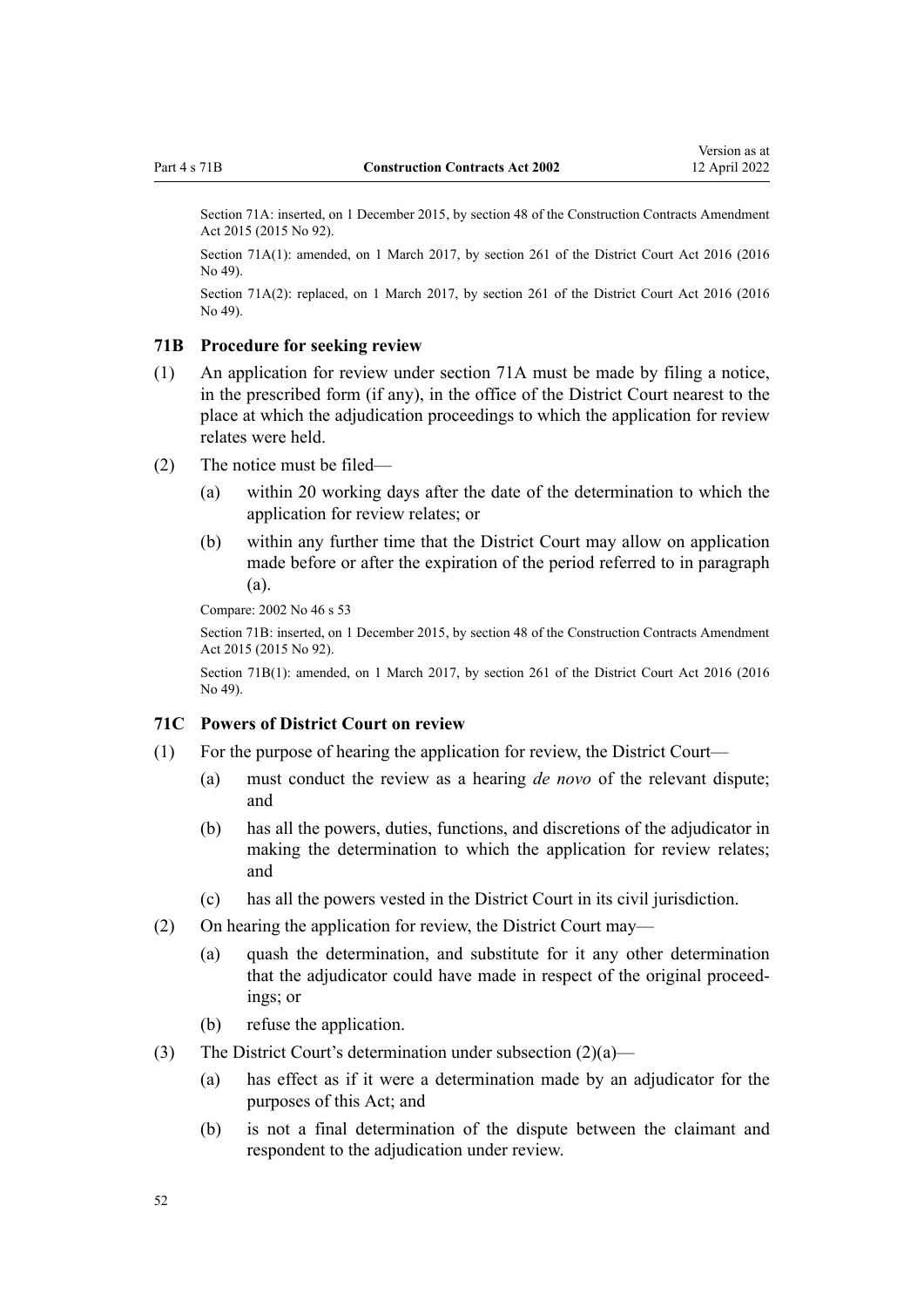Section 71A: inserted, on 1 December 2015, by section 48 of the Construction Contracts Amendment Act 2015 (2015 No 92).

Section 71A(1): amended, on 1 March 2017, by section 261 of the District Court Act 2016 (2016 No 49).

Section 71A(2): replaced, on 1 March 2017, by section 261 of the District Court Act 2016 (2016 No 49).

### 71B Procedure for seeking review

(1) An application for review under section 71A must be made by filing a notice, in the prescribed form (if any), in the office of the District Court nearest to the place at which the adjudication proceedings to which the application for review relates were held.

(2) The notice must be filed—

(a) within 20 working days after the date of the determination to which the application for review relates; or

(b) within any further time that the District Court may allow on application made before or after the expiration of the period referred to in paragraph (a).

Compare: 2002 No 46 s 53

Section 71B: inserted, on 1 December 2015, by section 48 of the Construction Contracts Amendment Act 2015 (2015 No 92).

Section 71B(1): amended, on 1 March 2017, by section 261 of the District Court Act 2016 (2016 No 49).

### 71C Powers of District Court on review

(1) For the purpose of hearing the application for review, the District Court—

(a) must conduct the review as a hearing *de novo* of the relevant dispute; and

(b) has all the powers, duties, functions, and discretions of the adjudicator in making the determination to which the application for review relates; and

(c) has all the powers vested in the District Court in its civil jurisdiction.

(2) On hearing the application for review, the District Court may—

(a) quash the determination, and substitute for it any other determination that the adjudicator could have made in respect of the original proceedings; or

(b) refuse the application.

(3) The District Court's determination under subsection (2)(a)—

(a) has effect as if it were a determination made by an adjudicator for the purposes of this Act; and

(b) is not a final determination of the dispute between the claimant and respondent to the adjudication under review.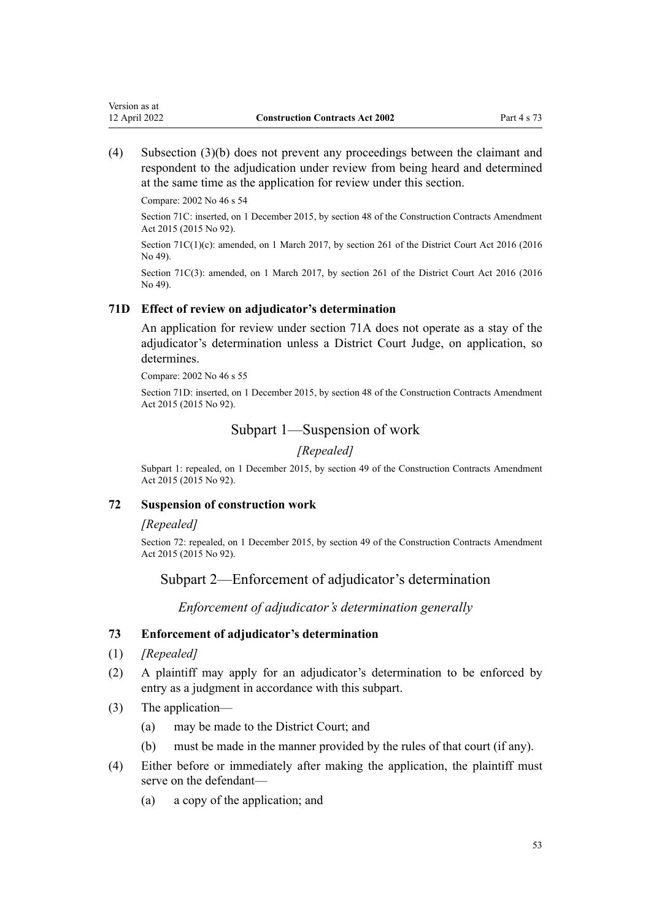(4) Subsection (3)(b) does not prevent any proceedings between the claimant and respondent to the adjudication under review from being heard and determined at the same time as the application for review under this section.

Compare: 2002 No 46 s 54

Section 71C: inserted, on 1 December 2015, by section 48 of the Construction Contracts Amendment Act 2015 (2015 No 92).

Section 71C(1)(c): amended, on 1 March 2017, by section 261 of the District Court Act 2016 (2016 No 49).

Section 71C(3): amended, on 1 March 2017, by section 261 of the District Court Act 2016 (2016 No 49).

### 71D Effect of review on adjudicator's determination

An application for review under section 71A does not operate as a stay of the adjudicator's determination unless a District Court Judge, on application, so determines.

Compare: 2002 No 46 s 55

Section 71D: inserted, on 1 December 2015, by section 48 of the Construction Contracts Amendment Act 2015 (2015 No 92).

## Subpart 1—Suspension of work

*[Repealed]*

Subpart 1: repealed, on 1 December 2015, by section 49 of the Construction Contracts Amendment Act 2015 (2015 No 92).

### 72 Suspension of construction work

*[Repealed]*

Section 72: repealed, on 1 December 2015, by section 49 of the Construction Contracts Amendment Act 2015 (2015 No 92).

## Subpart 2—Enforcement of adjudicator's determination

*Enforcement of adjudicator's determination generally*

### 73 Enforcement of adjudicator's determination

(1) *[Repealed]*

(2) A plaintiff may apply for an adjudicator's determination to be enforced by entry as a judgment in accordance with this subpart.

(3) The application—

- (a) may be made to the District Court; and
- (b) must be made in the manner provided by the rules of that court (if any).

(4) Either before or immediately after making the application, the plaintiff must serve on the defendant—

- (a) a copy of the application; and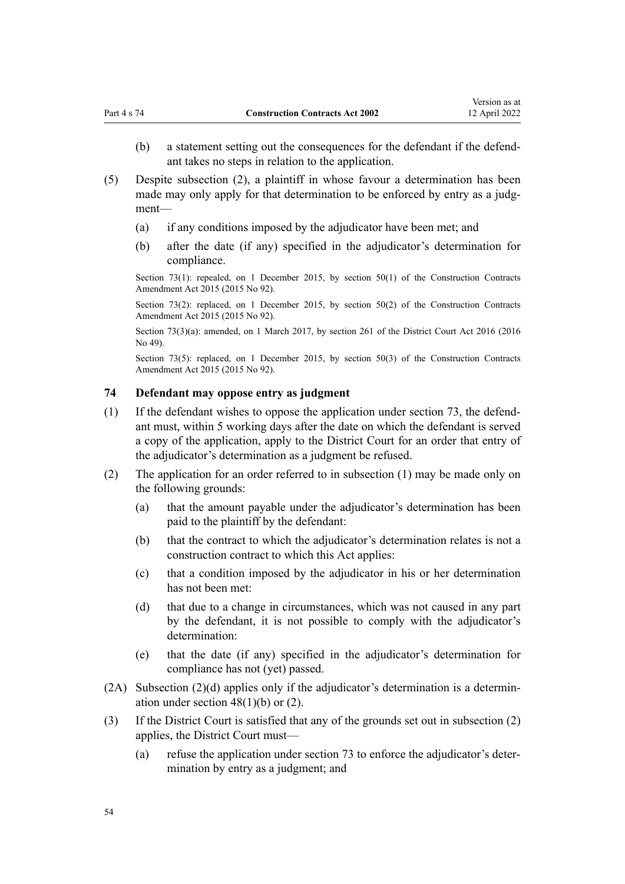(b) a statement setting out the consequences for the defendant if the defendant takes no steps in relation to the application.

(5) Despite subsection (2), a plaintiff in whose favour a determination has been made may only apply for that determination to be enforced by entry as a judgment—

(a) if any conditions imposed by the adjudicator have been met; and

(b) after the date (if any) specified in the adjudicator's determination for compliance.

Section 73(1): repealed, on 1 December 2015, by section 50(1) of the Construction Contracts Amendment Act 2015 (2015 No 92).

Section 73(2): replaced, on 1 December 2015, by section 50(2) of the Construction Contracts Amendment Act 2015 (2015 No 92).

Section 73(3)(a): amended, on 1 March 2017, by section 261 of the District Court Act 2016 (2016 No 49).

Section 73(5): replaced, on 1 December 2015, by section 50(3) of the Construction Contracts Amendment Act 2015 (2015 No 92).

### 74 Defendant may oppose entry as judgment

(1) If the defendant wishes to oppose the application under section 73, the defendant must, within 5 working days after the date on which the defendant is served a copy of the application, apply to the District Court for an order that entry of the adjudicator's determination as a judgment be refused.

(2) The application for an order referred to in subsection (1) may be made only on the following grounds:

(a) that the amount payable under the adjudicator's determination has been paid to the plaintiff by the defendant:

(b) that the contract to which the adjudicator's determination relates is not a construction contract to which this Act applies:

(c) that a condition imposed by the adjudicator in his or her determination has not been met:

(d) that due to a change in circumstances, which was not caused in any part by the defendant, it is not possible to comply with the adjudicator's determination:

(e) that the date (if any) specified in the adjudicator's determination for compliance has not (yet) passed.

(2A) Subsection (2)(d) applies only if the adjudicator's determination is a determination under section 48(1)(b) or (2).

(3) If the District Court is satisfied that any of the grounds set out in subsection (2) applies, the District Court must—

(a) refuse the application under section 73 to enforce the adjudicator's determination by entry as a judgment; and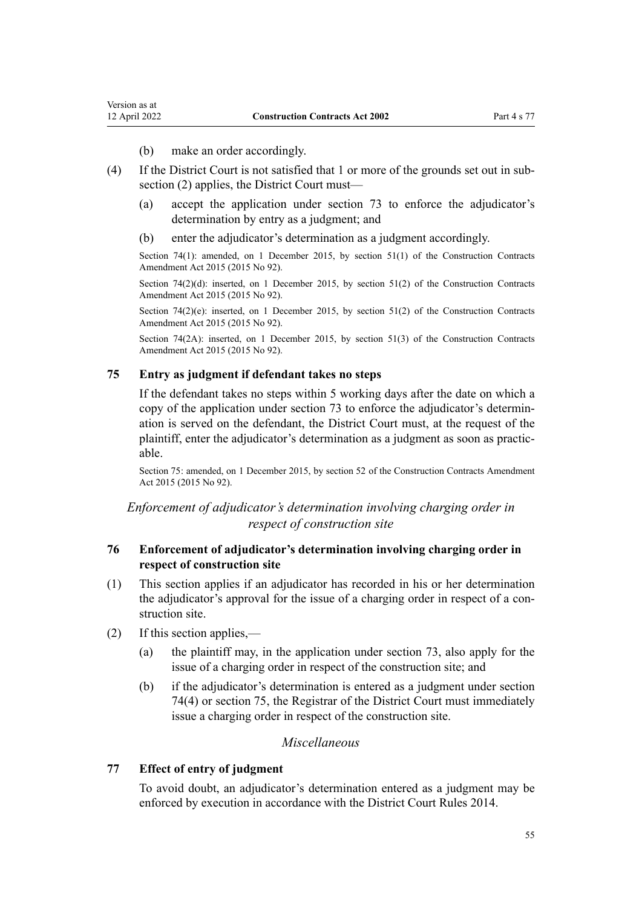(b) make an order accordingly.

(4) If the District Court is not satisfied that 1 or more of the grounds set out in subsection (2) applies, the District Court must—

(a) accept the application under section 73 to enforce the adjudicator's determination by entry as a judgment; and

(b) enter the adjudicator's determination as a judgment accordingly.

Section 74(1): amended, on 1 December 2015, by section 51(1) of the Construction Contracts Amendment Act 2015 (2015 No 92).

Section 74(2)(d): inserted, on 1 December 2015, by section 51(2) of the Construction Contracts Amendment Act 2015 (2015 No 92).

Section 74(2)(e): inserted, on 1 December 2015, by section 51(2) of the Construction Contracts Amendment Act 2015 (2015 No 92).

Section 74(2A): inserted, on 1 December 2015, by section 51(3) of the Construction Contracts Amendment Act 2015 (2015 No 92).

### 75 Entry as judgment if defendant takes no steps

If the defendant takes no steps within 5 working days after the date on which a copy of the application under section 73 to enforce the adjudicator's determination is served on the defendant, the District Court must, at the request of the plaintiff, enter the adjudicator's determination as a judgment as soon as practicable.

Section 75: amended, on 1 December 2015, by section 52 of the Construction Contracts Amendment Act 2015 (2015 No 92).

## *Enforcement of adjudicator's determination involving charging order in respect of construction site*

### 76 Enforcement of adjudicator's determination involving charging order in respect of construction site

(1) This section applies if an adjudicator has recorded in his or her determination the adjudicator's approval for the issue of a charging order in respect of a construction site.

(2) If this section applies,—

(a) the plaintiff may, in the application under section 73, also apply for the issue of a charging order in respect of the construction site; and

(b) if the adjudicator's determination is entered as a judgment under section 74(4) or section 75, the Registrar of the District Court must immediately issue a charging order in respect of the construction site.

## *Miscellaneous*

### 77 Effect of entry of judgment

To avoid doubt, an adjudicator's determination entered as a judgment may be enforced by execution in accordance with the District Court Rules 2014.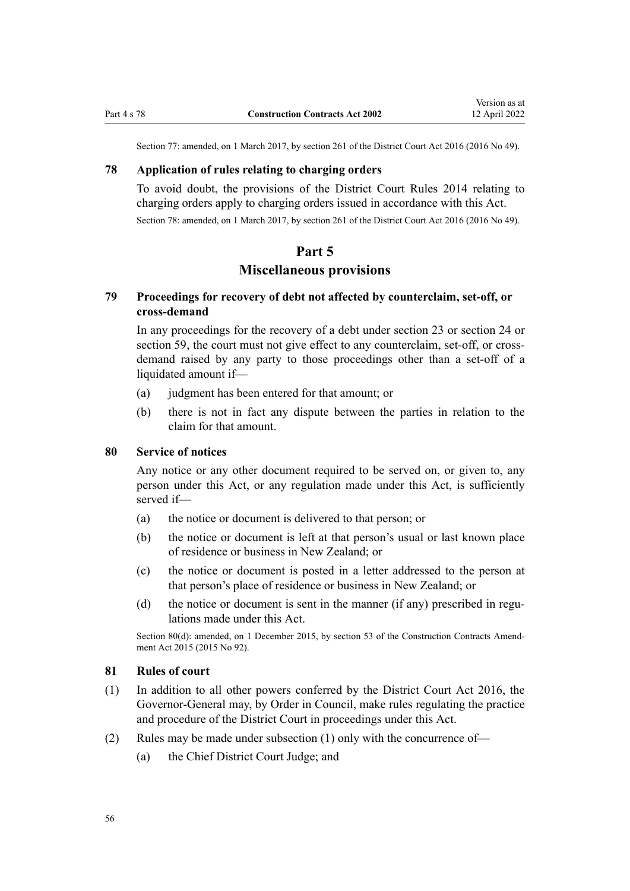Section 77: amended, on 1 March 2017, by section 261 of the District Court Act 2016 (2016 No 49).

### 78 Application of rules relating to charging orders

To avoid doubt, the provisions of the District Court Rules 2014 relating to charging orders apply to charging orders issued in accordance with this Act.

Section 78: amended, on 1 March 2017, by section 261 of the District Court Act 2016 (2016 No 49).

## Part 5
## Miscellaneous provisions

### 79 Proceedings for recovery of debt not affected by counterclaim, set-off, or cross-demand

In any proceedings for the recovery of a debt under section 23 or section 24 or section 59, the court must not give effect to any counterclaim, set-off, or cross-demand raised by any party to those proceedings other than a set-off of a liquidated amount if—

(a) judgment has been entered for that amount; or

(b) there is not in fact any dispute between the parties in relation to the claim for that amount.

### 80 Service of notices

Any notice or any other document required to be served on, or given to, any person under this Act, or any regulation made under this Act, is sufficiently served if—

(a) the notice or document is delivered to that person; or

(b) the notice or document is left at that person's usual or last known place of residence or business in New Zealand; or

(c) the notice or document is posted in a letter addressed to the person at that person's place of residence or business in New Zealand; or

(d) the notice or document is sent in the manner (if any) prescribed in regulations made under this Act.

Section 80(d): amended, on 1 December 2015, by section 53 of the Construction Contracts Amendment Act 2015 (2015 No 92).

### 81 Rules of court

(1) In addition to all other powers conferred by the District Court Act 2016, the Governor-General may, by Order in Council, make rules regulating the practice and procedure of the District Court in proceedings under this Act.

(2) Rules may be made under subsection (1) only with the concurrence of—

(a) the Chief District Court Judge; and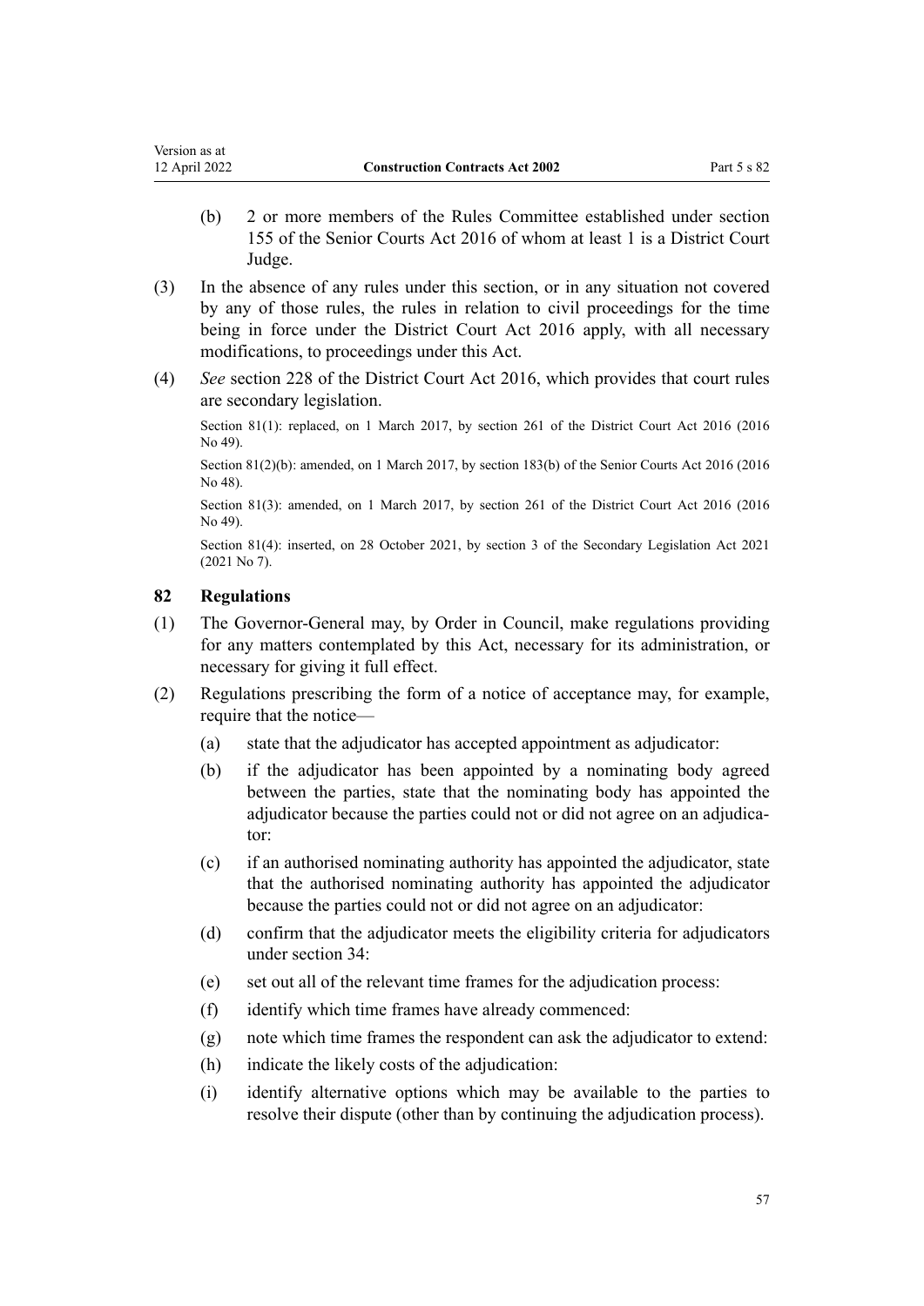(b) 2 or more members of the Rules Committee established under section 155 of the Senior Courts Act 2016 of whom at least 1 is a District Court Judge.

(3) In the absence of any rules under this section, or in any situation not covered by any of those rules, the rules in relation to civil proceedings for the time being in force under the District Court Act 2016 apply, with all necessary modifications, to proceedings under this Act.

(4) *See* section 228 of the District Court Act 2016, which provides that court rules are secondary legislation.

Section 81(1): replaced, on 1 March 2017, by section 261 of the District Court Act 2016 (2016 No 49).

Section 81(2)(b): amended, on 1 March 2017, by section 183(b) of the Senior Courts Act 2016 (2016 No 48).

Section 81(3): amended, on 1 March 2017, by section 261 of the District Court Act 2016 (2016 No 49).

Section 81(4): inserted, on 28 October 2021, by section 3 of the Secondary Legislation Act 2021 (2021 No 7).

### 82 Regulations

(1) The Governor-General may, by Order in Council, make regulations providing for any matters contemplated by this Act, necessary for its administration, or necessary for giving it full effect.

(2) Regulations prescribing the form of a notice of acceptance may, for example, require that the notice—

(a) state that the adjudicator has accepted appointment as adjudicator:

(b) if the adjudicator has been appointed by a nominating body agreed between the parties, state that the nominating body has appointed the adjudicator because the parties could not or did not agree on an adjudicator:

(c) if an authorised nominating authority has appointed the adjudicator, state that the authorised nominating authority has appointed the adjudicator because the parties could not or did not agree on an adjudicator:

(d) confirm that the adjudicator meets the eligibility criteria for adjudicators under section 34:

(e) set out all of the relevant time frames for the adjudication process:

(f) identify which time frames have already commenced:

(g) note which time frames the respondent can ask the adjudicator to extend:

(h) indicate the likely costs of the adjudication:

(i) identify alternative options which may be available to the parties to resolve their dispute (other than by continuing the adjudication process).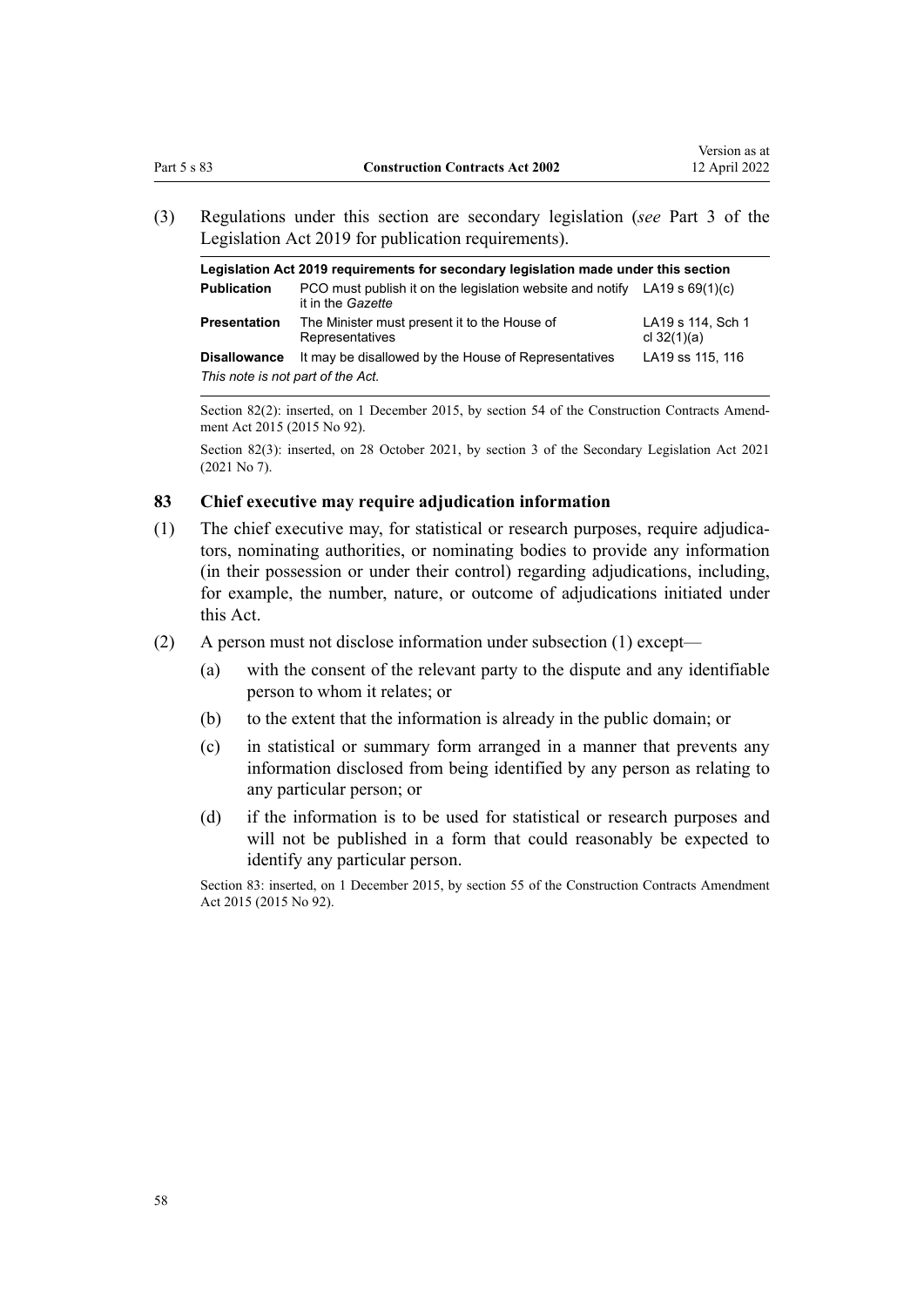(3) Regulations under this section are secondary legislation (*see* Part 3 of the Legislation Act 2019 for publication requirements).

| Legislation Act 2019 requirements for secondary legislation made under this section | | |
|---|---|---|
| **Publication** | PCO must publish it on the legislation website and notify it in the *Gazette* | LA19 s 69(1)(c) |
| **Presentation** | The Minister must present it to the House of Representatives | LA19 s 114, Sch 1 cl 32(1)(a) |
| **Disallowance** | It may be disallowed by the House of Representatives | LA19 ss 115, 116 |
| *This note is not part of the Act.* | | |

Section 82(2): inserted, on 1 December 2015, by section 54 of the Construction Contracts Amendment Act 2015 (2015 No 92).

Section 82(3): inserted, on 28 October 2021, by section 3 of the Secondary Legislation Act 2021 (2021 No 7).

### 83 Chief executive may require adjudication information

(1) The chief executive may, for statistical or research purposes, require adjudicators, nominating authorities, or nominating bodies to provide any information (in their possession or under their control) regarding adjudications, including, for example, the number, nature, or outcome of adjudications initiated under this Act.

(2) A person must not disclose information under subsection (1) except—

- (a) with the consent of the relevant party to the dispute and any identifiable person to whom it relates; or
- (b) to the extent that the information is already in the public domain; or
- (c) in statistical or summary form arranged in a manner that prevents any information disclosed from being identified by any person as relating to any particular person; or
- (d) if the information is to be used for statistical or research purposes and will not be published in a form that could reasonably be expected to identify any particular person.

Section 83: inserted, on 1 December 2015, by section 55 of the Construction Contracts Amendment Act 2015 (2015 No 92).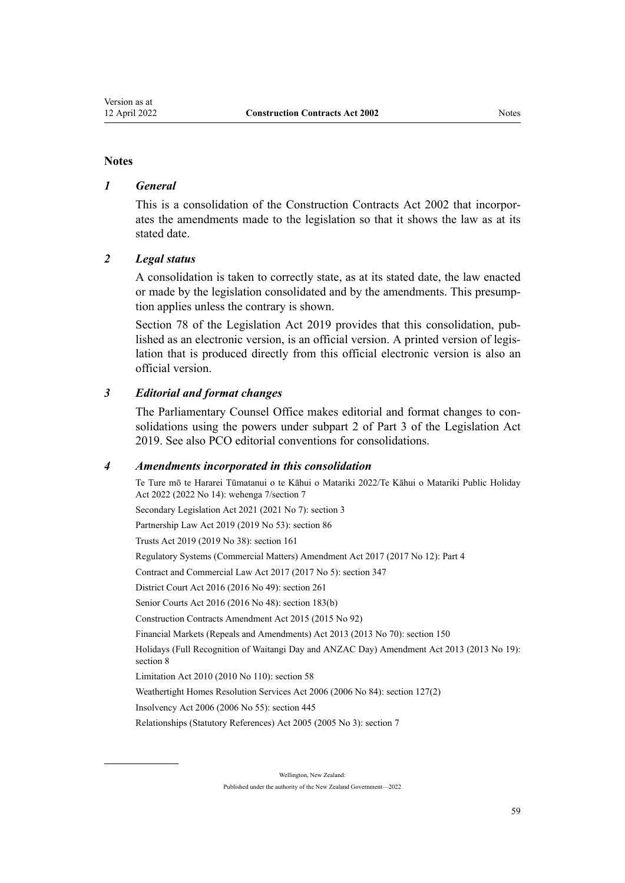## Notes

### *1 General*

This is a consolidation of the Construction Contracts Act 2002 that incorporates the amendments made to the legislation so that it shows the law as at its stated date.

### *2 Legal status*

A consolidation is taken to correctly state, as at its stated date, the law enacted or made by the legislation consolidated and by the amendments. This presumption applies unless the contrary is shown.

Section 78 of the Legislation Act 2019 provides that this consolidation, published as an electronic version, is an official version. A printed version of legislation that is produced directly from this official electronic version is also an official version.

### *3 Editorial and format changes*

The Parliamentary Counsel Office makes editorial and format changes to consolidations using the powers under subpart 2 of Part 3 of the Legislation Act 2019. See also PCO editorial conventions for consolidations.

### *4 Amendments incorporated in this consolidation*

Te Ture mō te Hararei Tūmatanui o te Kāhui o Matariki 2022/Te Kāhui o Matariki Public Holiday Act 2022 (2022 No 14): wehenga 7/section 7

Secondary Legislation Act 2021 (2021 No 7): section 3

Partnership Law Act 2019 (2019 No 53): section 86

Trusts Act 2019 (2019 No 38): section 161

Regulatory Systems (Commercial Matters) Amendment Act 2017 (2017 No 12): Part 4

Contract and Commercial Law Act 2017 (2017 No 5): section 347

District Court Act 2016 (2016 No 49): section 261

Senior Courts Act 2016 (2016 No 48): section 183(b)

Construction Contracts Amendment Act 2015 (2015 No 92)

Financial Markets (Repeals and Amendments) Act 2013 (2013 No 70): section 150

Holidays (Full Recognition of Waitangi Day and ANZAC Day) Amendment Act 2013 (2013 No 19): section 8

Limitation Act 2010 (2010 No 110): section 58

Weathertight Homes Resolution Services Act 2006 (2006 No 84): section 127(2)

Insolvency Act 2006 (2006 No 55): section 445

Relationships (Statutory References) Act 2005 (2005 No 3): section 7

Wellington, New Zealand:

Published under the authority of the New Zealand Government—2022